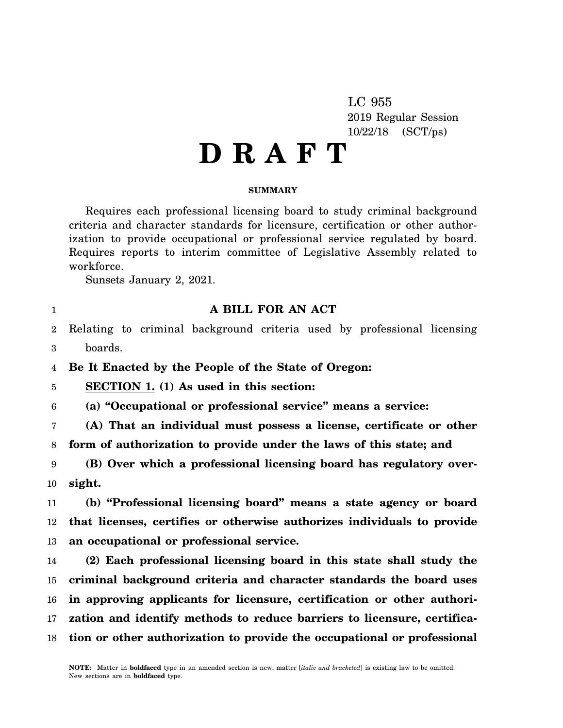LC 955
2019 Regular Session
10/22/18 (SCT/ps)

# D R A F T

**SUMMARY**

Requires each professional licensing board to study criminal background criteria and character standards for licensure, certification or other authorization to provide occupational or professional service regulated by board. Requires reports to interim committee of Legislative Assembly related to workforce.

Sunsets January 2, 2021.

## A BILL FOR AN ACT

Relating to criminal background criteria used by professional licensing boards.

**Be It Enacted by the People of the State of Oregon:**

**SECTION 1. (1) As used in this section:**

**(a) "Occupational or professional service" means a service:**

**(A) That an individual must possess a license, certificate or other form of authorization to provide under the laws of this state; and**

**(B) Over which a professional licensing board has regulatory oversight.**

**(b) "Professional licensing board" means a state agency or board that licenses, certifies or otherwise authorizes individuals to provide an occupational or professional service.**

**(2) Each professional licensing board in this state shall study the criminal background criteria and character standards the board uses in approving applicants for licensure, certification or other authorization and identify methods to reduce barriers to licensure, certification or other authorization to provide the occupational or professional**

**NOTE:** Matter in **boldfaced** type in an amended section is new; matter [*italic and bracketed*] is existing law to be omitted. New sections are in **boldfaced** type.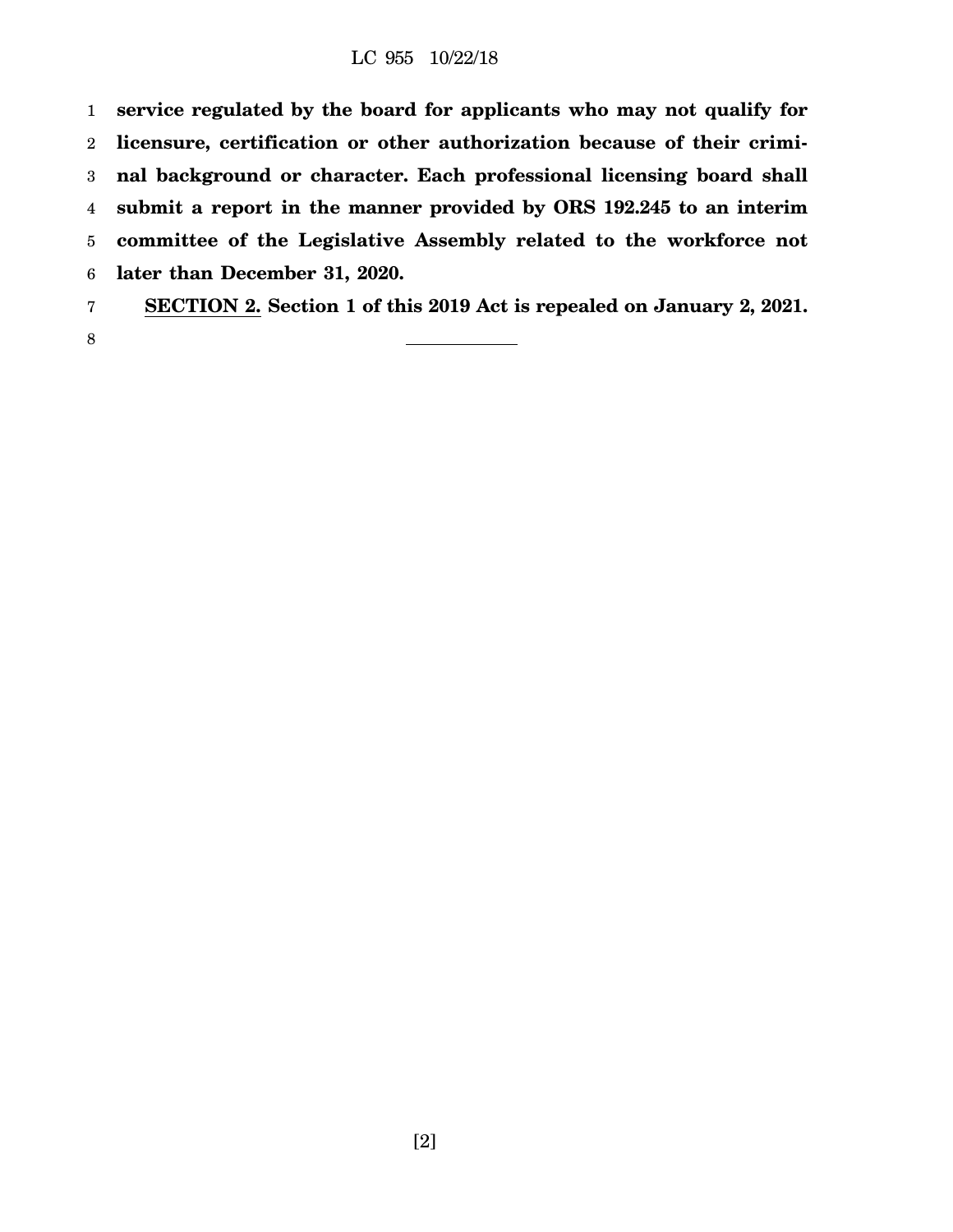**service regulated by the board for applicants who may not qualify for licensure, certification or other authorization because of their criminal background or character. Each professional licensing board shall submit a report in the manner provided by ORS 192.245 to an interim committee of the Legislative Assembly related to the workforce not later than December 31, 2020.**

**SECTION 2. Section 1 of this 2019 Act is repealed on January 2, 2021.**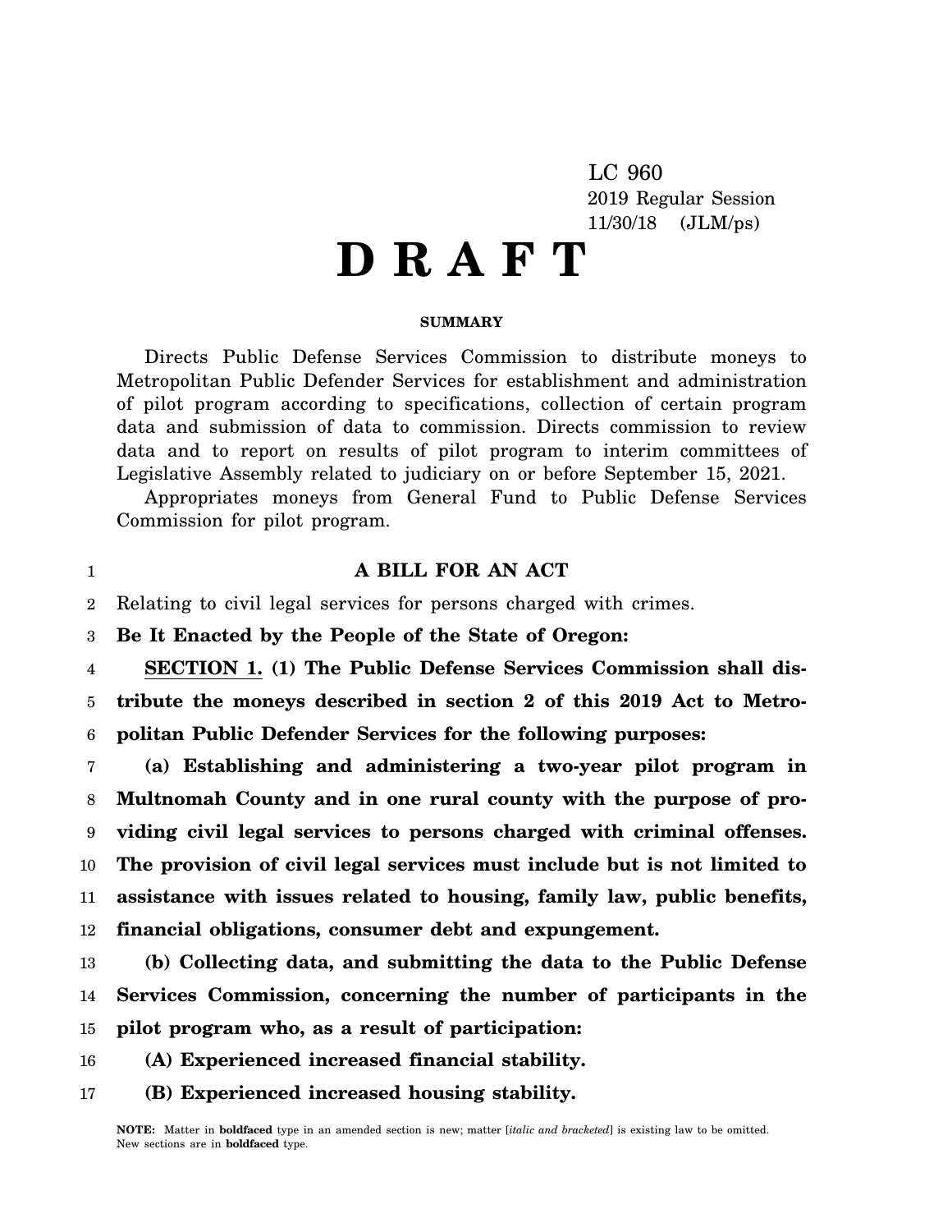LC 960
2019 Regular Session
11/30/18 (JLM/ps)

# D R A F T

**SUMMARY**

Directs Public Defense Services Commission to distribute moneys to Metropolitan Public Defender Services for establishment and administration of pilot program according to specifications, collection of certain program data and submission of data to commission. Directs commission to review data and to report on results of pilot program to interim committees of Legislative Assembly related to judiciary on or before September 15, 2021.

Appropriates moneys from General Fund to Public Defense Services Commission for pilot program.

## A BILL FOR AN ACT

Relating to civil legal services for persons charged with crimes.

**Be It Enacted by the People of the State of Oregon:**

**SECTION 1. (1) The Public Defense Services Commission shall distribute the moneys described in section 2 of this 2019 Act to Metropolitan Public Defender Services for the following purposes:**

**(a) Establishing and administering a two-year pilot program in Multnomah County and in one rural county with the purpose of providing civil legal services to persons charged with criminal offenses. The provision of civil legal services must include but is not limited to assistance with issues related to housing, family law, public benefits, financial obligations, consumer debt and expungement.**

**(b) Collecting data, and submitting the data to the Public Defense Services Commission, concerning the number of participants in the pilot program who, as a result of participation:**

**(A) Experienced increased financial stability.**

**(B) Experienced increased housing stability.**

**NOTE:** Matter in **boldfaced** type in an amended section is new; matter [*italic and bracketed*] is existing law to be omitted. New sections are in **boldfaced** type.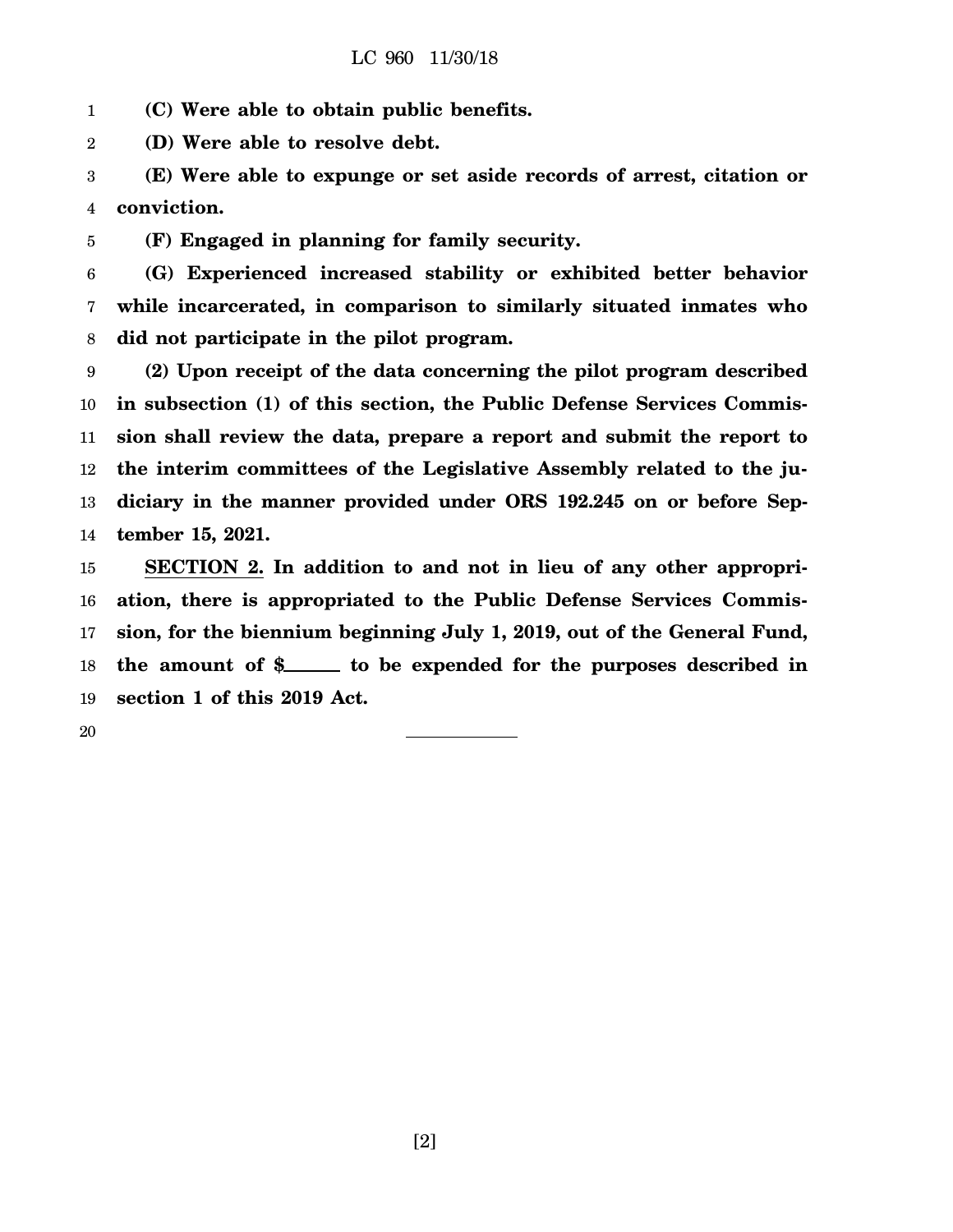**(C) Were able to obtain public benefits.**

**(D) Were able to resolve debt.**

**(E) Were able to expunge or set aside records of arrest, citation or conviction.**

**(F) Engaged in planning for family security.**

**(G) Experienced increased stability or exhibited better behavior while incarcerated, in comparison to similarly situated inmates who did not participate in the pilot program.**

**(2) Upon receipt of the data concerning the pilot program described in subsection (1) of this section, the Public Defense Services Commission shall review the data, prepare a report and submit the report to the interim committees of the Legislative Assembly related to the judiciary in the manner provided under ORS 192.245 on or before September 15, 2021.**

**SECTION 2. In addition to and not in lieu of any other appropriation, there is appropriated to the Public Defense Services Commission, for the biennium beginning July 1, 2019, out of the General Fund, the amount of $______ to be expended for the purposes described in section 1 of this 2019 Act.**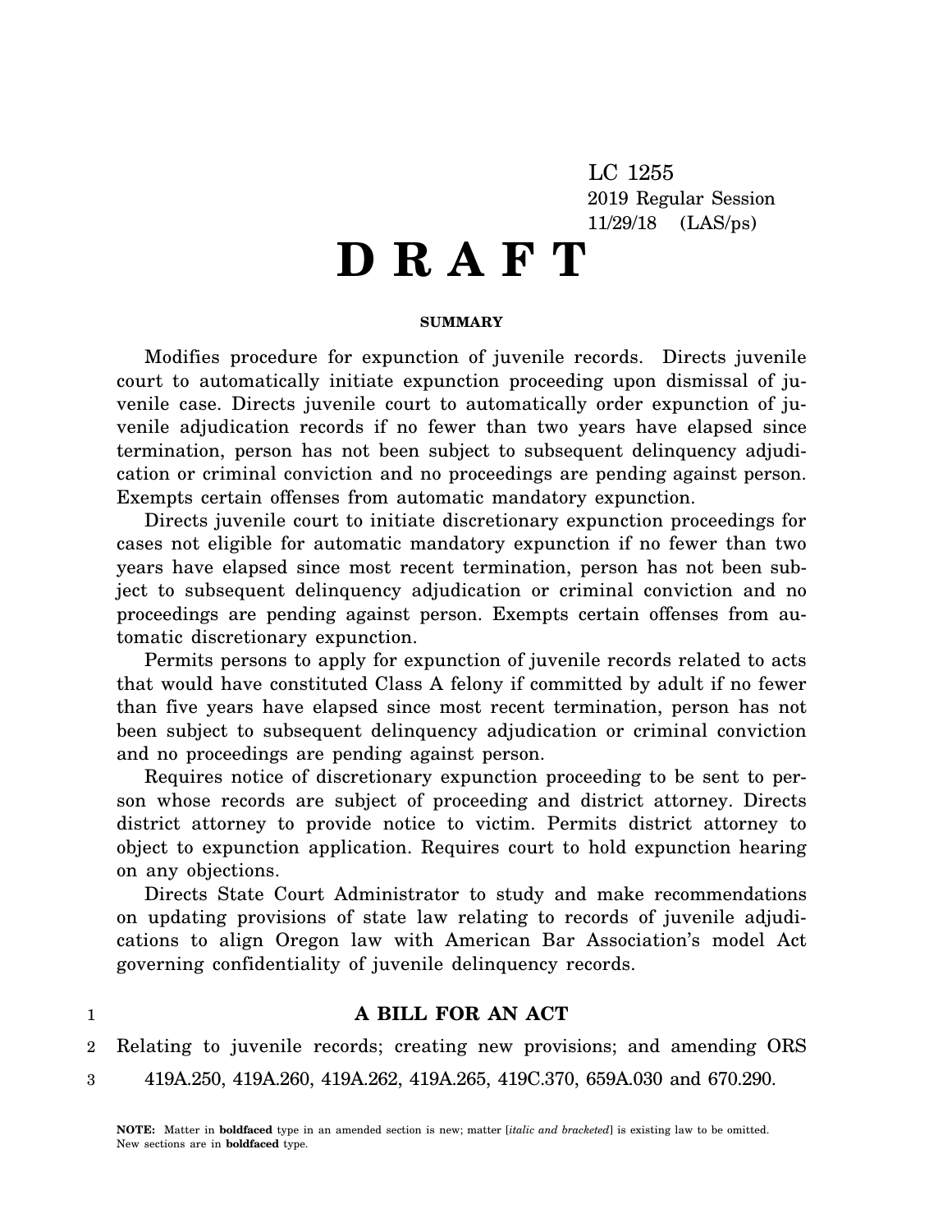LC 1255

2019 Regular Session

11/29/18 (LAS/ps)

# D R A F T

## SUMMARY

Modifies procedure for expunction of juvenile records. Directs juvenile court to automatically initiate expunction proceeding upon dismissal of juvenile case. Directs juvenile court to automatically order expunction of juvenile adjudication records if no fewer than two years have elapsed since termination, person has not been subject to subsequent delinquency adjudication or criminal conviction and no proceedings are pending against person. Exempts certain offenses from automatic mandatory expunction.

Directs juvenile court to initiate discretionary expunction proceedings for cases not eligible for automatic mandatory expunction if no fewer than two years have elapsed since most recent termination, person has not been subject to subsequent delinquency adjudication or criminal conviction and no proceedings are pending against person. Exempts certain offenses from automatic discretionary expunction.

Permits persons to apply for expunction of juvenile records related to acts that would have constituted Class A felony if committed by adult if no fewer than five years have elapsed since most recent termination, person has not been subject to subsequent delinquency adjudication or criminal conviction and no proceedings are pending against person.

Requires notice of discretionary expunction proceeding to be sent to person whose records are subject of proceeding and district attorney. Directs district attorney to provide notice to victim. Permits district attorney to object to expunction application. Requires court to hold expunction hearing on any objections.

Directs State Court Administrator to study and make recommendations on updating provisions of state law relating to records of juvenile adjudications to align Oregon law with American Bar Association's model Act governing confidentiality of juvenile delinquency records.

1 **A BILL FOR AN ACT**

2 Relating to juvenile records; creating new provisions; and amending ORS

3 419A.250, 419A.260, 419A.262, 419A.265, 419C.370, 659A.030 and 670.290.

**NOTE:** Matter in **boldfaced** type in an amended section is new; matter [*italic and bracketed*] is existing law to be omitted. New sections are in **boldfaced** type.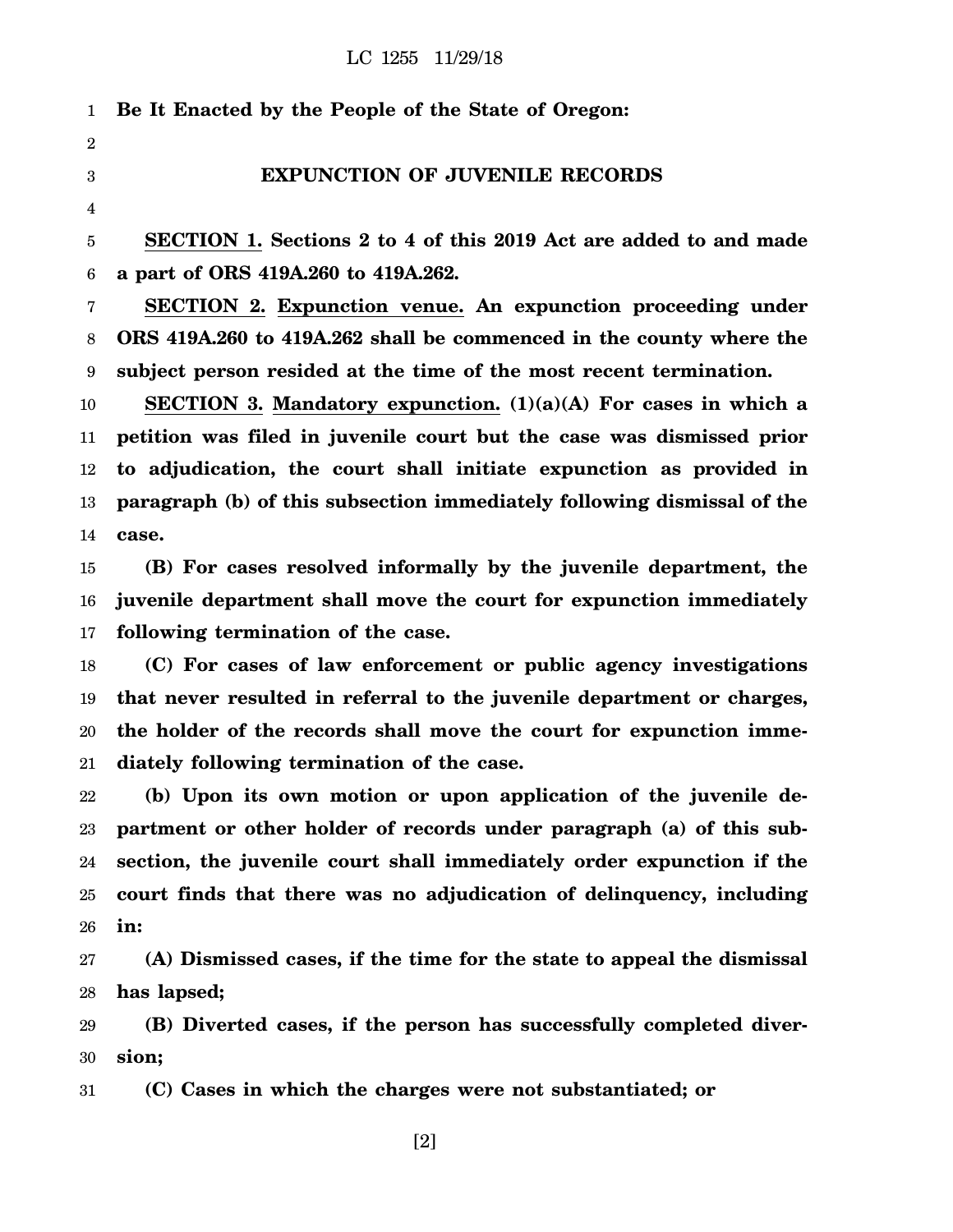**Be It Enacted by the People of the State of Oregon:**

## EXPUNCTION OF JUVENILE RECORDS

**SECTION 1. Sections 2 to 4 of this 2019 Act are added to and made a part of ORS 419A.260 to 419A.262.**

**SECTION 2. Expunction venue. An expunction proceeding under ORS 419A.260 to 419A.262 shall be commenced in the county where the subject person resided at the time of the most recent termination.**

**SECTION 3. Mandatory expunction. (1)(a)(A) For cases in which a petition was filed in juvenile court but the case was dismissed prior to adjudication, the court shall initiate expunction as provided in paragraph (b) of this subsection immediately following dismissal of the case.**

**(B) For cases resolved informally by the juvenile department, the juvenile department shall move the court for expunction immediately following termination of the case.**

**(C) For cases of law enforcement or public agency investigations that never resulted in referral to the juvenile department or charges, the holder of the records shall move the court for expunction immediately following termination of the case.**

**(b) Upon its own motion or upon application of the juvenile department or other holder of records under paragraph (a) of this subsection, the juvenile court shall immediately order expunction if the court finds that there was no adjudication of delinquency, including in:**

**(A) Dismissed cases, if the time for the state to appeal the dismissal has lapsed;**

**(B) Diverted cases, if the person has successfully completed diversion;**

**(C) Cases in which the charges were not substantiated; or**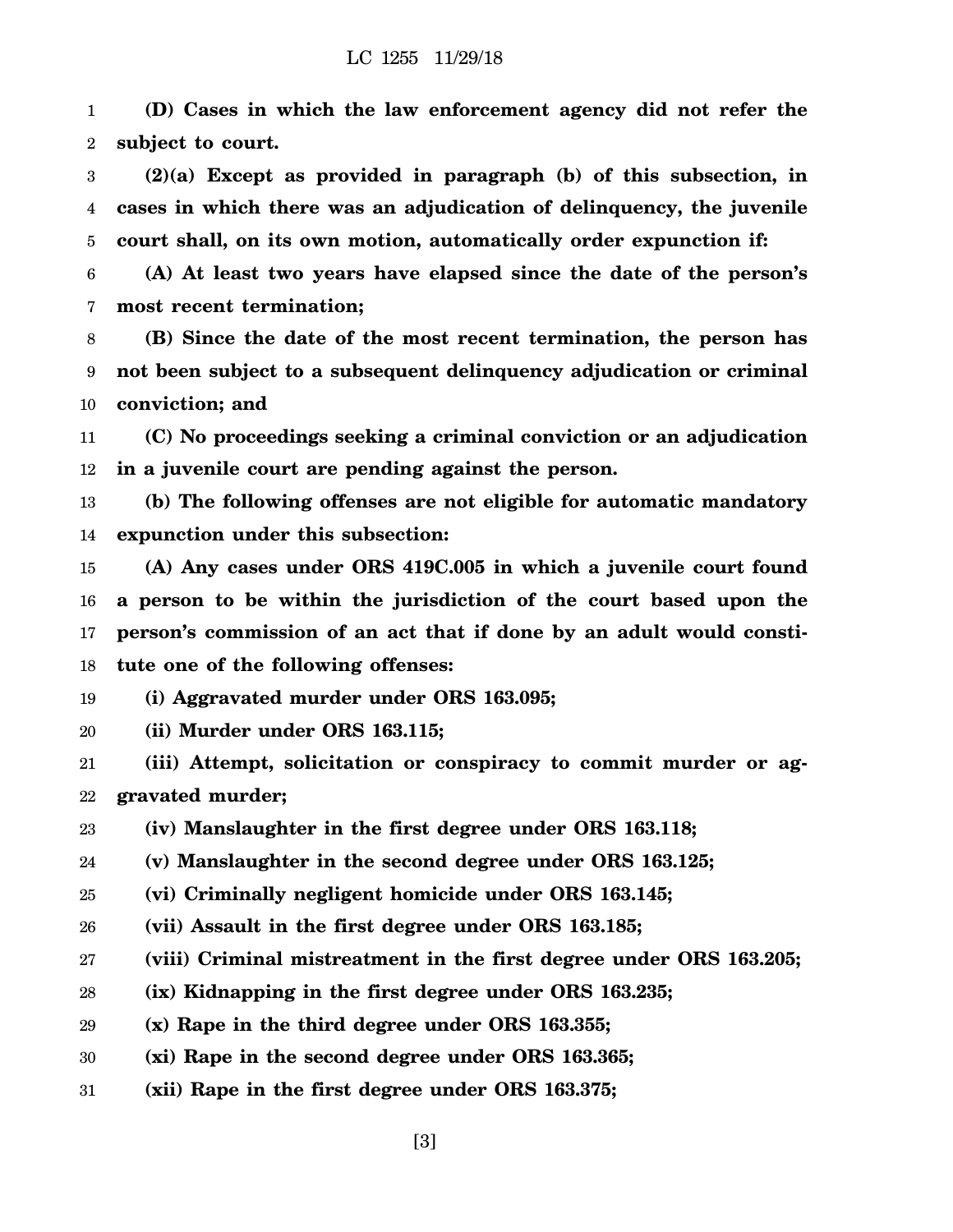**(D) Cases in which the law enforcement agency did not refer the subject to court.**

**(2)(a) Except as provided in paragraph (b) of this subsection, in cases in which there was an adjudication of delinquency, the juvenile court shall, on its own motion, automatically order expunction if:**

**(A) At least two years have elapsed since the date of the person's most recent termination;**

**(B) Since the date of the most recent termination, the person has not been subject to a subsequent delinquency adjudication or criminal conviction; and**

**(C) No proceedings seeking a criminal conviction or an adjudication in a juvenile court are pending against the person.**

**(b) The following offenses are not eligible for automatic mandatory expunction under this subsection:**

**(A) Any cases under ORS 419C.005 in which a juvenile court found a person to be within the jurisdiction of the court based upon the person's commission of an act that if done by an adult would constitute one of the following offenses:**

**(i) Aggravated murder under ORS 163.095;**

**(ii) Murder under ORS 163.115;**

**(iii) Attempt, solicitation or conspiracy to commit murder or aggravated murder;**

**(iv) Manslaughter in the first degree under ORS 163.118;**

**(v) Manslaughter in the second degree under ORS 163.125;**

**(vi) Criminally negligent homicide under ORS 163.145;**

**(vii) Assault in the first degree under ORS 163.185;**

**(viii) Criminal mistreatment in the first degree under ORS 163.205;**

**(ix) Kidnapping in the first degree under ORS 163.235;**

**(x) Rape in the third degree under ORS 163.355;**

**(xi) Rape in the second degree under ORS 163.365;**

**(xii) Rape in the first degree under ORS 163.375;**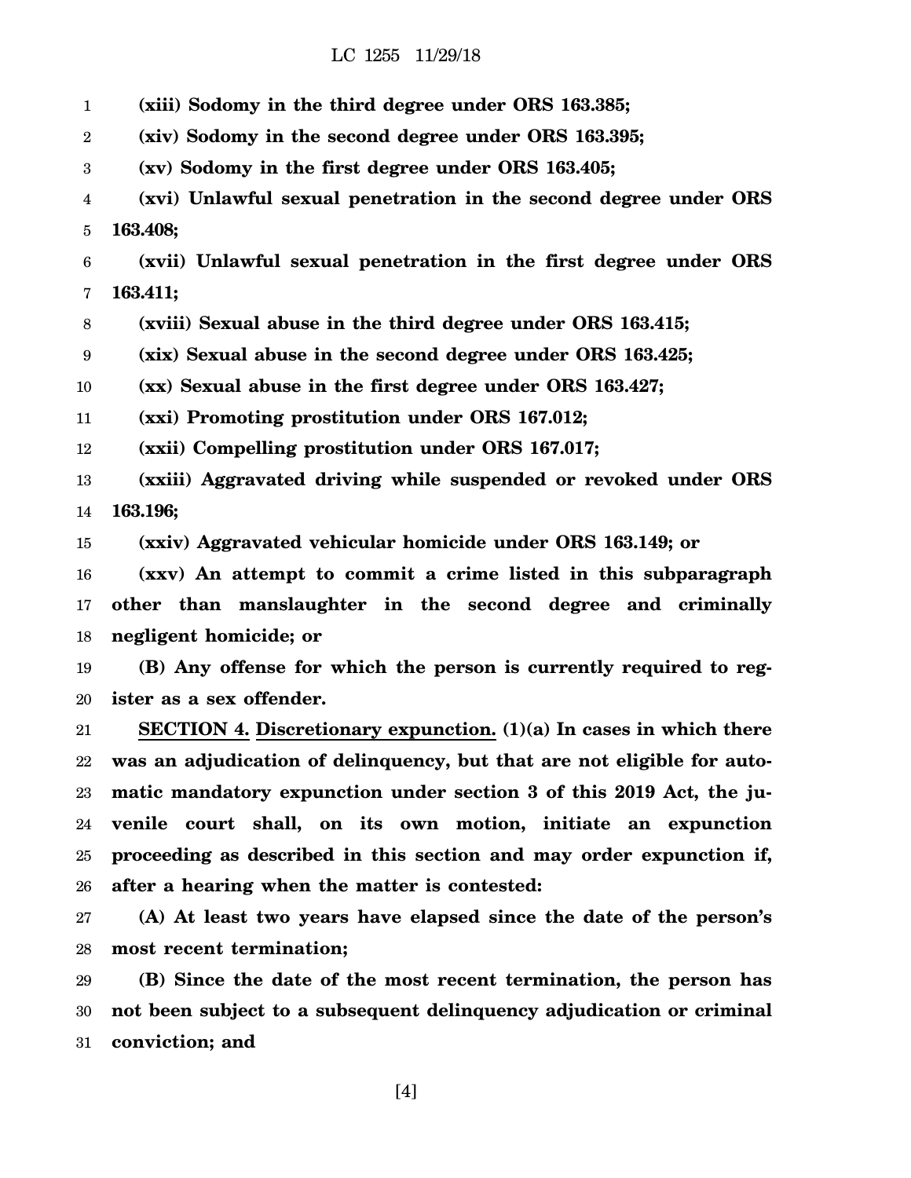**(xiii) Sodomy in the third degree under ORS 163.385;**

**(xiv) Sodomy in the second degree under ORS 163.395;**

**(xv) Sodomy in the first degree under ORS 163.405;**

**(xvi) Unlawful sexual penetration in the second degree under ORS 163.408;**

**(xvii) Unlawful sexual penetration in the first degree under ORS 163.411;**

**(xviii) Sexual abuse in the third degree under ORS 163.415;**

**(xix) Sexual abuse in the second degree under ORS 163.425;**

**(xx) Sexual abuse in the first degree under ORS 163.427;**

**(xxi) Promoting prostitution under ORS 167.012;**

**(xxii) Compelling prostitution under ORS 167.017;**

**(xxiii) Aggravated driving while suspended or revoked under ORS 163.196;**

**(xxiv) Aggravated vehicular homicide under ORS 163.149; or**

**(xxv) An attempt to commit a crime listed in this subparagraph other than manslaughter in the second degree and criminally negligent homicide; or**

**(B) Any offense for which the person is currently required to register as a sex offender.**

**SECTION 4. Discretionary expunction. (1)(a) In cases in which there was an adjudication of delinquency, but that are not eligible for automatic mandatory expunction under section 3 of this 2019 Act, the juvenile court shall, on its own motion, initiate an expunction proceeding as described in this section and may order expunction if, after a hearing when the matter is contested:**

**(A) At least two years have elapsed since the date of the person's most recent termination;**

**(B) Since the date of the most recent termination, the person has not been subject to a subsequent delinquency adjudication or criminal conviction; and**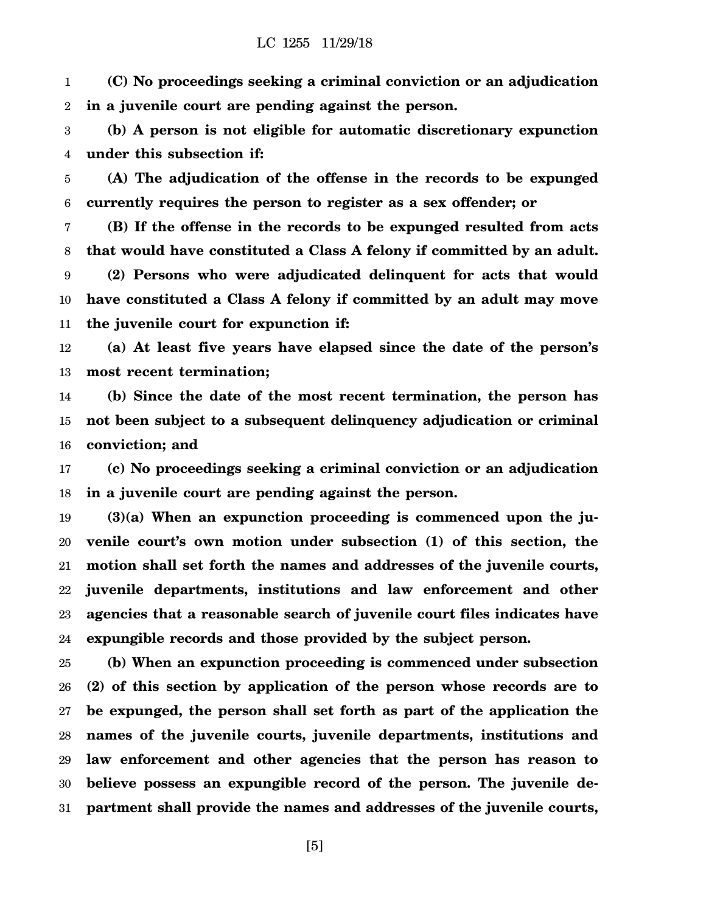**(C) No proceedings seeking a criminal conviction or an adjudication in a juvenile court are pending against the person.**

**(b) A person is not eligible for automatic discretionary expunction under this subsection if:**

**(A) The adjudication of the offense in the records to be expunged currently requires the person to register as a sex offender; or**

**(B) If the offense in the records to be expunged resulted from acts that would have constituted a Class A felony if committed by an adult.**

**(2) Persons who were adjudicated delinquent for acts that would have constituted a Class A felony if committed by an adult may move the juvenile court for expunction if:**

**(a) At least five years have elapsed since the date of the person's most recent termination;**

**(b) Since the date of the most recent termination, the person has not been subject to a subsequent delinquency adjudication or criminal conviction; and**

**(c) No proceedings seeking a criminal conviction or an adjudication in a juvenile court are pending against the person.**

**(3)(a) When an expunction proceeding is commenced upon the juvenile court's own motion under subsection (1) of this section, the motion shall set forth the names and addresses of the juvenile courts, juvenile departments, institutions and law enforcement and other agencies that a reasonable search of juvenile court files indicates have expungible records and those provided by the subject person.**

**(b) When an expunction proceeding is commenced under subsection (2) of this section by application of the person whose records are to be expunged, the person shall set forth as part of the application the names of the juvenile courts, juvenile departments, institutions and law enforcement and other agencies that the person has reason to believe possess an expungible record of the person. The juvenile department shall provide the names and addresses of the juvenile courts,**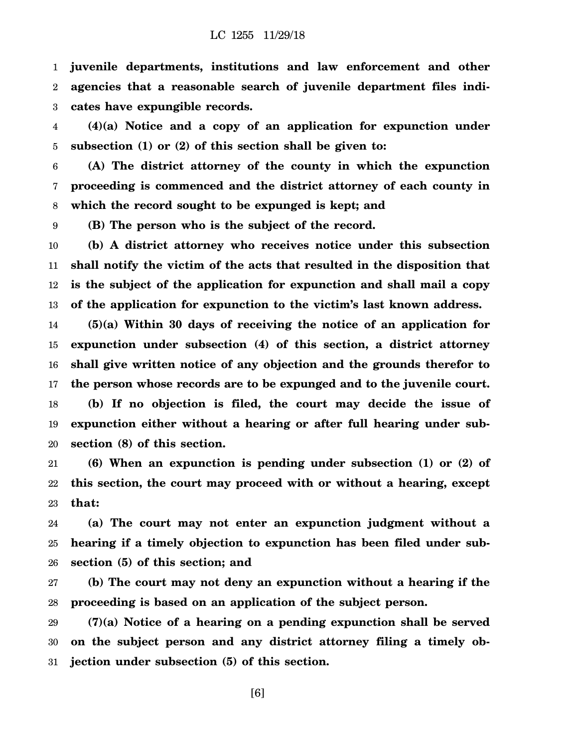**juvenile departments, institutions and law enforcement and other agencies that a reasonable search of juvenile department files indicates have expungible records.**

**(4)(a) Notice and a copy of an application for expunction under subsection (1) or (2) of this section shall be given to:**

**(A) The district attorney of the county in which the expunction proceeding is commenced and the district attorney of each county in which the record sought to be expunged is kept; and**

**(B) The person who is the subject of the record.**

**(b) A district attorney who receives notice under this subsection shall notify the victim of the acts that resulted in the disposition that is the subject of the application for expunction and shall mail a copy of the application for expunction to the victim's last known address.**

**(5)(a) Within 30 days of receiving the notice of an application for expunction under subsection (4) of this section, a district attorney shall give written notice of any objection and the grounds therefor to the person whose records are to be expunged and to the juvenile court.**

**(b) If no objection is filed, the court may decide the issue of expunction either without a hearing or after full hearing under subsection (8) of this section.**

**(6) When an expunction is pending under subsection (1) or (2) of this section, the court may proceed with or without a hearing, except that:**

**(a) The court may not enter an expunction judgment without a hearing if a timely objection to expunction has been filed under subsection (5) of this section; and**

**(b) The court may not deny an expunction without a hearing if the proceeding is based on an application of the subject person.**

**(7)(a) Notice of a hearing on a pending expunction shall be served on the subject person and any district attorney filing a timely objection under subsection (5) of this section.**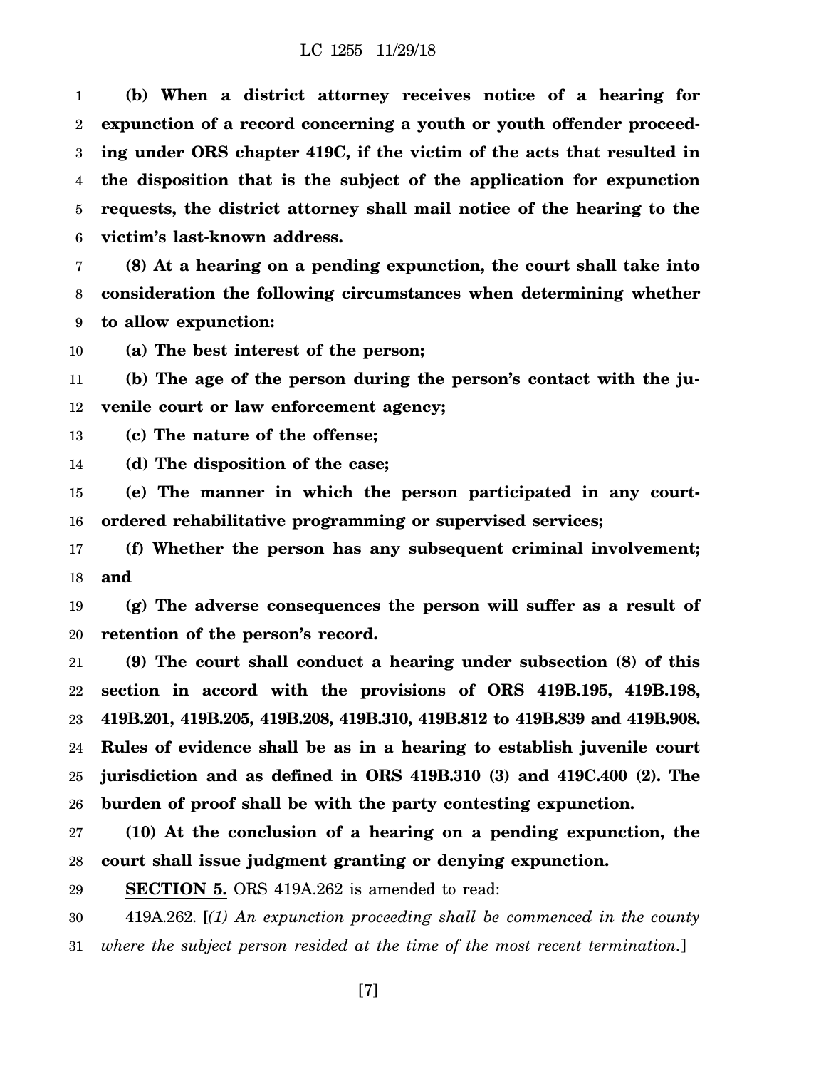**(b) When a district attorney receives notice of a hearing for expunction of a record concerning a youth or youth offender proceeding under ORS chapter 419C, if the victim of the acts that resulted in the disposition that is the subject of the application for expunction requests, the district attorney shall mail notice of the hearing to the victim's last-known address.**

**(8) At a hearing on a pending expunction, the court shall take into consideration the following circumstances when determining whether to allow expunction:**

**(a) The best interest of the person;**

**(b) The age of the person during the person's contact with the juvenile court or law enforcement agency;**

**(c) The nature of the offense;**

**(d) The disposition of the case;**

**(e) The manner in which the person participated in any court-ordered rehabilitative programming or supervised services;**

**(f) Whether the person has any subsequent criminal involvement; and**

**(g) The adverse consequences the person will suffer as a result of retention of the person's record.**

**(9) The court shall conduct a hearing under subsection (8) of this section in accord with the provisions of ORS 419B.195, 419B.198, 419B.201, 419B.205, 419B.208, 419B.310, 419B.812 to 419B.839 and 419B.908. Rules of evidence shall be as in a hearing to establish juvenile court jurisdiction and as defined in ORS 419B.310 (3) and 419C.400 (2). The burden of proof shall be with the party contesting expunction.**

**(10) At the conclusion of a hearing on a pending expunction, the court shall issue judgment granting or denying expunction.**

**SECTION 5.** ORS 419A.262 is amended to read:

419A.262. [*(1) An expunction proceeding shall be commenced in the county where the subject person resided at the time of the most recent termination.*]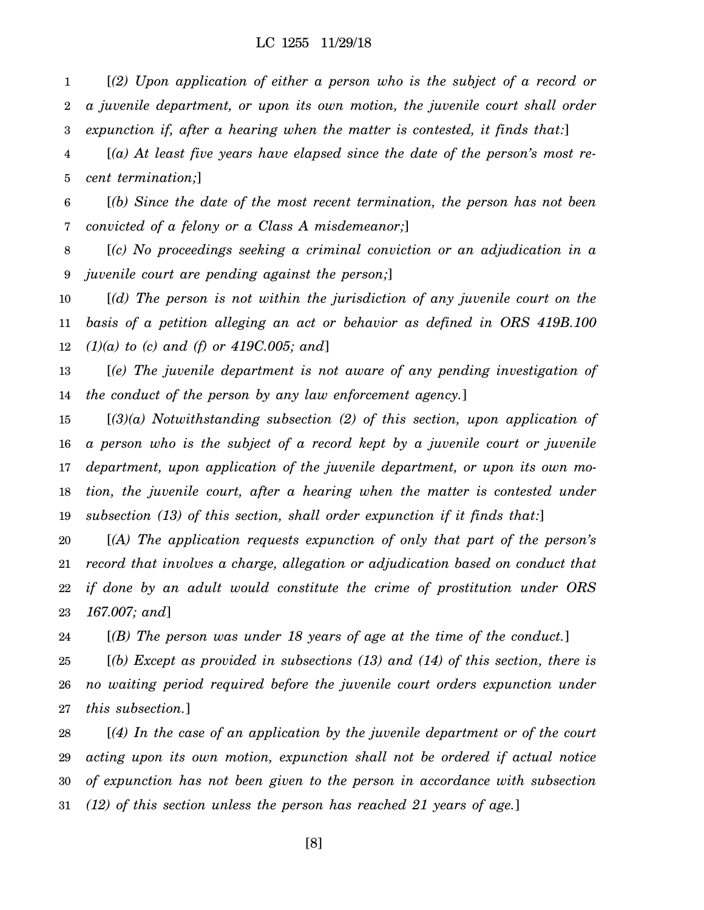[*(2) Upon application of either a person who is the subject of a record or a juvenile department, or upon its own motion, the juvenile court shall order expunction if, after a hearing when the matter is contested, it finds that:*]

[*(a) At least five years have elapsed since the date of the person's most recent termination;*]

[*(b) Since the date of the most recent termination, the person has not been convicted of a felony or a Class A misdemeanor;*]

[*(c) No proceedings seeking a criminal conviction or an adjudication in a juvenile court are pending against the person;*]

[*(d) The person is not within the jurisdiction of any juvenile court on the basis of a petition alleging an act or behavior as defined in ORS 419B.100 (1)(a) to (c) and (f) or 419C.005; and*]

[*(e) The juvenile department is not aware of any pending investigation of the conduct of the person by any law enforcement agency.*]

[*(3)(a) Notwithstanding subsection (2) of this section, upon application of a person who is the subject of a record kept by a juvenile court or juvenile department, upon application of the juvenile department, or upon its own motion, the juvenile court, after a hearing when the matter is contested under subsection (13) of this section, shall order expunction if it finds that:*]

[*(A) The application requests expunction of only that part of the person's record that involves a charge, allegation or adjudication based on conduct that if done by an adult would constitute the crime of prostitution under ORS 167.007; and*]

[*(B) The person was under 18 years of age at the time of the conduct.*]

[*(b) Except as provided in subsections (13) and (14) of this section, there is no waiting period required before the juvenile court orders expunction under this subsection.*]

[*(4) In the case of an application by the juvenile department or of the court acting upon its own motion, expunction shall not be ordered if actual notice of expunction has not been given to the person in accordance with subsection (12) of this section unless the person has reached 21 years of age.*]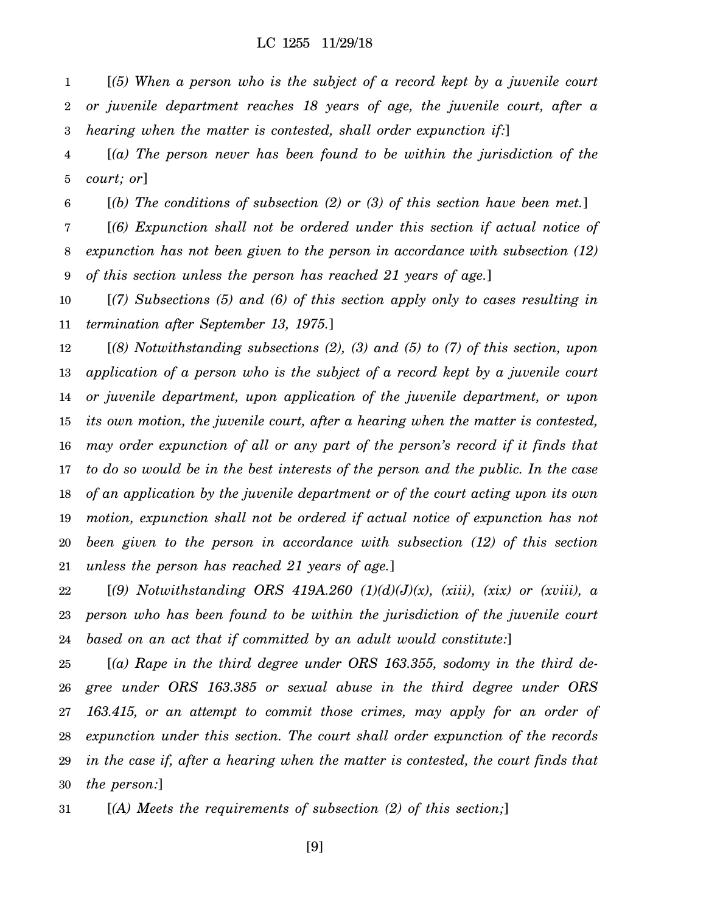[*(5) When a person who is the subject of a record kept by a juvenile court or juvenile department reaches 18 years of age, the juvenile court, after a hearing when the matter is contested, shall order expunction if:*]

[*(a) The person never has been found to be within the jurisdiction of the court; or*]

[*(b) The conditions of subsection (2) or (3) of this section have been met.*]

[*(6) Expunction shall not be ordered under this section if actual notice of expunction has not been given to the person in accordance with subsection (12) of this section unless the person has reached 21 years of age.*]

[*(7) Subsections (5) and (6) of this section apply only to cases resulting in termination after September 13, 1975.*]

[*(8) Notwithstanding subsections (2), (3) and (5) to (7) of this section, upon application of a person who is the subject of a record kept by a juvenile court or juvenile department, upon application of the juvenile department, or upon its own motion, the juvenile court, after a hearing when the matter is contested, may order expunction of all or any part of the person's record if it finds that to do so would be in the best interests of the person and the public. In the case of an application by the juvenile department or of the court acting upon its own motion, expunction shall not be ordered if actual notice of expunction has not been given to the person in accordance with subsection (12) of this section unless the person has reached 21 years of age.*]

[*(9) Notwithstanding ORS 419A.260 (1)(d)(J)(x), (xiii), (xix) or (xviii), a person who has been found to be within the jurisdiction of the juvenile court based on an act that if committed by an adult would constitute:*]

[*(a) Rape in the third degree under ORS 163.355, sodomy in the third degree under ORS 163.385 or sexual abuse in the third degree under ORS 163.415, or an attempt to commit those crimes, may apply for an order of expunction under this section. The court shall order expunction of the records in the case if, after a hearing when the matter is contested, the court finds that the person:*]

[*(A) Meets the requirements of subsection (2) of this section;*]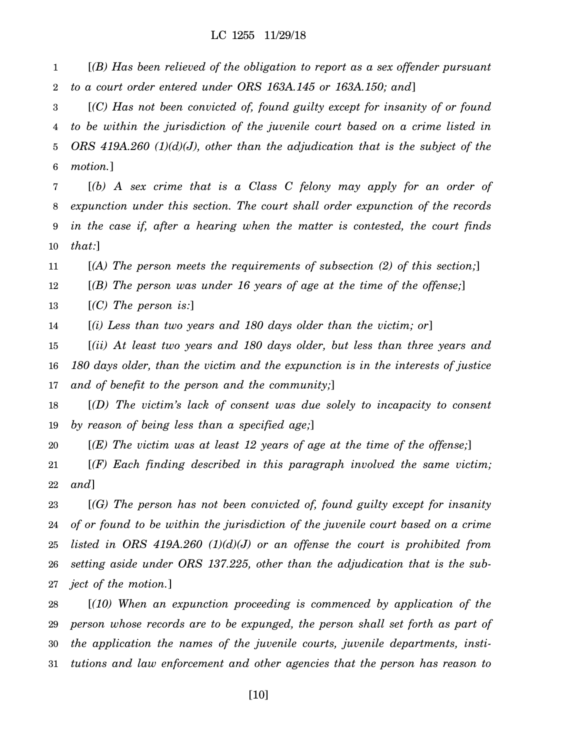[*(B) Has been relieved of the obligation to report as a sex offender pursuant to a court order entered under ORS 163A.145 or 163A.150; and*]

[*(C) Has not been convicted of, found guilty except for insanity of or found to be within the jurisdiction of the juvenile court based on a crime listed in ORS 419A.260 (1)(d)(J), other than the adjudication that is the subject of the motion.*]

[*(b) A sex crime that is a Class C felony may apply for an order of expunction under this section. The court shall order expunction of the records in the case if, after a hearing when the matter is contested, the court finds that:*]

[*(A) The person meets the requirements of subsection (2) of this section;*]

[*(B) The person was under 16 years of age at the time of the offense;*]

[*(C) The person is:*]

[*(i) Less than two years and 180 days older than the victim; or*]

[*(ii) At least two years and 180 days older, but less than three years and 180 days older, than the victim and the expunction is in the interests of justice and of benefit to the person and the community;*]

[*(D) The victim's lack of consent was due solely to incapacity to consent by reason of being less than a specified age;*]

[*(E) The victim was at least 12 years of age at the time of the offense;*]

[*(F) Each finding described in this paragraph involved the same victim; and*]

[*(G) The person has not been convicted of, found guilty except for insanity of or found to be within the jurisdiction of the juvenile court based on a crime listed in ORS 419A.260 (1)(d)(J) or an offense the court is prohibited from setting aside under ORS 137.225, other than the adjudication that is the subject of the motion.*]

[*(10) When an expunction proceeding is commenced by application of the person whose records are to be expunged, the person shall set forth as part of the application the names of the juvenile courts, juvenile departments, institutions and law enforcement and other agencies that the person has reason to*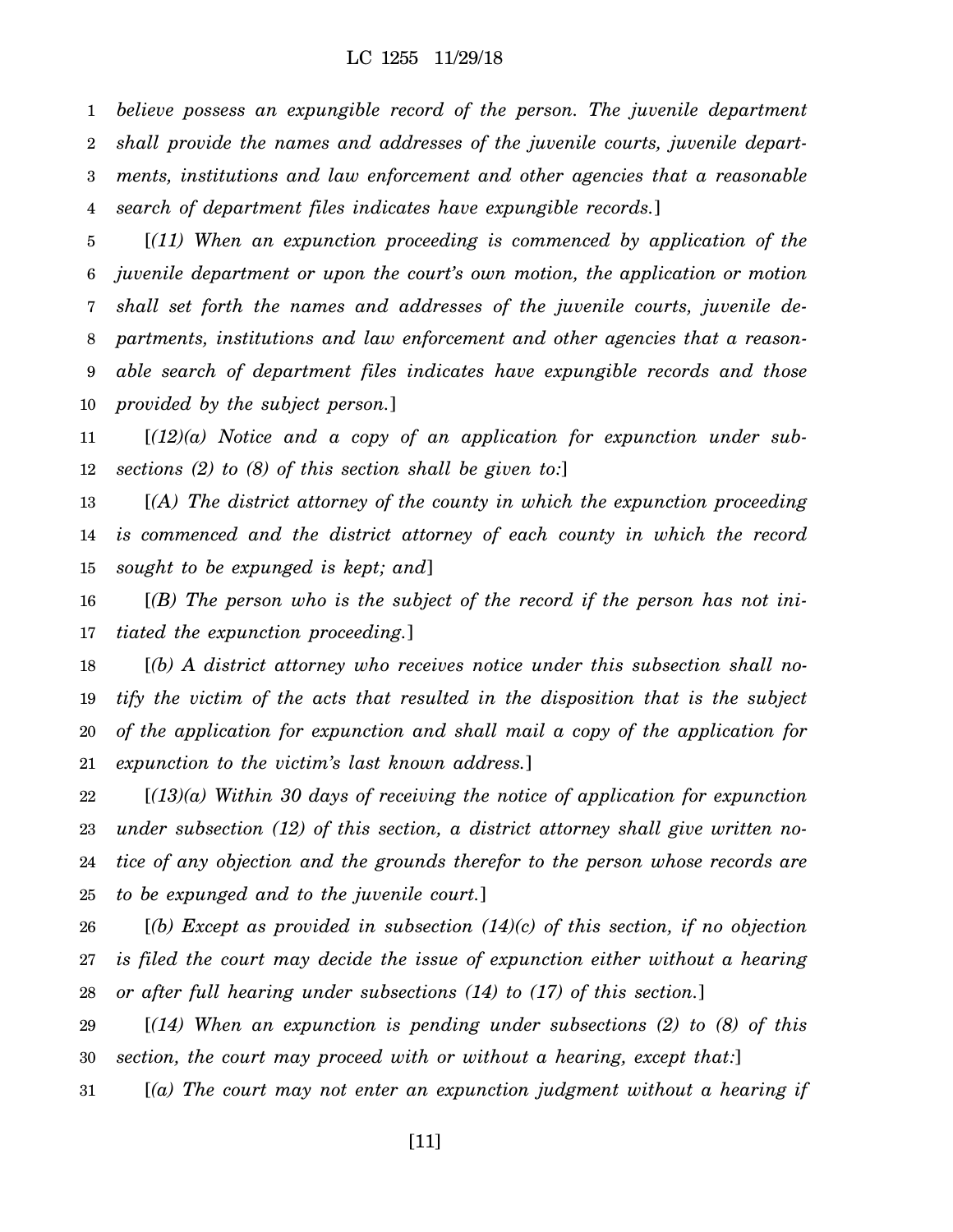*believe possess an expungible record of the person. The juvenile department shall provide the names and addresses of the juvenile courts, juvenile departments, institutions and law enforcement and other agencies that a reasonable search of department files indicates have expungible records.*]

[*(11) When an expunction proceeding is commenced by application of the juvenile department or upon the court's own motion, the application or motion shall set forth the names and addresses of the juvenile courts, juvenile departments, institutions and law enforcement and other agencies that a reasonable search of department files indicates have expungible records and those provided by the subject person.*]

[*(12)(a) Notice and a copy of an application for expunction under subsections (2) to (8) of this section shall be given to:*]

[*(A) The district attorney of the county in which the expunction proceeding is commenced and the district attorney of each county in which the record sought to be expunged is kept; and*]

[*(B) The person who is the subject of the record if the person has not initiated the expunction proceeding.*]

[*(b) A district attorney who receives notice under this subsection shall notify the victim of the acts that resulted in the disposition that is the subject of the application for expunction and shall mail a copy of the application for expunction to the victim's last known address.*]

[*(13)(a) Within 30 days of receiving the notice of application for expunction under subsection (12) of this section, a district attorney shall give written notice of any objection and the grounds therefor to the person whose records are to be expunged and to the juvenile court.*]

[*(b) Except as provided in subsection (14)(c) of this section, if no objection is filed the court may decide the issue of expunction either without a hearing or after full hearing under subsections (14) to (17) of this section.*]

[*(14) When an expunction is pending under subsections (2) to (8) of this section, the court may proceed with or without a hearing, except that:*]

[*(a) The court may not enter an expunction judgment without a hearing if*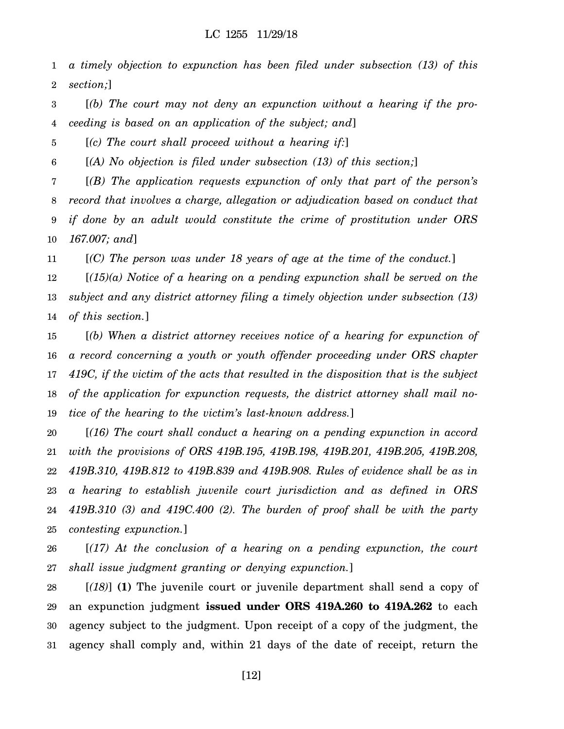*a timely objection to expunction has been filed under subsection (13) of this section;*]

[*(b) The court may not deny an expunction without a hearing if the proceeding is based on an application of the subject; and*]

[*(c) The court shall proceed without a hearing if:*]

[*(A) No objection is filed under subsection (13) of this section;*]

[*(B) The application requests expunction of only that part of the person's record that involves a charge, allegation or adjudication based on conduct that if done by an adult would constitute the crime of prostitution under ORS 167.007; and*]

[*(C) The person was under 18 years of age at the time of the conduct.*]

[*(15)(a) Notice of a hearing on a pending expunction shall be served on the subject and any district attorney filing a timely objection under subsection (13) of this section.*]

[*(b) When a district attorney receives notice of a hearing for expunction of a record concerning a youth or youth offender proceeding under ORS chapter 419C, if the victim of the acts that resulted in the disposition that is the subject of the application for expunction requests, the district attorney shall mail notice of the hearing to the victim's last-known address.*]

[*(16) The court shall conduct a hearing on a pending expunction in accord with the provisions of ORS 419B.195, 419B.198, 419B.201, 419B.205, 419B.208, 419B.310, 419B.812 to 419B.839 and 419B.908. Rules of evidence shall be as in a hearing to establish juvenile court jurisdiction and as defined in ORS 419B.310 (3) and 419C.400 (2). The burden of proof shall be with the party contesting expunction.*]

[*(17) At the conclusion of a hearing on a pending expunction, the court shall issue judgment granting or denying expunction.*]

[*(18)*] **(1)** The juvenile court or juvenile department shall send a copy of an expunction judgment **issued under ORS 419A.260 to 419A.262** to each agency subject to the judgment. Upon receipt of a copy of the judgment, the agency shall comply and, within 21 days of the date of receipt, return the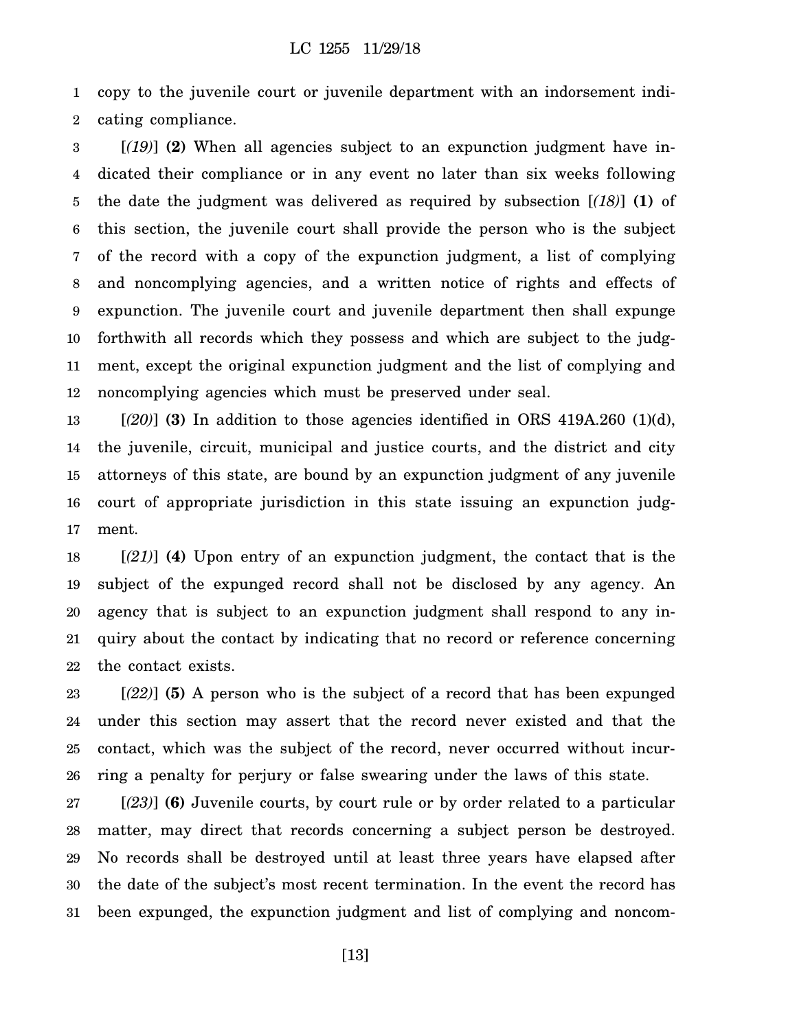copy to the juvenile court or juvenile department with an indorsement indicating compliance.

[*(19)*] **(2)** When all agencies subject to an expunction judgment have indicated their compliance or in any event no later than six weeks following the date the judgment was delivered as required by subsection [*(18)*] **(1)** of this section, the juvenile court shall provide the person who is the subject of the record with a copy of the expunction judgment, a list of complying and noncomplying agencies, and a written notice of rights and effects of expunction. The juvenile court and juvenile department then shall expunge forthwith all records which they possess and which are subject to the judgment, except the original expunction judgment and the list of complying and noncomplying agencies which must be preserved under seal.

[*(20)*] **(3)** In addition to those agencies identified in ORS 419A.260 (1)(d), the juvenile, circuit, municipal and justice courts, and the district and city attorneys of this state, are bound by an expunction judgment of any juvenile court of appropriate jurisdiction in this state issuing an expunction judgment.

[*(21)*] **(4)** Upon entry of an expunction judgment, the contact that is the subject of the expunged record shall not be disclosed by any agency. An agency that is subject to an expunction judgment shall respond to any inquiry about the contact by indicating that no record or reference concerning the contact exists.

[*(22)*] **(5)** A person who is the subject of a record that has been expunged under this section may assert that the record never existed and that the contact, which was the subject of the record, never occurred without incurring a penalty for perjury or false swearing under the laws of this state.

[*(23)*] **(6)** Juvenile courts, by court rule or by order related to a particular matter, may direct that records concerning a subject person be destroyed. No records shall be destroyed until at least three years have elapsed after the date of the subject's most recent termination. In the event the record has been expunged, the expunction judgment and list of complying and noncom-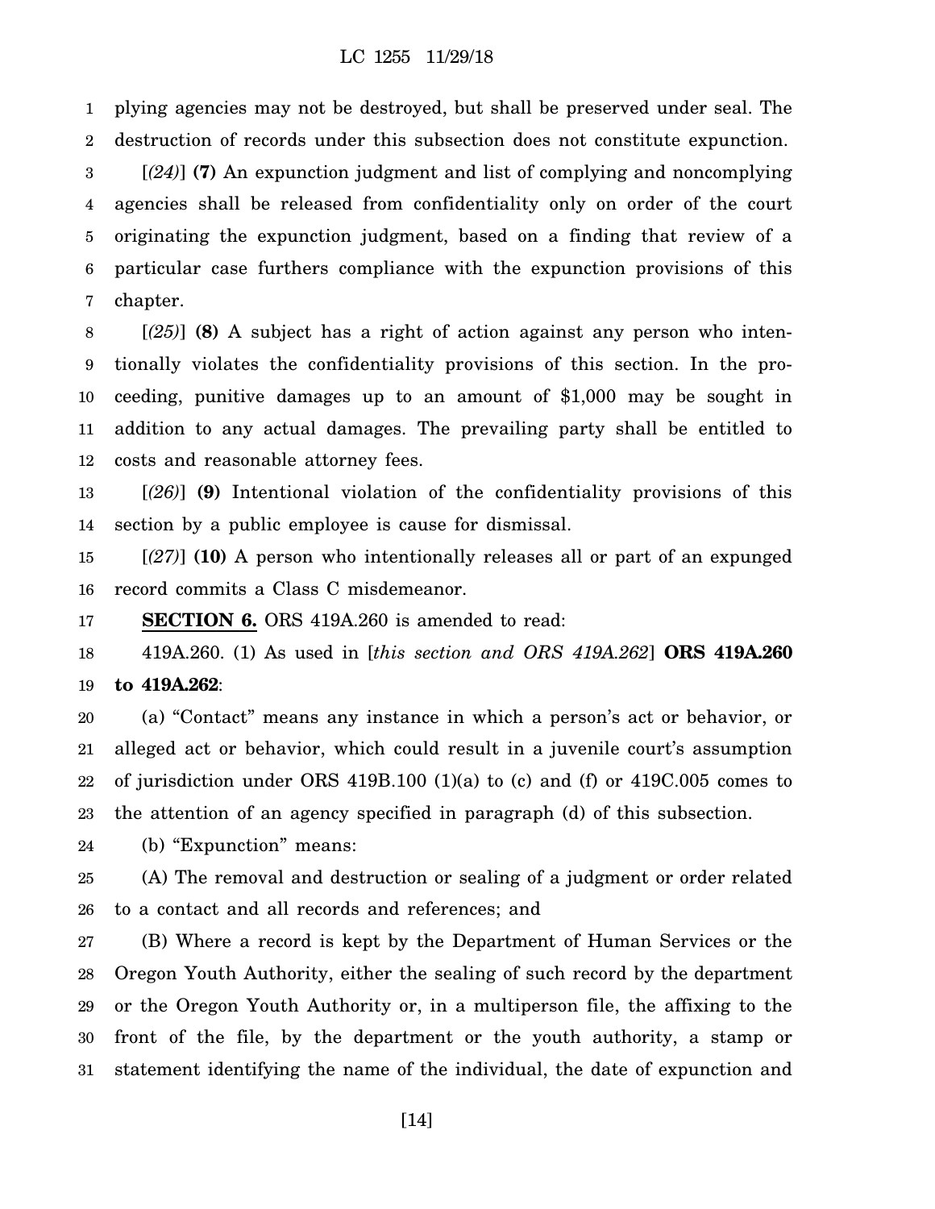plying agencies may not be destroyed, but shall be preserved under seal. The destruction of records under this subsection does not constitute expunction.

[*(24)*] **(7)** An expunction judgment and list of complying and noncomplying agencies shall be released from confidentiality only on order of the court originating the expunction judgment, based on a finding that review of a particular case furthers compliance with the expunction provisions of this chapter.

[*(25)*] **(8)** A subject has a right of action against any person who intentionally violates the confidentiality provisions of this section. In the proceeding, punitive damages up to an amount of $1,000 may be sought in addition to any actual damages. The prevailing party shall be entitled to costs and reasonable attorney fees.

[*(26)*] **(9)** Intentional violation of the confidentiality provisions of this section by a public employee is cause for dismissal.

[*(27)*] **(10)** A person who intentionally releases all or part of an expunged record commits a Class C misdemeanor.

**SECTION 6.** ORS 419A.260 is amended to read:

419A.260. (1) As used in [*this section and ORS 419A.262*] **ORS 419A.260 to 419A.262**:

(a) "Contact" means any instance in which a person's act or behavior, or alleged act or behavior, which could result in a juvenile court's assumption of jurisdiction under ORS 419B.100 (1)(a) to (c) and (f) or 419C.005 comes to the attention of an agency specified in paragraph (d) of this subsection.

(b) "Expunction" means:

(A) The removal and destruction or sealing of a judgment or order related to a contact and all records and references; and

(B) Where a record is kept by the Department of Human Services or the Oregon Youth Authority, either the sealing of such record by the department or the Oregon Youth Authority or, in a multiperson file, the affixing to the front of the file, by the department or the youth authority, a stamp or statement identifying the name of the individual, the date of expunction and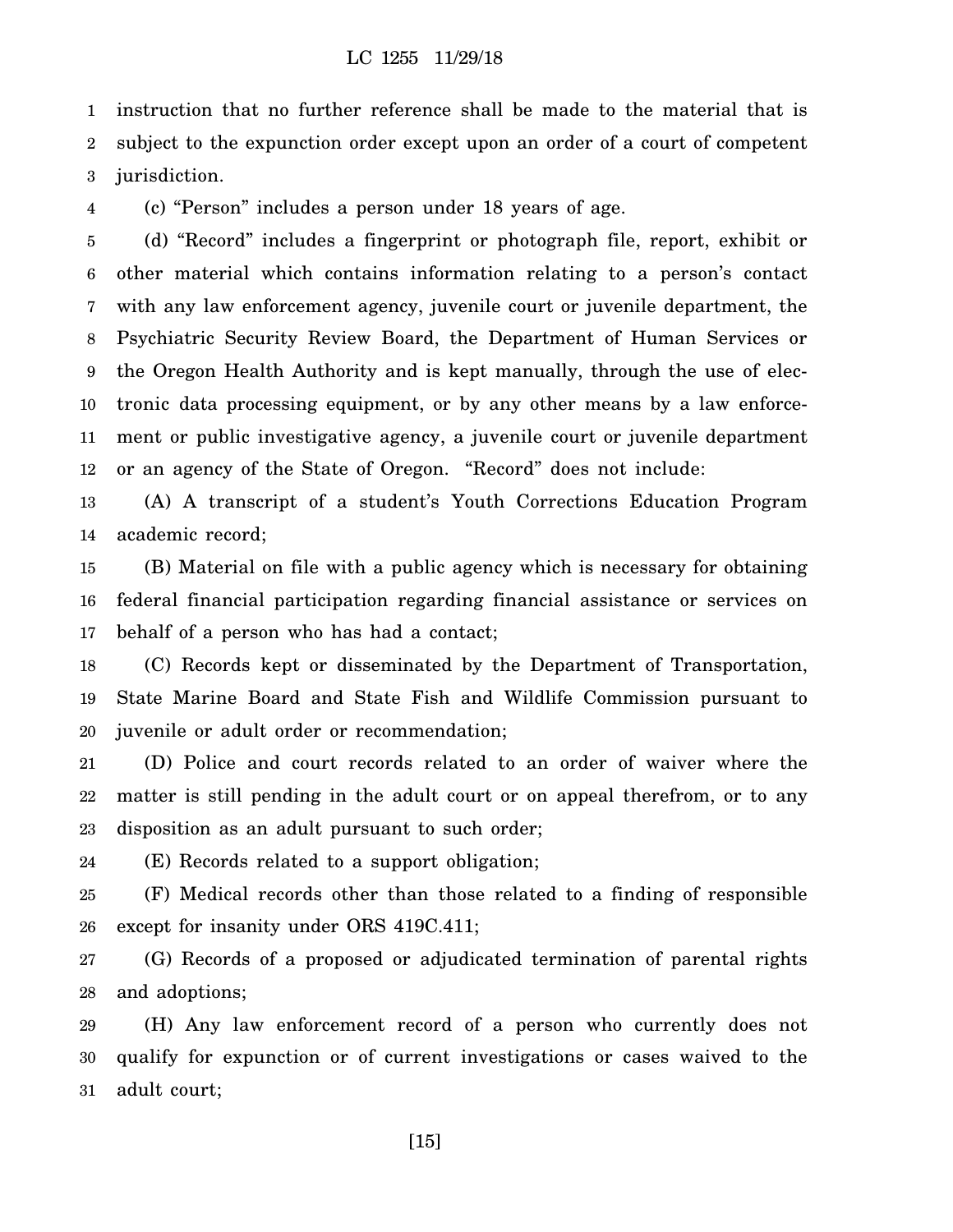instruction that no further reference shall be made to the material that is subject to the expunction order except upon an order of a court of competent jurisdiction.

(c) "Person" includes a person under 18 years of age.

(d) "Record" includes a fingerprint or photograph file, report, exhibit or other material which contains information relating to a person's contact with any law enforcement agency, juvenile court or juvenile department, the Psychiatric Security Review Board, the Department of Human Services or the Oregon Health Authority and is kept manually, through the use of electronic data processing equipment, or by any other means by a law enforcement or public investigative agency, a juvenile court or juvenile department or an agency of the State of Oregon. "Record" does not include:

(A) A transcript of a student's Youth Corrections Education Program academic record;

(B) Material on file with a public agency which is necessary for obtaining federal financial participation regarding financial assistance or services on behalf of a person who has had a contact;

(C) Records kept or disseminated by the Department of Transportation, State Marine Board and State Fish and Wildlife Commission pursuant to juvenile or adult order or recommendation;

(D) Police and court records related to an order of waiver where the matter is still pending in the adult court or on appeal therefrom, or to any disposition as an adult pursuant to such order;

(E) Records related to a support obligation;

(F) Medical records other than those related to a finding of responsible except for insanity under ORS 419C.411;

(G) Records of a proposed or adjudicated termination of parental rights and adoptions;

(H) Any law enforcement record of a person who currently does not qualify for expunction or of current investigations or cases waived to the adult court;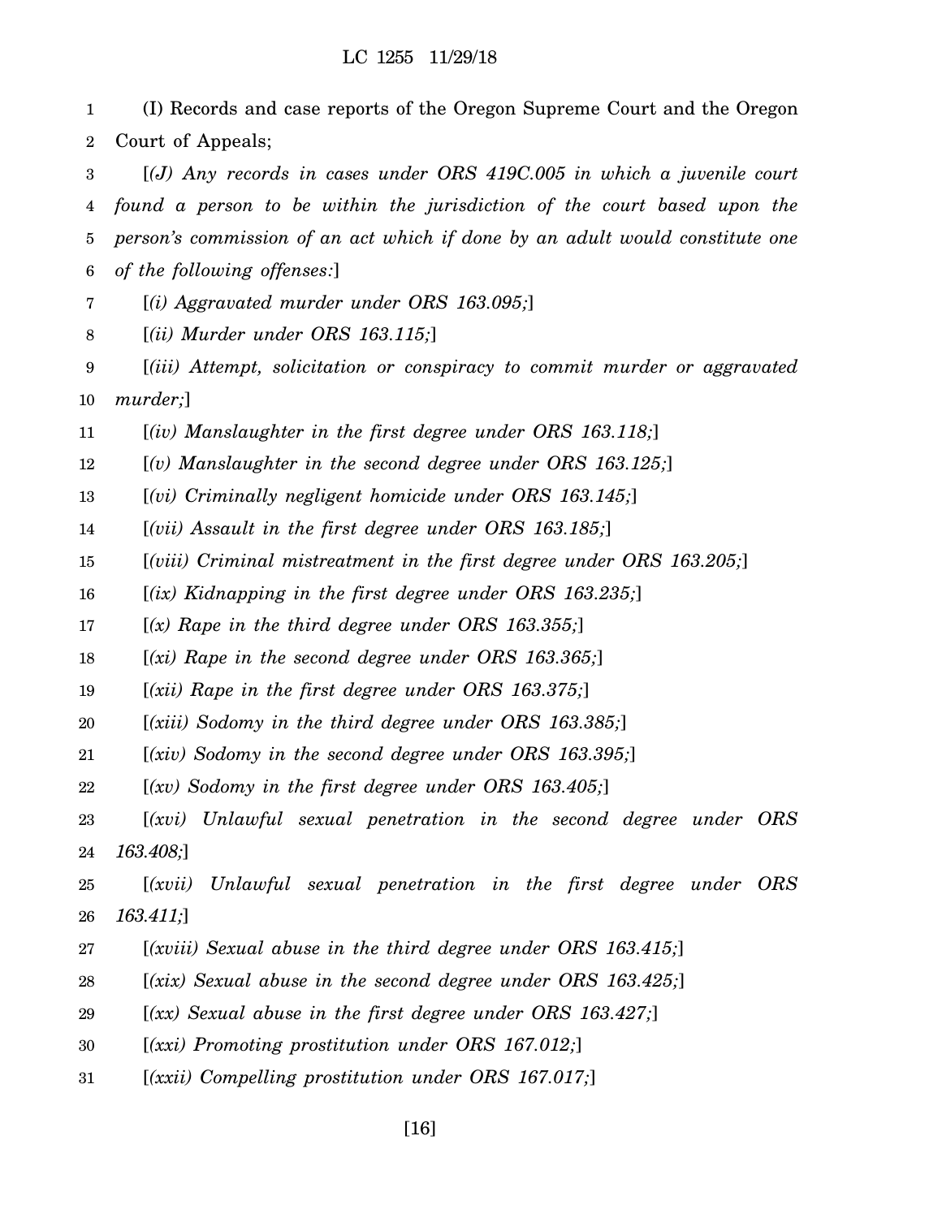(I) Records and case reports of the Oregon Supreme Court and the Oregon Court of Appeals;

[*(J) Any records in cases under ORS 419C.005 in which a juvenile court found a person to be within the jurisdiction of the court based upon the person's commission of an act which if done by an adult would constitute one of the following offenses:*]

[*(i) Aggravated murder under ORS 163.095;*]

[*(ii) Murder under ORS 163.115;*]

[*(iii) Attempt, solicitation or conspiracy to commit murder or aggravated murder;*]

[*(iv) Manslaughter in the first degree under ORS 163.118;*]

[*(v) Manslaughter in the second degree under ORS 163.125;*]

[*(vi) Criminally negligent homicide under ORS 163.145;*]

[*(vii) Assault in the first degree under ORS 163.185;*]

[*(viii) Criminal mistreatment in the first degree under ORS 163.205;*]

[*(ix) Kidnapping in the first degree under ORS 163.235;*]

[*(x) Rape in the third degree under ORS 163.355;*]

[*(xi) Rape in the second degree under ORS 163.365;*]

[*(xii) Rape in the first degree under ORS 163.375;*]

[*(xiii) Sodomy in the third degree under ORS 163.385;*]

[*(xiv) Sodomy in the second degree under ORS 163.395;*]

[*(xv) Sodomy in the first degree under ORS 163.405;*]

[*(xvi) Unlawful sexual penetration in the second degree under ORS 163.408;*]

[*(xvii) Unlawful sexual penetration in the first degree under ORS 163.411;*]

[*(xviii) Sexual abuse in the third degree under ORS 163.415;*]

[*(xix) Sexual abuse in the second degree under ORS 163.425;*]

[*(xx) Sexual abuse in the first degree under ORS 163.427;*]

[*(xxi) Promoting prostitution under ORS 167.012;*]

[*(xxii) Compelling prostitution under ORS 167.017;*]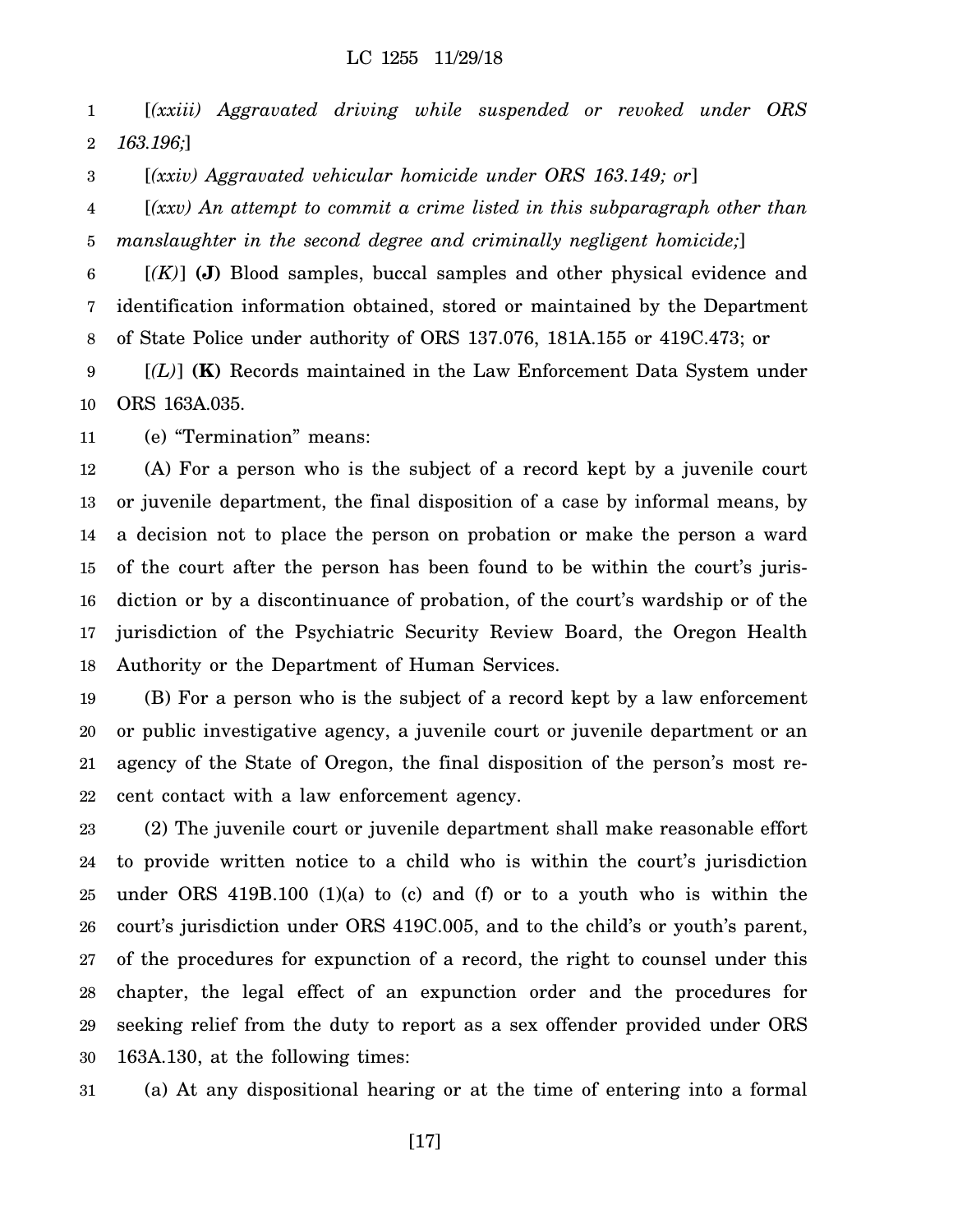[*(xxiii) Aggravated driving while suspended or revoked under ORS 163.196;*]

[*(xxiv) Aggravated vehicular homicide under ORS 163.149; or*]

[*(xxv) An attempt to commit a crime listed in this subparagraph other than manslaughter in the second degree and criminally negligent homicide;*]

[*(K)*] **(J)** Blood samples, buccal samples and other physical evidence and identification information obtained, stored or maintained by the Department of State Police under authority of ORS 137.076, 181A.155 or 419C.473; or

[*(L)*] **(K)** Records maintained in the Law Enforcement Data System under ORS 163A.035.

(e) "Termination" means:

(A) For a person who is the subject of a record kept by a juvenile court or juvenile department, the final disposition of a case by informal means, by a decision not to place the person on probation or make the person a ward of the court after the person has been found to be within the court's jurisdiction or by a discontinuance of probation, of the court's wardship or of the jurisdiction of the Psychiatric Security Review Board, the Oregon Health Authority or the Department of Human Services.

(B) For a person who is the subject of a record kept by a law enforcement or public investigative agency, a juvenile court or juvenile department or an agency of the State of Oregon, the final disposition of the person's most recent contact with a law enforcement agency.

(2) The juvenile court or juvenile department shall make reasonable effort to provide written notice to a child who is within the court's jurisdiction under ORS 419B.100 (1)(a) to (c) and (f) or to a youth who is within the court's jurisdiction under ORS 419C.005, and to the child's or youth's parent, of the procedures for expunction of a record, the right to counsel under this chapter, the legal effect of an expunction order and the procedures for seeking relief from the duty to report as a sex offender provided under ORS 163A.130, at the following times:

(a) At any dispositional hearing or at the time of entering into a formal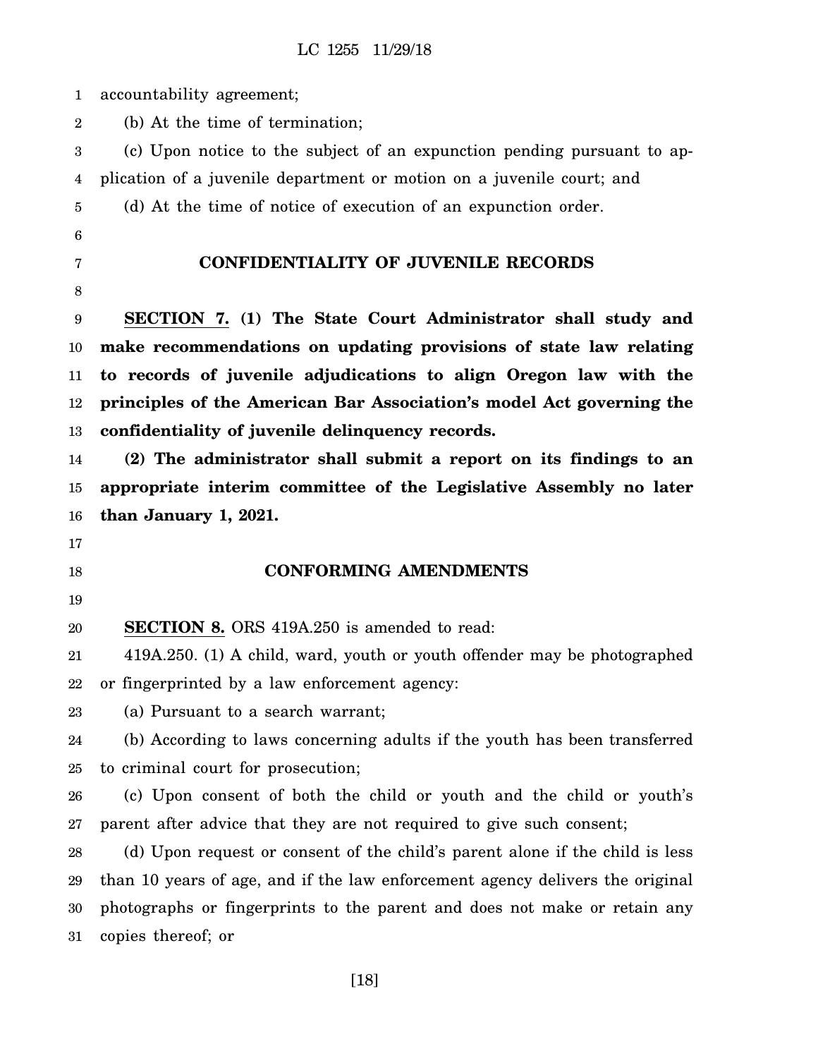accountability agreement;

(b) At the time of termination;

(c) Upon notice to the subject of an expunction pending pursuant to application of a juvenile department or motion on a juvenile court; and

(d) At the time of notice of execution of an expunction order.

## CONFIDENTIALITY OF JUVENILE RECORDS

**SECTION 7. (1) The State Court Administrator shall study and make recommendations on updating provisions of state law relating to records of juvenile adjudications to align Oregon law with the principles of the American Bar Association's model Act governing the confidentiality of juvenile delinquency records.**

**(2) The administrator shall submit a report on its findings to an appropriate interim committee of the Legislative Assembly no later than January 1, 2021.**

## CONFORMING AMENDMENTS

**SECTION 8.** ORS 419A.250 is amended to read:

419A.250. (1) A child, ward, youth or youth offender may be photographed or fingerprinted by a law enforcement agency:

(a) Pursuant to a search warrant;

(b) According to laws concerning adults if the youth has been transferred to criminal court for prosecution;

(c) Upon consent of both the child or youth and the child or youth's parent after advice that they are not required to give such consent;

(d) Upon request or consent of the child's parent alone if the child is less than 10 years of age, and if the law enforcement agency delivers the original photographs or fingerprints to the parent and does not make or retain any copies thereof; or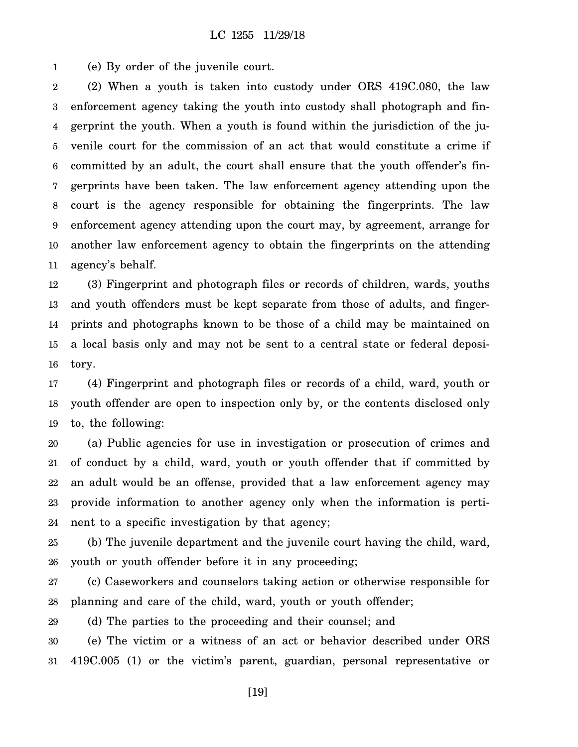(e) By order of the juvenile court.

(2) When a youth is taken into custody under ORS 419C.080, the law enforcement agency taking the youth into custody shall photograph and fingerprint the youth. When a youth is found within the jurisdiction of the juvenile court for the commission of an act that would constitute a crime if committed by an adult, the court shall ensure that the youth offender's fingerprints have been taken. The law enforcement agency attending upon the court is the agency responsible for obtaining the fingerprints. The law enforcement agency attending upon the court may, by agreement, arrange for another law enforcement agency to obtain the fingerprints on the attending agency's behalf.

(3) Fingerprint and photograph files or records of children, wards, youths and youth offenders must be kept separate from those of adults, and fingerprints and photographs known to be those of a child may be maintained on a local basis only and may not be sent to a central state or federal depository.

(4) Fingerprint and photograph files or records of a child, ward, youth or youth offender are open to inspection only by, or the contents disclosed only to, the following:

(a) Public agencies for use in investigation or prosecution of crimes and of conduct by a child, ward, youth or youth offender that if committed by an adult would be an offense, provided that a law enforcement agency may provide information to another agency only when the information is pertinent to a specific investigation by that agency;

(b) The juvenile department and the juvenile court having the child, ward, youth or youth offender before it in any proceeding;

(c) Caseworkers and counselors taking action or otherwise responsible for planning and care of the child, ward, youth or youth offender;

(d) The parties to the proceeding and their counsel; and

(e) The victim or a witness of an act or behavior described under ORS 419C.005 (1) or the victim's parent, guardian, personal representative or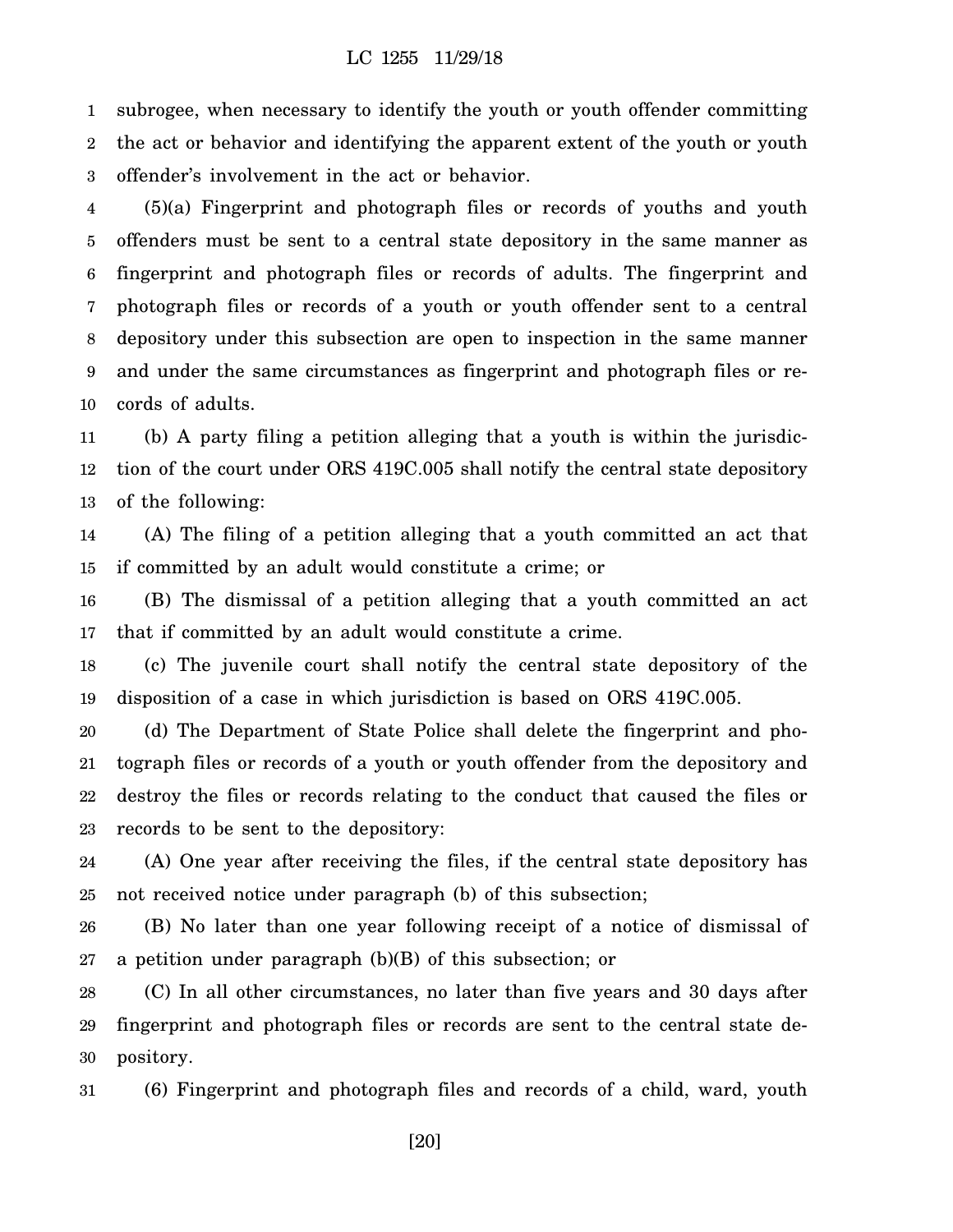subrogee, when necessary to identify the youth or youth offender committing the act or behavior and identifying the apparent extent of the youth or youth offender's involvement in the act or behavior.

(5)(a) Fingerprint and photograph files or records of youths and youth offenders must be sent to a central state depository in the same manner as fingerprint and photograph files or records of adults. The fingerprint and photograph files or records of a youth or youth offender sent to a central depository under this subsection are open to inspection in the same manner and under the same circumstances as fingerprint and photograph files or records of adults.

(b) A party filing a petition alleging that a youth is within the jurisdiction of the court under ORS 419C.005 shall notify the central state depository of the following:

(A) The filing of a petition alleging that a youth committed an act that if committed by an adult would constitute a crime; or

(B) The dismissal of a petition alleging that a youth committed an act that if committed by an adult would constitute a crime.

(c) The juvenile court shall notify the central state depository of the disposition of a case in which jurisdiction is based on ORS 419C.005.

(d) The Department of State Police shall delete the fingerprint and photograph files or records of a youth or youth offender from the depository and destroy the files or records relating to the conduct that caused the files or records to be sent to the depository:

(A) One year after receiving the files, if the central state depository has not received notice under paragraph (b) of this subsection;

(B) No later than one year following receipt of a notice of dismissal of a petition under paragraph (b)(B) of this subsection; or

(C) In all other circumstances, no later than five years and 30 days after fingerprint and photograph files or records are sent to the central state depository.

(6) Fingerprint and photograph files and records of a child, ward, youth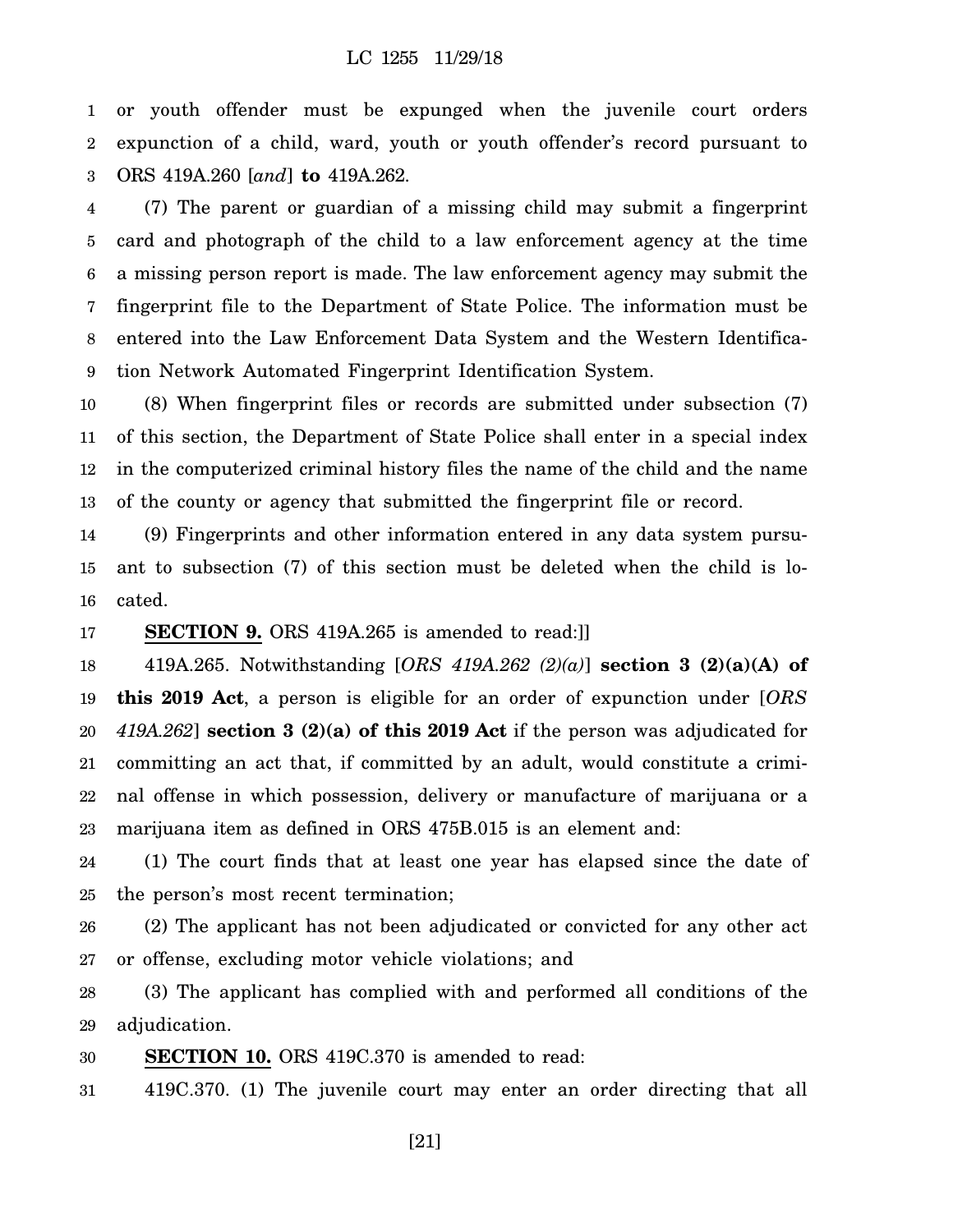or youth offender must be expunged when the juvenile court orders expunction of a child, ward, youth or youth offender's record pursuant to ORS 419A.260 [*and*] **to** 419A.262.

(7) The parent or guardian of a missing child may submit a fingerprint card and photograph of the child to a law enforcement agency at the time a missing person report is made. The law enforcement agency may submit the fingerprint file to the Department of State Police. The information must be entered into the Law Enforcement Data System and the Western Identification Network Automated Fingerprint Identification System.

(8) When fingerprint files or records are submitted under subsection (7) of this section, the Department of State Police shall enter in a special index in the computerized criminal history files the name of the child and the name of the county or agency that submitted the fingerprint file or record.

(9) Fingerprints and other information entered in any data system pursuant to subsection (7) of this section must be deleted when the child is located.

**SECTION 9.** ORS 419A.265 is amended to read:]]

419A.265. Notwithstanding [*ORS 419A.262 (2)(a)*] **section 3 (2)(a)(A) of this 2019 Act**, a person is eligible for an order of expunction under [*ORS 419A.262*] **section 3 (2)(a) of this 2019 Act** if the person was adjudicated for committing an act that, if committed by an adult, would constitute a criminal offense in which possession, delivery or manufacture of marijuana or a marijuana item as defined in ORS 475B.015 is an element and:

(1) The court finds that at least one year has elapsed since the date of the person's most recent termination;

(2) The applicant has not been adjudicated or convicted for any other act or offense, excluding motor vehicle violations; and

(3) The applicant has complied with and performed all conditions of the adjudication.

**SECTION 10.** ORS 419C.370 is amended to read:

419C.370. (1) The juvenile court may enter an order directing that all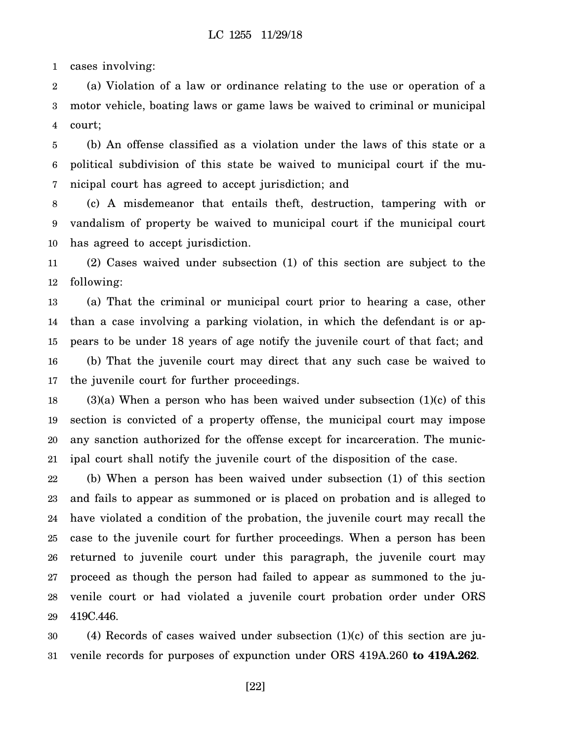cases involving:

(a) Violation of a law or ordinance relating to the use or operation of a motor vehicle, boating laws or game laws be waived to criminal or municipal court;

(b) An offense classified as a violation under the laws of this state or a political subdivision of this state be waived to municipal court if the municipal court has agreed to accept jurisdiction; and

(c) A misdemeanor that entails theft, destruction, tampering with or vandalism of property be waived to municipal court if the municipal court has agreed to accept jurisdiction.

(2) Cases waived under subsection (1) of this section are subject to the following:

(a) That the criminal or municipal court prior to hearing a case, other than a case involving a parking violation, in which the defendant is or appears to be under 18 years of age notify the juvenile court of that fact; and

(b) That the juvenile court may direct that any such case be waived to the juvenile court for further proceedings.

(3)(a) When a person who has been waived under subsection (1)(c) of this section is convicted of a property offense, the municipal court may impose any sanction authorized for the offense except for incarceration. The municipal court shall notify the juvenile court of the disposition of the case.

(b) When a person has been waived under subsection (1) of this section and fails to appear as summoned or is placed on probation and is alleged to have violated a condition of the probation, the juvenile court may recall the case to the juvenile court for further proceedings. When a person has been returned to juvenile court under this paragraph, the juvenile court may proceed as though the person had failed to appear as summoned to the juvenile court or had violated a juvenile court probation order under ORS 419C.446.

(4) Records of cases waived under subsection (1)(c) of this section are juvenile records for purposes of expunction under ORS 419A.260 **to 419A.262**.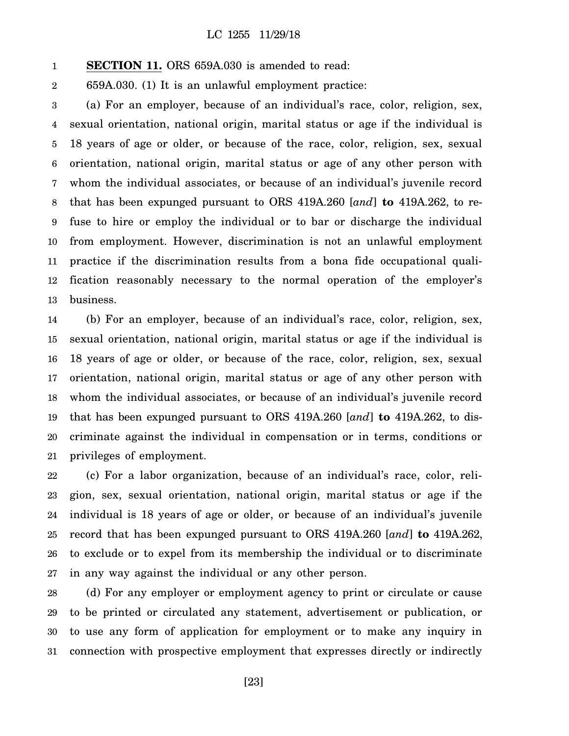**SECTION 11.** ORS 659A.030 is amended to read:

659A.030. (1) It is an unlawful employment practice:

(a) For an employer, because of an individual's race, color, religion, sex, sexual orientation, national origin, marital status or age if the individual is 18 years of age or older, or because of the race, color, religion, sex, sexual orientation, national origin, marital status or age of any other person with whom the individual associates, or because of an individual's juvenile record that has been expunged pursuant to ORS 419A.260 [*and*] **to** 419A.262, to refuse to hire or employ the individual or to bar or discharge the individual from employment. However, discrimination is not an unlawful employment practice if the discrimination results from a bona fide occupational qualification reasonably necessary to the normal operation of the employer's business.

(b) For an employer, because of an individual's race, color, religion, sex, sexual orientation, national origin, marital status or age if the individual is 18 years of age or older, or because of the race, color, religion, sex, sexual orientation, national origin, marital status or age of any other person with whom the individual associates, or because of an individual's juvenile record that has been expunged pursuant to ORS 419A.260 [*and*] **to** 419A.262, to discriminate against the individual in compensation or in terms, conditions or privileges of employment.

(c) For a labor organization, because of an individual's race, color, religion, sex, sexual orientation, national origin, marital status or age if the individual is 18 years of age or older, or because of an individual's juvenile record that has been expunged pursuant to ORS 419A.260 [*and*] **to** 419A.262, to exclude or to expel from its membership the individual or to discriminate in any way against the individual or any other person.

(d) For any employer or employment agency to print or circulate or cause to be printed or circulated any statement, advertisement or publication, or to use any form of application for employment or to make any inquiry in connection with prospective employment that expresses directly or indirectly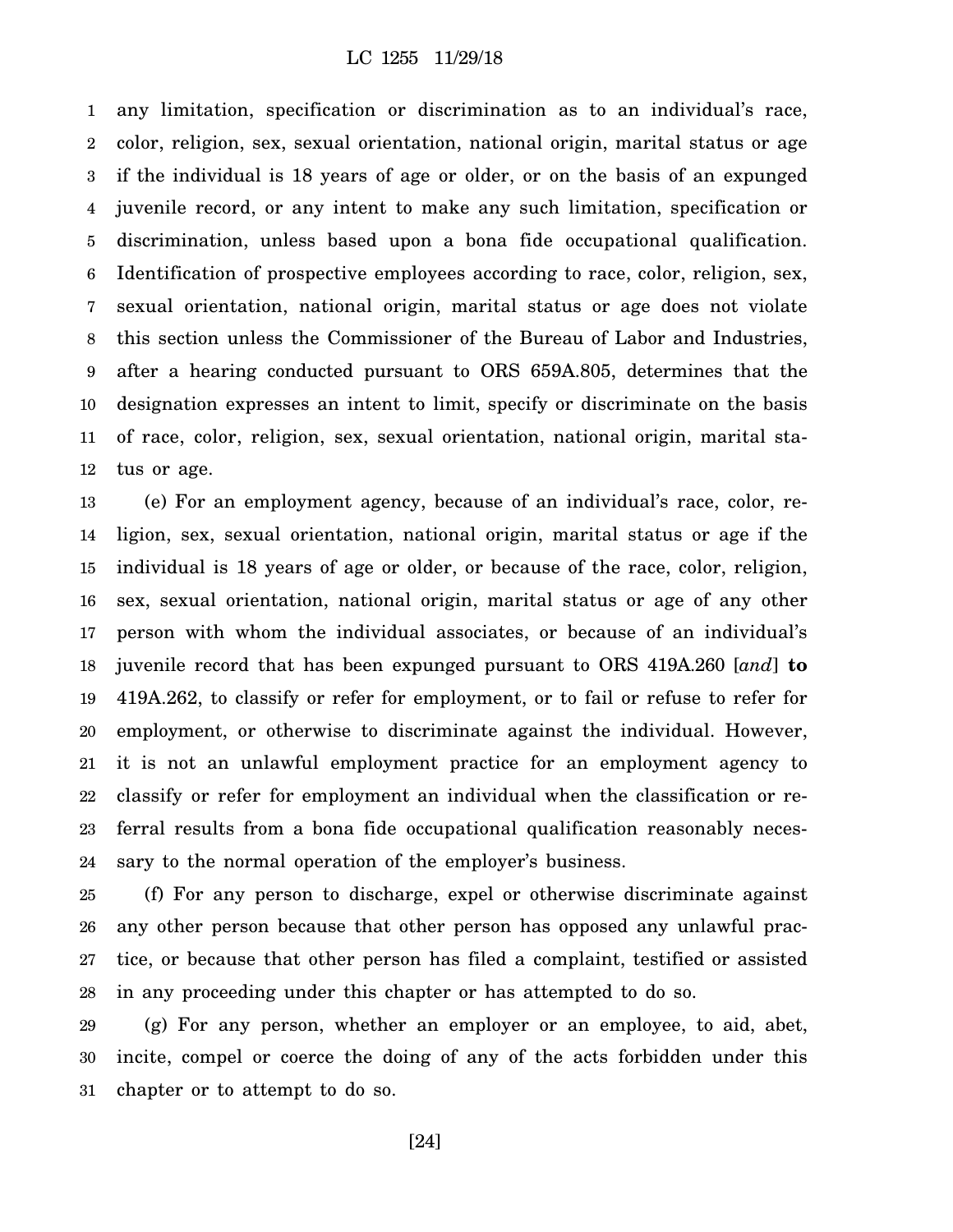any limitation, specification or discrimination as to an individual's race, color, religion, sex, sexual orientation, national origin, marital status or age if the individual is 18 years of age or older, or on the basis of an expunged juvenile record, or any intent to make any such limitation, specification or discrimination, unless based upon a bona fide occupational qualification. Identification of prospective employees according to race, color, religion, sex, sexual orientation, national origin, marital status or age does not violate this section unless the Commissioner of the Bureau of Labor and Industries, after a hearing conducted pursuant to ORS 659A.805, determines that the designation expresses an intent to limit, specify or discriminate on the basis of race, color, religion, sex, sexual orientation, national origin, marital status or age.

(e) For an employment agency, because of an individual's race, color, religion, sex, sexual orientation, national origin, marital status or age if the individual is 18 years of age or older, or because of the race, color, religion, sex, sexual orientation, national origin, marital status or age of any other person with whom the individual associates, or because of an individual's juvenile record that has been expunged pursuant to ORS 419A.260 [*and*] **to** 419A.262, to classify or refer for employment, or to fail or refuse to refer for employment, or otherwise to discriminate against the individual. However, it is not an unlawful employment practice for an employment agency to classify or refer for employment an individual when the classification or referral results from a bona fide occupational qualification reasonably necessary to the normal operation of the employer's business.

(f) For any person to discharge, expel or otherwise discriminate against any other person because that other person has opposed any unlawful practice, or because that other person has filed a complaint, testified or assisted in any proceeding under this chapter or has attempted to do so.

(g) For any person, whether an employer or an employee, to aid, abet, incite, compel or coerce the doing of any of the acts forbidden under this chapter or to attempt to do so.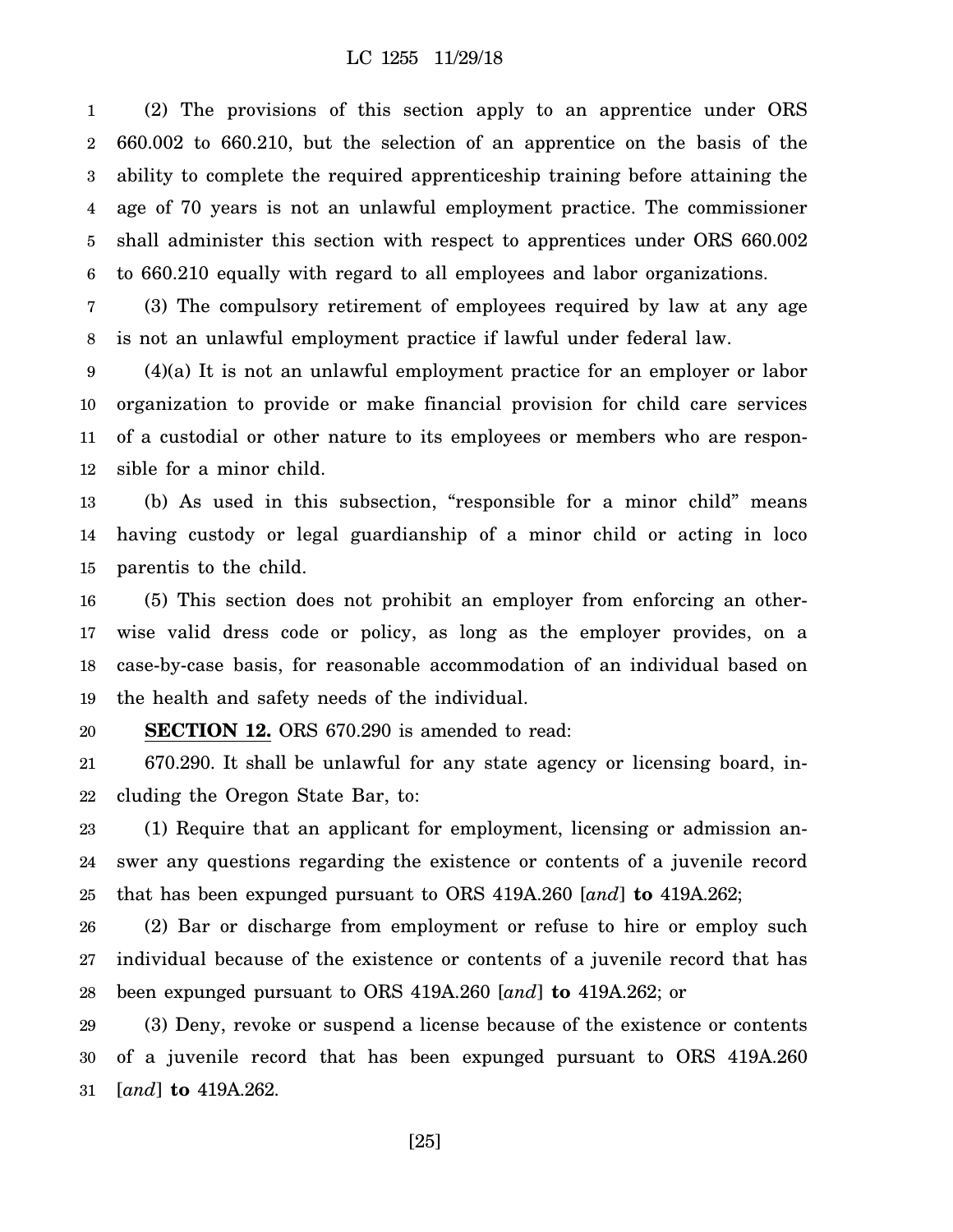(2) The provisions of this section apply to an apprentice under ORS 660.002 to 660.210, but the selection of an apprentice on the basis of the ability to complete the required apprenticeship training before attaining the age of 70 years is not an unlawful employment practice. The commissioner shall administer this section with respect to apprentices under ORS 660.002 to 660.210 equally with regard to all employees and labor organizations.

(3) The compulsory retirement of employees required by law at any age is not an unlawful employment practice if lawful under federal law.

(4)(a) It is not an unlawful employment practice for an employer or labor organization to provide or make financial provision for child care services of a custodial or other nature to its employees or members who are responsible for a minor child.

(b) As used in this subsection, "responsible for a minor child" means having custody or legal guardianship of a minor child or acting in loco parentis to the child.

(5) This section does not prohibit an employer from enforcing an otherwise valid dress code or policy, as long as the employer provides, on a case-by-case basis, for reasonable accommodation of an individual based on the health and safety needs of the individual.

**SECTION 12.** ORS 670.290 is amended to read:

670.290. It shall be unlawful for any state agency or licensing board, including the Oregon State Bar, to:

(1) Require that an applicant for employment, licensing or admission answer any questions regarding the existence or contents of a juvenile record that has been expunged pursuant to ORS 419A.260 [*and*] **to** 419A.262;

(2) Bar or discharge from employment or refuse to hire or employ such individual because of the existence or contents of a juvenile record that has been expunged pursuant to ORS 419A.260 [*and*] **to** 419A.262; or

(3) Deny, revoke or suspend a license because of the existence or contents of a juvenile record that has been expunged pursuant to ORS 419A.260 [*and*] **to** 419A.262.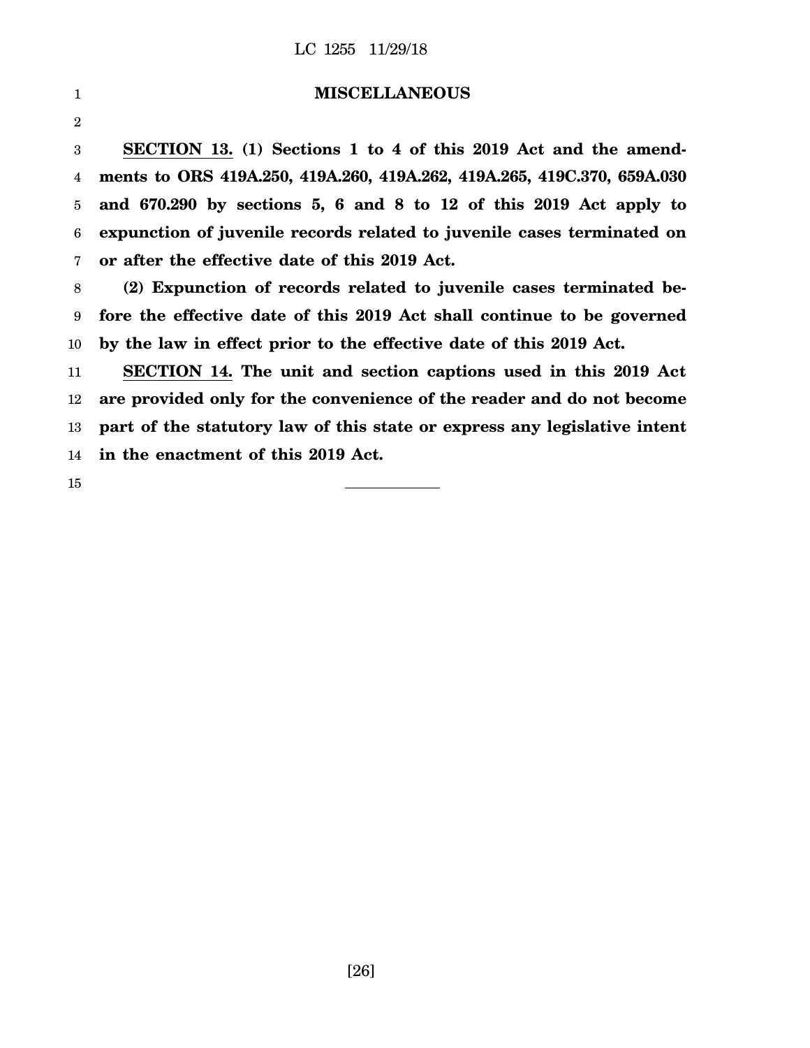## MISCELLANEOUS

**SECTION 13. (1) Sections 1 to 4 of this 2019 Act and the amendments to ORS 419A.250, 419A.260, 419A.262, 419A.265, 419C.370, 659A.030 and 670.290 by sections 5, 6 and 8 to 12 of this 2019 Act apply to expunction of juvenile records related to juvenile cases terminated on or after the effective date of this 2019 Act.**

**(2) Expunction of records related to juvenile cases terminated before the effective date of this 2019 Act shall continue to be governed by the law in effect prior to the effective date of this 2019 Act.**

**SECTION 14. The unit and section captions used in this 2019 Act are provided only for the convenience of the reader and do not become part of the statutory law of this state or express any legislative intent in the enactment of this 2019 Act.**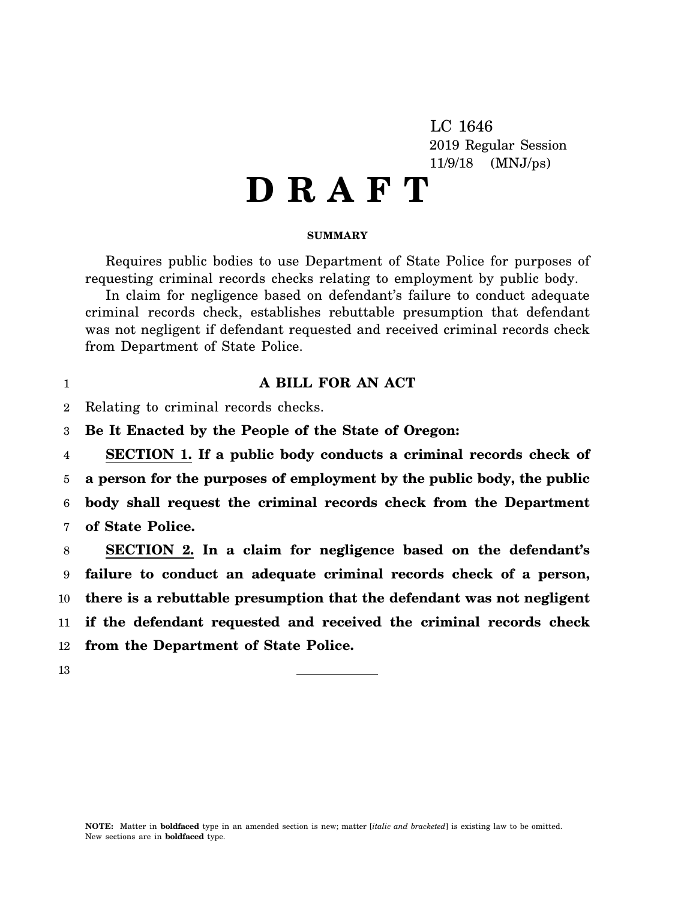LC 1646
2019 Regular Session
11/9/18 (MNJ/ps)

# D R A F T

**SUMMARY**

Requires public bodies to use Department of State Police for purposes of requesting criminal records checks relating to employment by public body.

In claim for negligence based on defendant's failure to conduct adequate criminal records check, establishes rebuttable presumption that defendant was not negligent if defendant requested and received criminal records check from Department of State Police.

**A BILL FOR AN ACT**

Relating to criminal records checks.

**Be It Enacted by the People of the State of Oregon:**

**SECTION 1. If a public body conducts a criminal records check of a person for the purposes of employment by the public body, the public body shall request the criminal records check from the Department of State Police.**

**SECTION 2. In a claim for negligence based on the defendant's failure to conduct an adequate criminal records check of a person, there is a rebuttable presumption that the defendant was not negligent if the defendant requested and received the criminal records check from the Department of State Police.**

---

**NOTE:** Matter in **boldfaced** type in an amended section is new; matter [*italic and bracketed*] is existing law to be omitted. New sections are in **boldfaced** type.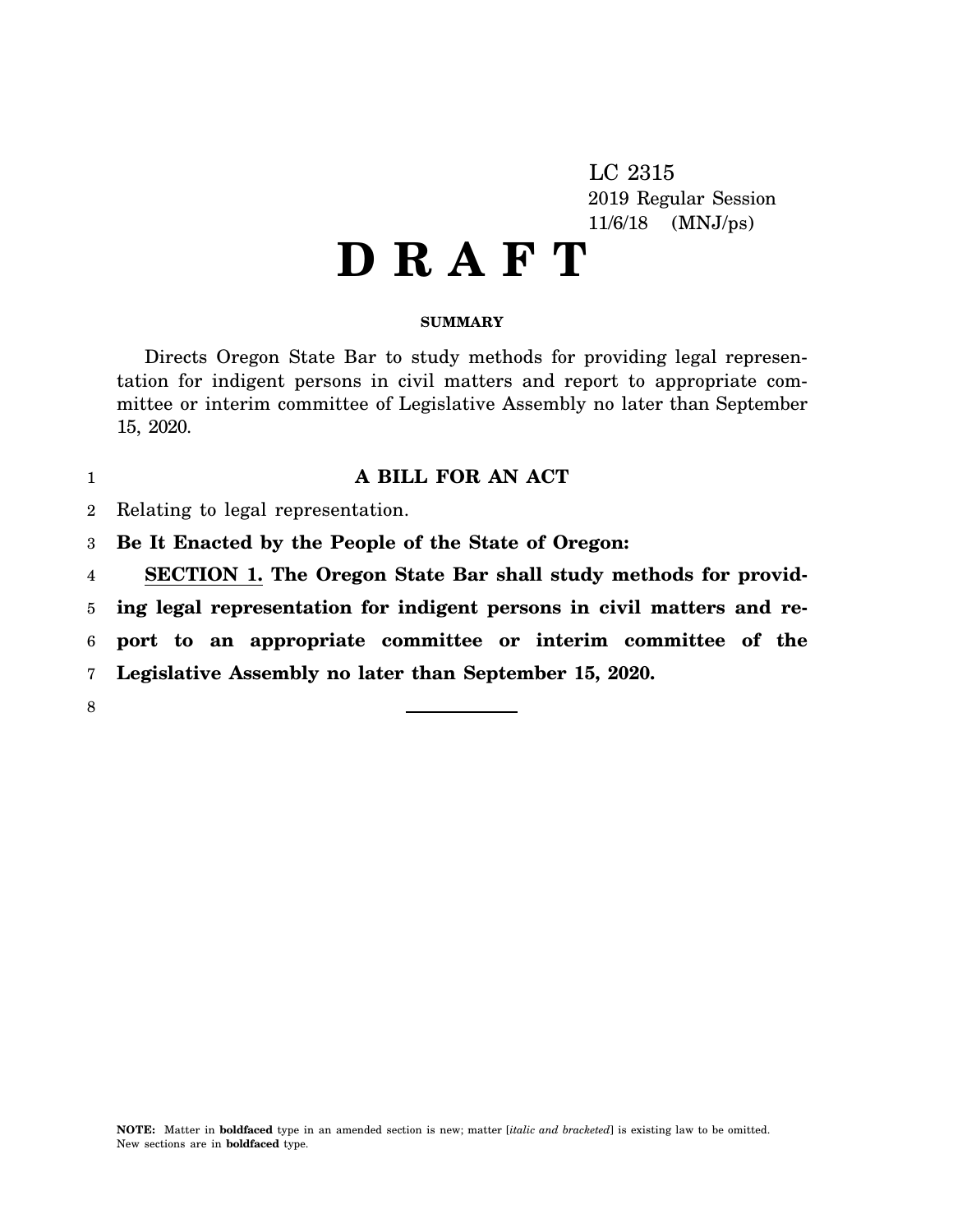LC 2315
2019 Regular Session
11/6/18 (MNJ/ps)

# D R A F T

**SUMMARY**

Directs Oregon State Bar to study methods for providing legal representation for indigent persons in civil matters and report to appropriate committee or interim committee of Legislative Assembly no later than September 15, 2020.

**A BILL FOR AN ACT**

Relating to legal representation.

**Be It Enacted by the People of the State of Oregon:**

**SECTION 1. The Oregon State Bar shall study methods for providing legal representation for indigent persons in civil matters and report to an appropriate committee or interim committee of the Legislative Assembly no later than September 15, 2020.**

---

**NOTE:** Matter in **boldfaced** type in an amended section is new; matter [*italic and bracketed*] is existing law to be omitted. New sections are in **boldfaced** type.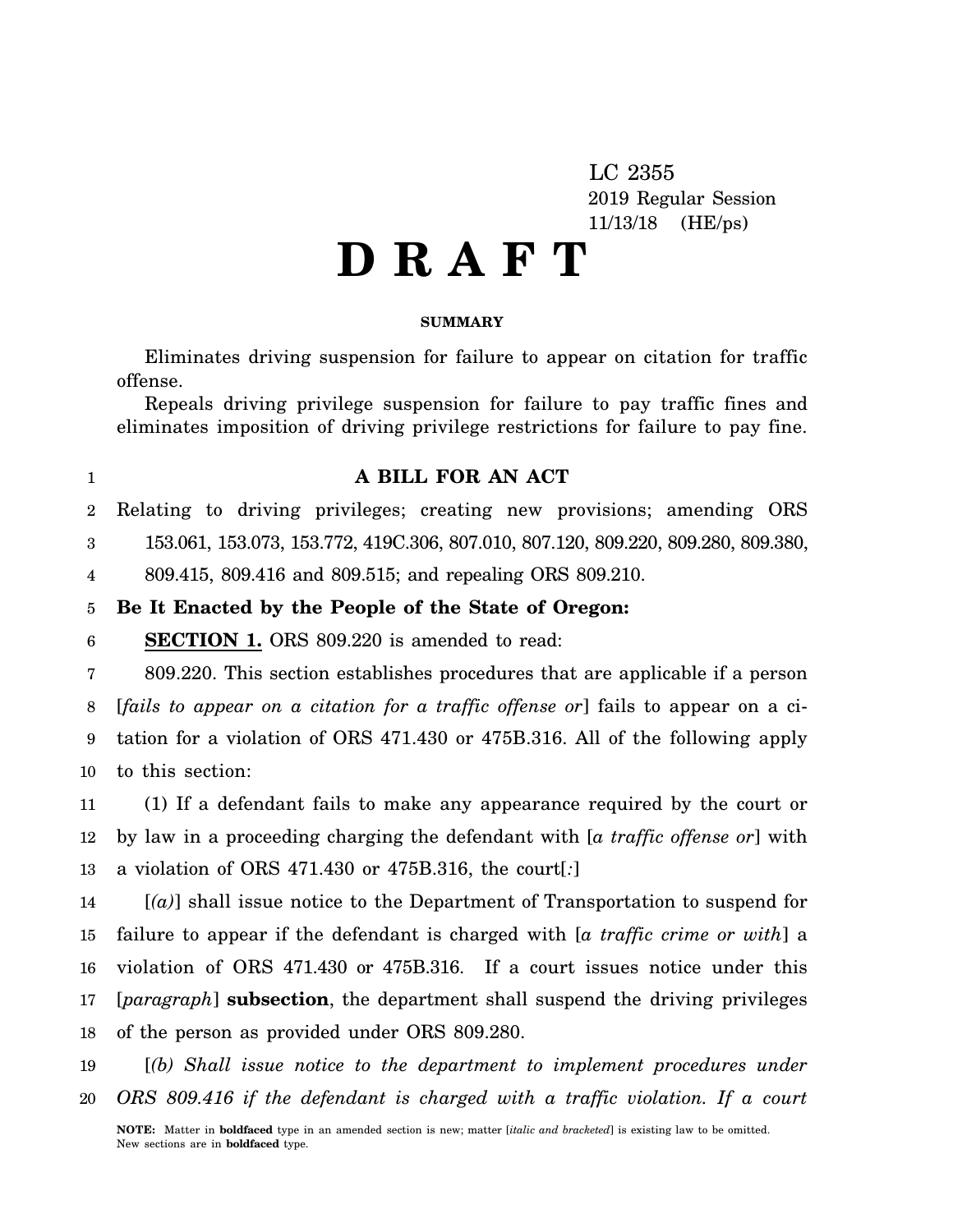LC 2355
2019 Regular Session
11/13/18 (HE/ps)

# D R A F T

**SUMMARY**

Eliminates driving suspension for failure to appear on citation for traffic offense.

Repeals driving privilege suspension for failure to pay traffic fines and eliminates imposition of driving privilege restrictions for failure to pay fine.

## A BILL FOR AN ACT

Relating to driving privileges; creating new provisions; amending ORS 153.061, 153.073, 153.772, 419C.306, 807.010, 807.120, 809.220, 809.280, 809.380, 809.415, 809.416 and 809.515; and repealing ORS 809.210.

**Be It Enacted by the People of the State of Oregon:**

**SECTION 1.** ORS 809.220 is amended to read:

809.220. This section establishes procedures that are applicable if a person [*fails to appear on a citation for a traffic offense or*] fails to appear on a citation for a violation of ORS 471.430 or 475B.316. All of the following apply to this section:

(1) If a defendant fails to make any appearance required by the court or by law in a proceeding charging the defendant with [*a traffic offense or*] with a violation of ORS 471.430 or 475B.316, the court[*:*]

[*(a)*] shall issue notice to the Department of Transportation to suspend for failure to appear if the defendant is charged with [*a traffic crime or with*] a violation of ORS 471.430 or 475B.316. If a court issues notice under this [*paragraph*] **subsection**, the department shall suspend the driving privileges of the person as provided under ORS 809.280.

[*(b) Shall issue notice to the department to implement procedures under ORS 809.416 if the defendant is charged with a traffic violation. If a court*

**NOTE:** Matter in **boldfaced** type in an amended section is new; matter [*italic and bracketed*] is existing law to be omitted. New sections are in **boldfaced** type.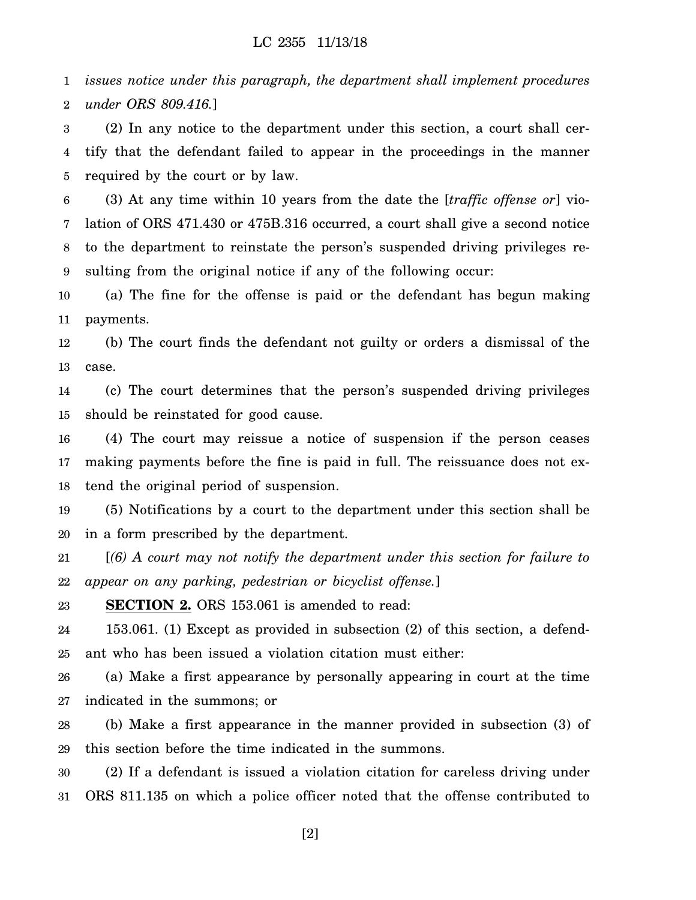*issues notice under this paragraph, the department shall implement procedures under ORS 809.416.*]

(2) In any notice to the department under this section, a court shall certify that the defendant failed to appear in the proceedings in the manner required by the court or by law.

(3) At any time within 10 years from the date the [*traffic offense or*] violation of ORS 471.430 or 475B.316 occurred, a court shall give a second notice to the department to reinstate the person's suspended driving privileges resulting from the original notice if any of the following occur:

(a) The fine for the offense is paid or the defendant has begun making payments.

(b) The court finds the defendant not guilty or orders a dismissal of the case.

(c) The court determines that the person's suspended driving privileges should be reinstated for good cause.

(4) The court may reissue a notice of suspension if the person ceases making payments before the fine is paid in full. The reissuance does not extend the original period of suspension.

(5) Notifications by a court to the department under this section shall be in a form prescribed by the department.

[*(6) A court may not notify the department under this section for failure to appear on any parking, pedestrian or bicyclist offense.*]

**SECTION 2.** ORS 153.061 is amended to read:

153.061. (1) Except as provided in subsection (2) of this section, a defendant who has been issued a violation citation must either:

(a) Make a first appearance by personally appearing in court at the time indicated in the summons; or

(b) Make a first appearance in the manner provided in subsection (3) of this section before the time indicated in the summons.

(2) If a defendant is issued a violation citation for careless driving under ORS 811.135 on which a police officer noted that the offense contributed to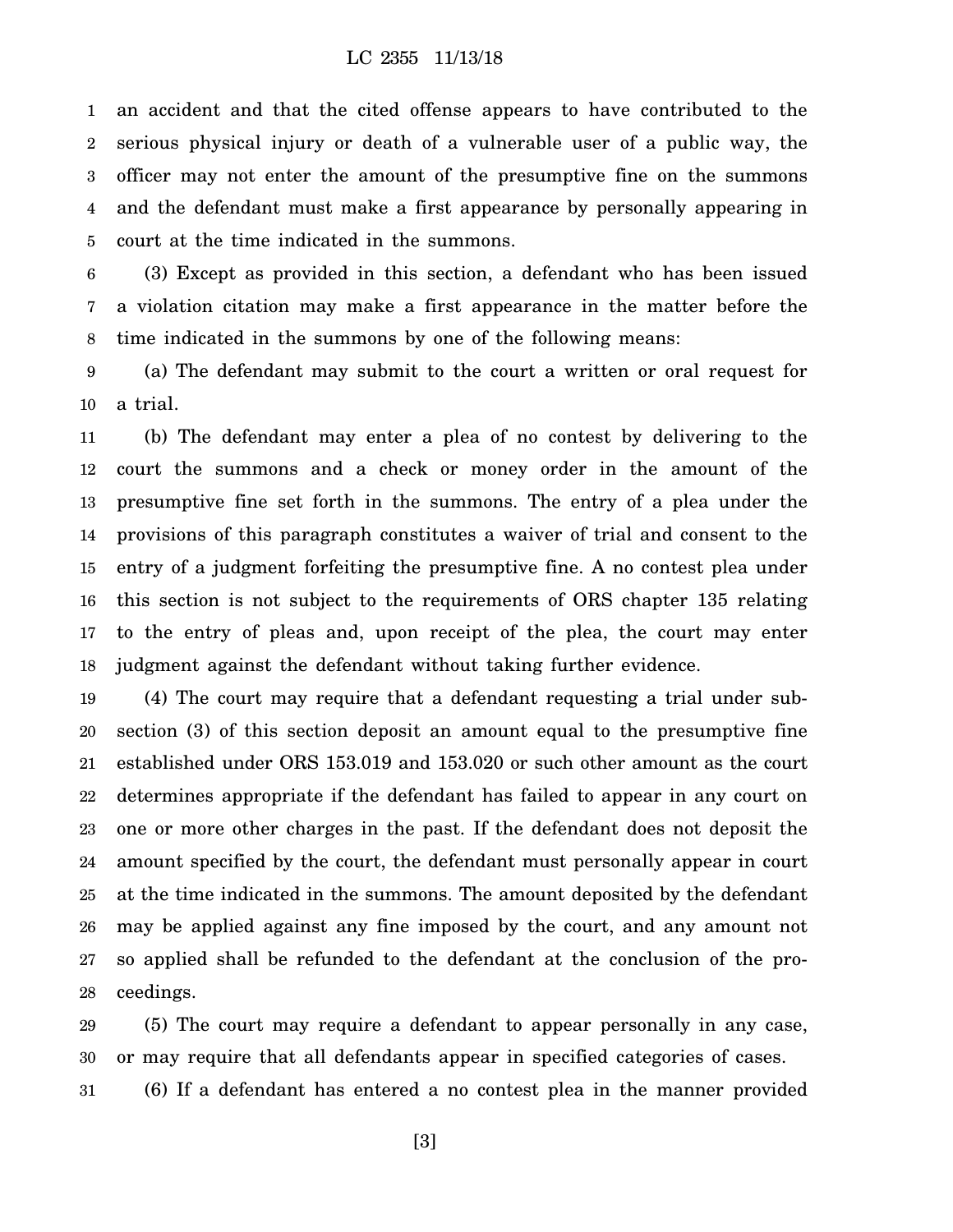an accident and that the cited offense appears to have contributed to the serious physical injury or death of a vulnerable user of a public way, the officer may not enter the amount of the presumptive fine on the summons and the defendant must make a first appearance by personally appearing in court at the time indicated in the summons.

(3) Except as provided in this section, a defendant who has been issued a violation citation may make a first appearance in the matter before the time indicated in the summons by one of the following means:

(a) The defendant may submit to the court a written or oral request for a trial.

(b) The defendant may enter a plea of no contest by delivering to the court the summons and a check or money order in the amount of the presumptive fine set forth in the summons. The entry of a plea under the provisions of this paragraph constitutes a waiver of trial and consent to the entry of a judgment forfeiting the presumptive fine. A no contest plea under this section is not subject to the requirements of ORS chapter 135 relating to the entry of pleas and, upon receipt of the plea, the court may enter judgment against the defendant without taking further evidence.

(4) The court may require that a defendant requesting a trial under subsection (3) of this section deposit an amount equal to the presumptive fine established under ORS 153.019 and 153.020 or such other amount as the court determines appropriate if the defendant has failed to appear in any court on one or more other charges in the past. If the defendant does not deposit the amount specified by the court, the defendant must personally appear in court at the time indicated in the summons. The amount deposited by the defendant may be applied against any fine imposed by the court, and any amount not so applied shall be refunded to the defendant at the conclusion of the proceedings.

(5) The court may require a defendant to appear personally in any case, or may require that all defendants appear in specified categories of cases.

(6) If a defendant has entered a no contest plea in the manner provided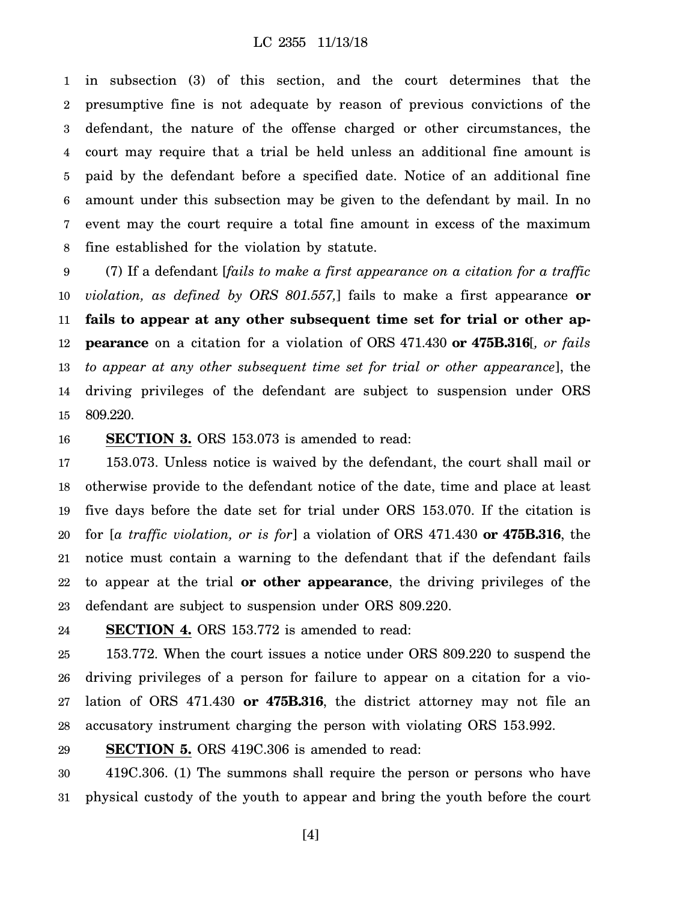in subsection (3) of this section, and the court determines that the presumptive fine is not adequate by reason of previous convictions of the defendant, the nature of the offense charged or other circumstances, the court may require that a trial be held unless an additional fine amount is paid by the defendant before a specified date. Notice of an additional fine amount under this subsection may be given to the defendant by mail. In no event may the court require a total fine amount in excess of the maximum fine established for the violation by statute.

(7) If a defendant [*fails to make a first appearance on a citation for a traffic violation, as defined by ORS 801.557,*] fails to make a first appearance **or fails to appear at any other subsequent time set for trial or other appearance** on a citation for a violation of ORS 471.430 **or 475B.316**[*, or fails to appear at any other subsequent time set for trial or other appearance*], the driving privileges of the defendant are subject to suspension under ORS 809.220.

**SECTION 3.** ORS 153.073 is amended to read:

153.073. Unless notice is waived by the defendant, the court shall mail or otherwise provide to the defendant notice of the date, time and place at least five days before the date set for trial under ORS 153.070. If the citation is for [*a traffic violation, or is for*] a violation of ORS 471.430 **or 475B.316**, the notice must contain a warning to the defendant that if the defendant fails to appear at the trial **or other appearance**, the driving privileges of the defendant are subject to suspension under ORS 809.220.

**SECTION 4.** ORS 153.772 is amended to read:

153.772. When the court issues a notice under ORS 809.220 to suspend the driving privileges of a person for failure to appear on a citation for a violation of ORS 471.430 **or 475B.316**, the district attorney may not file an accusatory instrument charging the person with violating ORS 153.992.

**SECTION 5.** ORS 419C.306 is amended to read:

419C.306. (1) The summons shall require the person or persons who have physical custody of the youth to appear and bring the youth before the court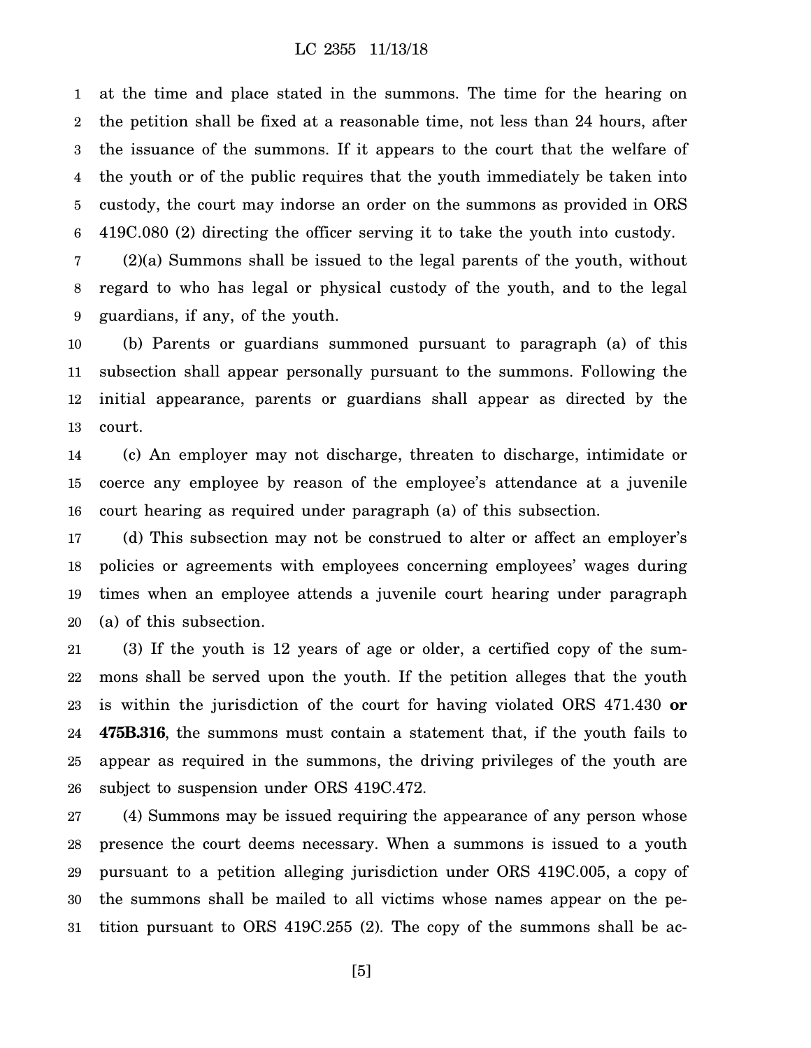at the time and place stated in the summons. The time for the hearing on the petition shall be fixed at a reasonable time, not less than 24 hours, after the issuance of the summons. If it appears to the court that the welfare of the youth or of the public requires that the youth immediately be taken into custody, the court may indorse an order on the summons as provided in ORS 419C.080 (2) directing the officer serving it to take the youth into custody.

(2)(a) Summons shall be issued to the legal parents of the youth, without regard to who has legal or physical custody of the youth, and to the legal guardians, if any, of the youth.

(b) Parents or guardians summoned pursuant to paragraph (a) of this subsection shall appear personally pursuant to the summons. Following the initial appearance, parents or guardians shall appear as directed by the court.

(c) An employer may not discharge, threaten to discharge, intimidate or coerce any employee by reason of the employee's attendance at a juvenile court hearing as required under paragraph (a) of this subsection.

(d) This subsection may not be construed to alter or affect an employer's policies or agreements with employees concerning employees' wages during times when an employee attends a juvenile court hearing under paragraph (a) of this subsection.

(3) If the youth is 12 years of age or older, a certified copy of the summons shall be served upon the youth. If the petition alleges that the youth is within the jurisdiction of the court for having violated ORS 471.430 **or 475B.316**, the summons must contain a statement that, if the youth fails to appear as required in the summons, the driving privileges of the youth are subject to suspension under ORS 419C.472.

(4) Summons may be issued requiring the appearance of any person whose presence the court deems necessary. When a summons is issued to a youth pursuant to a petition alleging jurisdiction under ORS 419C.005, a copy of the summons shall be mailed to all victims whose names appear on the petition pursuant to ORS 419C.255 (2). The copy of the summons shall be ac-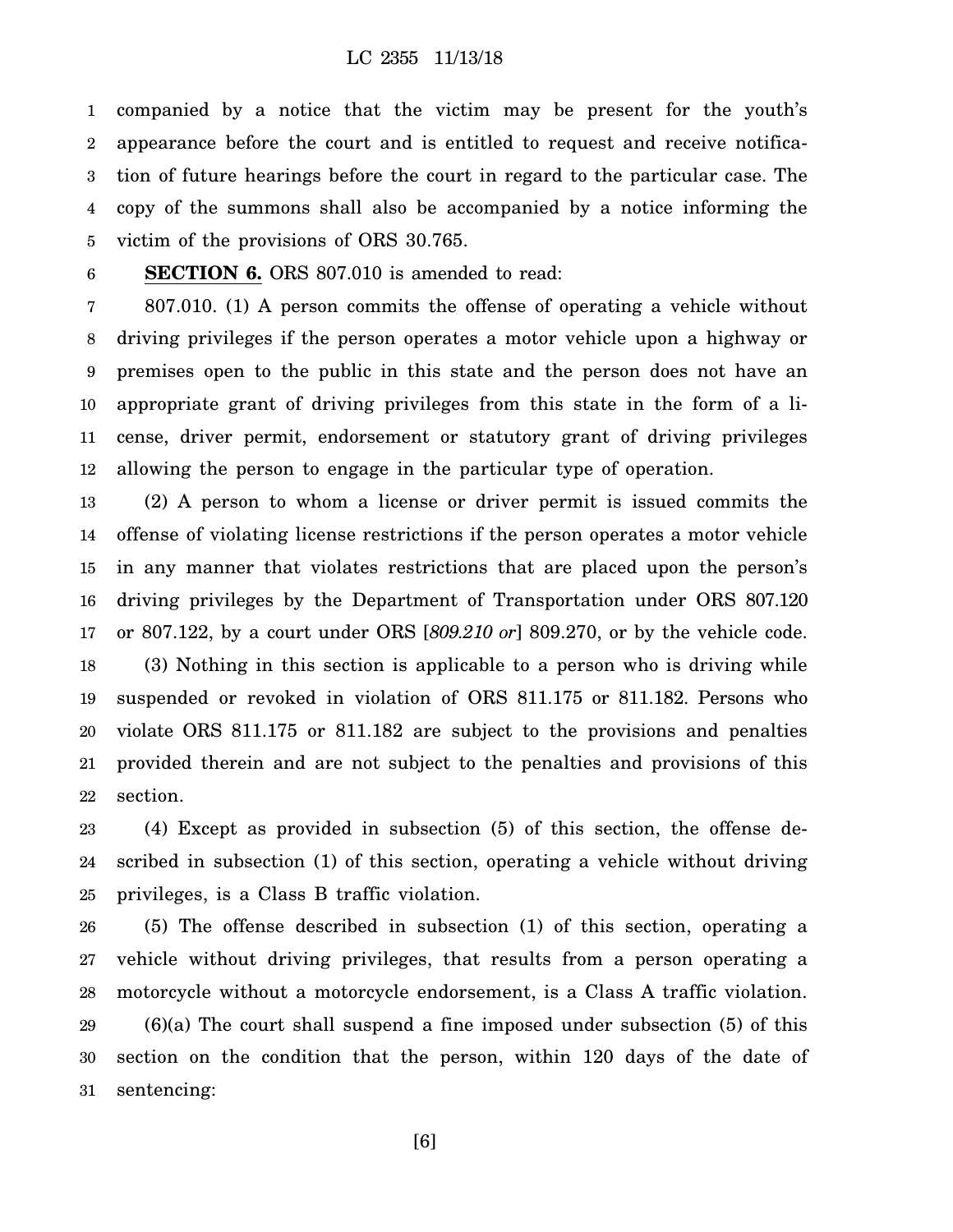companied by a notice that the victim may be present for the youth's appearance before the court and is entitled to request and receive notification of future hearings before the court in regard to the particular case. The copy of the summons shall also be accompanied by a notice informing the victim of the provisions of ORS 30.765.

**SECTION 6.** ORS 807.010 is amended to read:

807.010. (1) A person commits the offense of operating a vehicle without driving privileges if the person operates a motor vehicle upon a highway or premises open to the public in this state and the person does not have an appropriate grant of driving privileges from this state in the form of a license, driver permit, endorsement or statutory grant of driving privileges allowing the person to engage in the particular type of operation.

(2) A person to whom a license or driver permit is issued commits the offense of violating license restrictions if the person operates a motor vehicle in any manner that violates restrictions that are placed upon the person's driving privileges by the Department of Transportation under ORS 807.120 or 807.122, by a court under ORS [*809.210 or*] 809.270, or by the vehicle code.

(3) Nothing in this section is applicable to a person who is driving while suspended or revoked in violation of ORS 811.175 or 811.182. Persons who violate ORS 811.175 or 811.182 are subject to the provisions and penalties provided therein and are not subject to the penalties and provisions of this section.

(4) Except as provided in subsection (5) of this section, the offense described in subsection (1) of this section, operating a vehicle without driving privileges, is a Class B traffic violation.

(5) The offense described in subsection (1) of this section, operating a vehicle without driving privileges, that results from a person operating a motorcycle without a motorcycle endorsement, is a Class A traffic violation.

(6)(a) The court shall suspend a fine imposed under subsection (5) of this section on the condition that the person, within 120 days of the date of sentencing: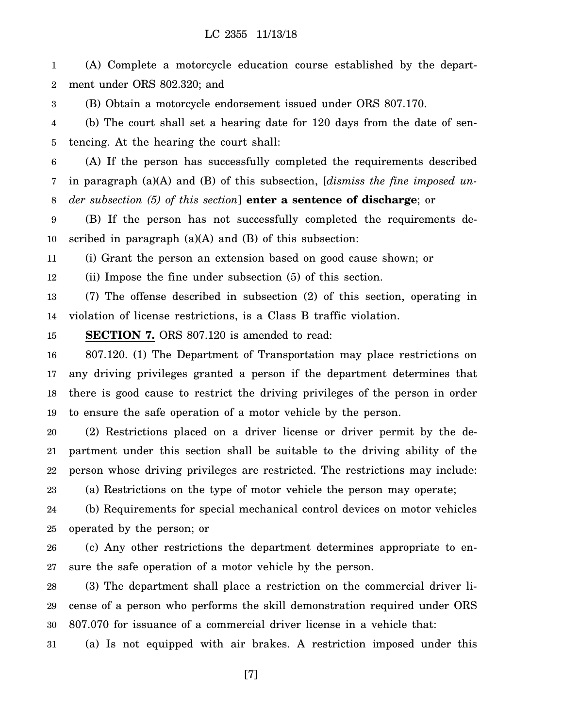(A) Complete a motorcycle education course established by the department under ORS 802.320; and

(B) Obtain a motorcycle endorsement issued under ORS 807.170.

(b) The court shall set a hearing date for 120 days from the date of sentencing. At the hearing the court shall:

(A) If the person has successfully completed the requirements described in paragraph (a)(A) and (B) of this subsection, [*dismiss the fine imposed under subsection (5) of this section*] **enter a sentence of discharge**; or

(B) If the person has not successfully completed the requirements described in paragraph (a)(A) and (B) of this subsection:

(i) Grant the person an extension based on good cause shown; or

(ii) Impose the fine under subsection (5) of this section.

(7) The offense described in subsection (2) of this section, operating in violation of license restrictions, is a Class B traffic violation.

**SECTION 7.** ORS 807.120 is amended to read:

807.120. (1) The Department of Transportation may place restrictions on any driving privileges granted a person if the department determines that there is good cause to restrict the driving privileges of the person in order to ensure the safe operation of a motor vehicle by the person.

(2) Restrictions placed on a driver license or driver permit by the department under this section shall be suitable to the driving ability of the person whose driving privileges are restricted. The restrictions may include:

(a) Restrictions on the type of motor vehicle the person may operate;

(b) Requirements for special mechanical control devices on motor vehicles operated by the person; or

(c) Any other restrictions the department determines appropriate to ensure the safe operation of a motor vehicle by the person.

(3) The department shall place a restriction on the commercial driver license of a person who performs the skill demonstration required under ORS 807.070 for issuance of a commercial driver license in a vehicle that:

(a) Is not equipped with air brakes. A restriction imposed under this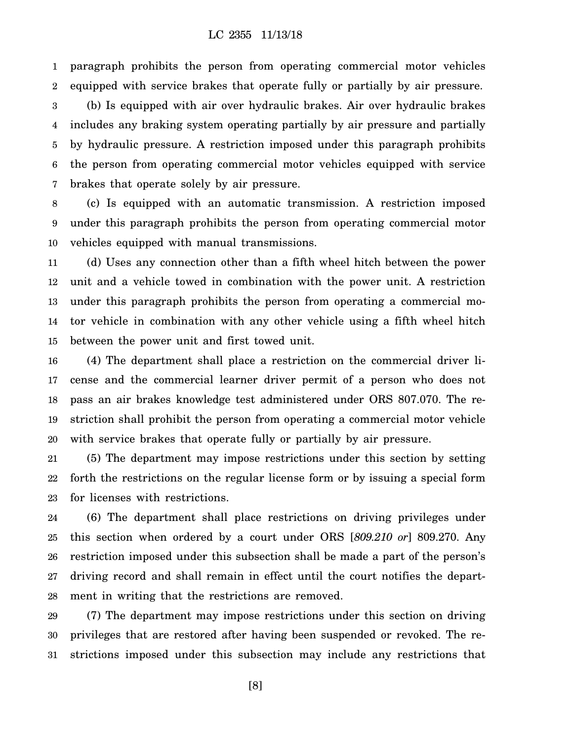paragraph prohibits the person from operating commercial motor vehicles equipped with service brakes that operate fully or partially by air pressure.

(b) Is equipped with air over hydraulic brakes. Air over hydraulic brakes includes any braking system operating partially by air pressure and partially by hydraulic pressure. A restriction imposed under this paragraph prohibits the person from operating commercial motor vehicles equipped with service brakes that operate solely by air pressure.

(c) Is equipped with an automatic transmission. A restriction imposed under this paragraph prohibits the person from operating commercial motor vehicles equipped with manual transmissions.

(d) Uses any connection other than a fifth wheel hitch between the power unit and a vehicle towed in combination with the power unit. A restriction under this paragraph prohibits the person from operating a commercial motor vehicle in combination with any other vehicle using a fifth wheel hitch between the power unit and first towed unit.

(4) The department shall place a restriction on the commercial driver license and the commercial learner driver permit of a person who does not pass an air brakes knowledge test administered under ORS 807.070. The restriction shall prohibit the person from operating a commercial motor vehicle with service brakes that operate fully or partially by air pressure.

(5) The department may impose restrictions under this section by setting forth the restrictions on the regular license form or by issuing a special form for licenses with restrictions.

(6) The department shall place restrictions on driving privileges under this section when ordered by a court under ORS [*809.210 or*] 809.270. Any restriction imposed under this subsection shall be made a part of the person's driving record and shall remain in effect until the court notifies the department in writing that the restrictions are removed.

(7) The department may impose restrictions under this section on driving privileges that are restored after having been suspended or revoked. The restrictions imposed under this subsection may include any restrictions that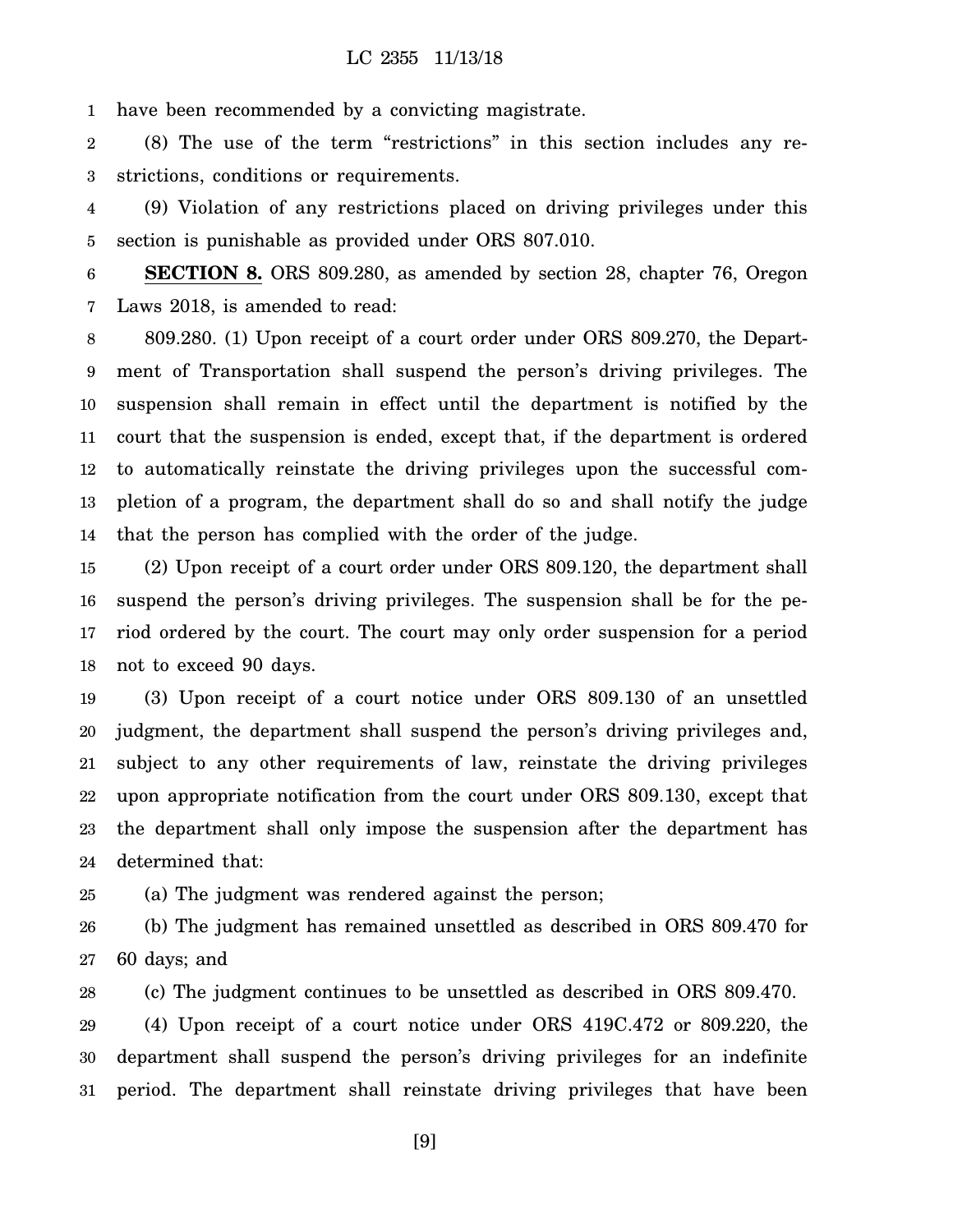have been recommended by a convicting magistrate.

(8) The use of the term "restrictions" in this section includes any restrictions, conditions or requirements.

(9) Violation of any restrictions placed on driving privileges under this section is punishable as provided under ORS 807.010.

**SECTION 8.** ORS 809.280, as amended by section 28, chapter 76, Oregon Laws 2018, is amended to read:

809.280. (1) Upon receipt of a court order under ORS 809.270, the Department of Transportation shall suspend the person's driving privileges. The suspension shall remain in effect until the department is notified by the court that the suspension is ended, except that, if the department is ordered to automatically reinstate the driving privileges upon the successful completion of a program, the department shall do so and shall notify the judge that the person has complied with the order of the judge.

(2) Upon receipt of a court order under ORS 809.120, the department shall suspend the person's driving privileges. The suspension shall be for the period ordered by the court. The court may only order suspension for a period not to exceed 90 days.

(3) Upon receipt of a court notice under ORS 809.130 of an unsettled judgment, the department shall suspend the person's driving privileges and, subject to any other requirements of law, reinstate the driving privileges upon appropriate notification from the court under ORS 809.130, except that the department shall only impose the suspension after the department has determined that:

(a) The judgment was rendered against the person;

(b) The judgment has remained unsettled as described in ORS 809.470 for 60 days; and

(c) The judgment continues to be unsettled as described in ORS 809.470.

(4) Upon receipt of a court notice under ORS 419C.472 or 809.220, the department shall suspend the person's driving privileges for an indefinite period. The department shall reinstate driving privileges that have been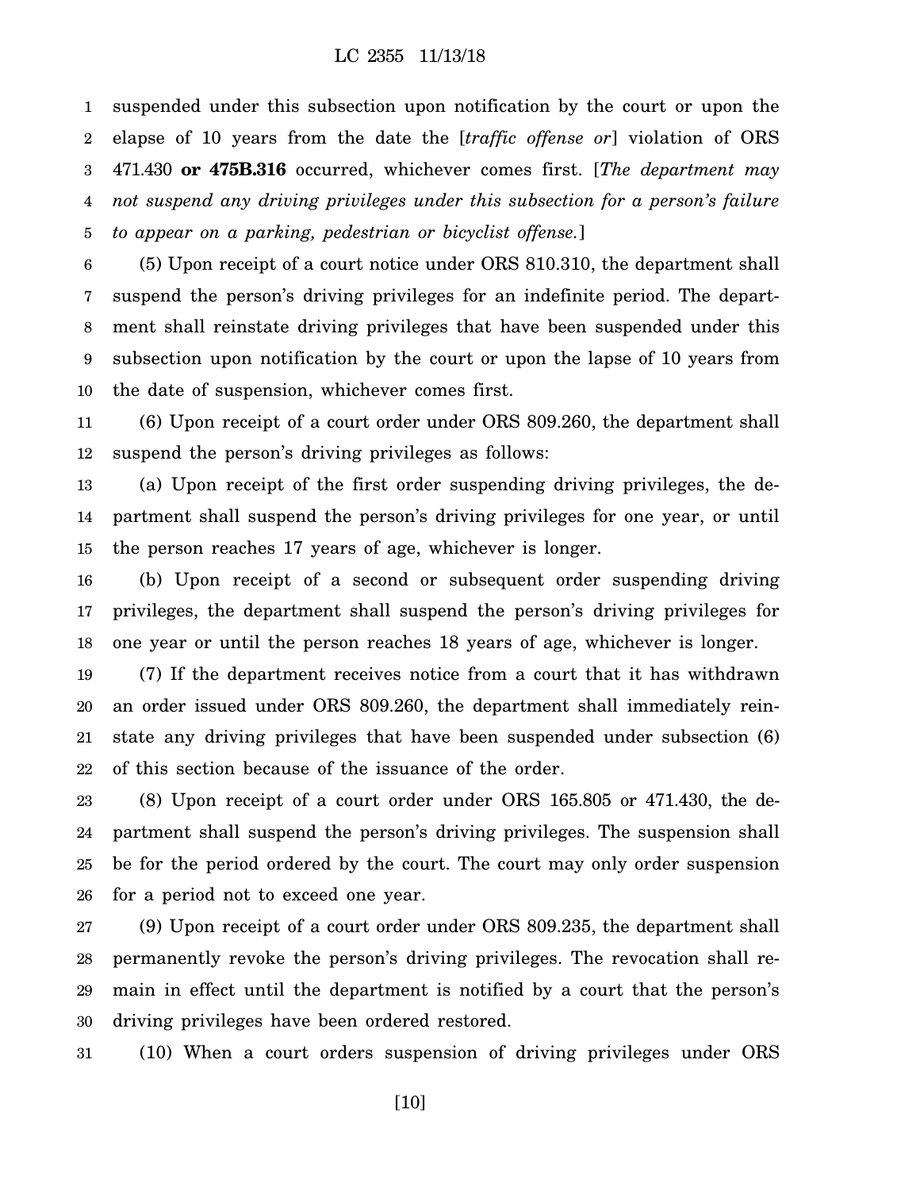suspended under this subsection upon notification by the court or upon the elapse of 10 years from the date the [*traffic offense or*] violation of ORS 471.430 **or 475B.316** occurred, whichever comes first. [*The department may not suspend any driving privileges under this subsection for a person's failure to appear on a parking, pedestrian or bicyclist offense.*]

(5) Upon receipt of a court notice under ORS 810.310, the department shall suspend the person's driving privileges for an indefinite period. The department shall reinstate driving privileges that have been suspended under this subsection upon notification by the court or upon the lapse of 10 years from the date of suspension, whichever comes first.

(6) Upon receipt of a court order under ORS 809.260, the department shall suspend the person's driving privileges as follows:

(a) Upon receipt of the first order suspending driving privileges, the department shall suspend the person's driving privileges for one year, or until the person reaches 17 years of age, whichever is longer.

(b) Upon receipt of a second or subsequent order suspending driving privileges, the department shall suspend the person's driving privileges for one year or until the person reaches 18 years of age, whichever is longer.

(7) If the department receives notice from a court that it has withdrawn an order issued under ORS 809.260, the department shall immediately reinstate any driving privileges that have been suspended under subsection (6) of this section because of the issuance of the order.

(8) Upon receipt of a court order under ORS 165.805 or 471.430, the department shall suspend the person's driving privileges. The suspension shall be for the period ordered by the court. The court may only order suspension for a period not to exceed one year.

(9) Upon receipt of a court order under ORS 809.235, the department shall permanently revoke the person's driving privileges. The revocation shall remain in effect until the department is notified by a court that the person's driving privileges have been ordered restored.

(10) When a court orders suspension of driving privileges under ORS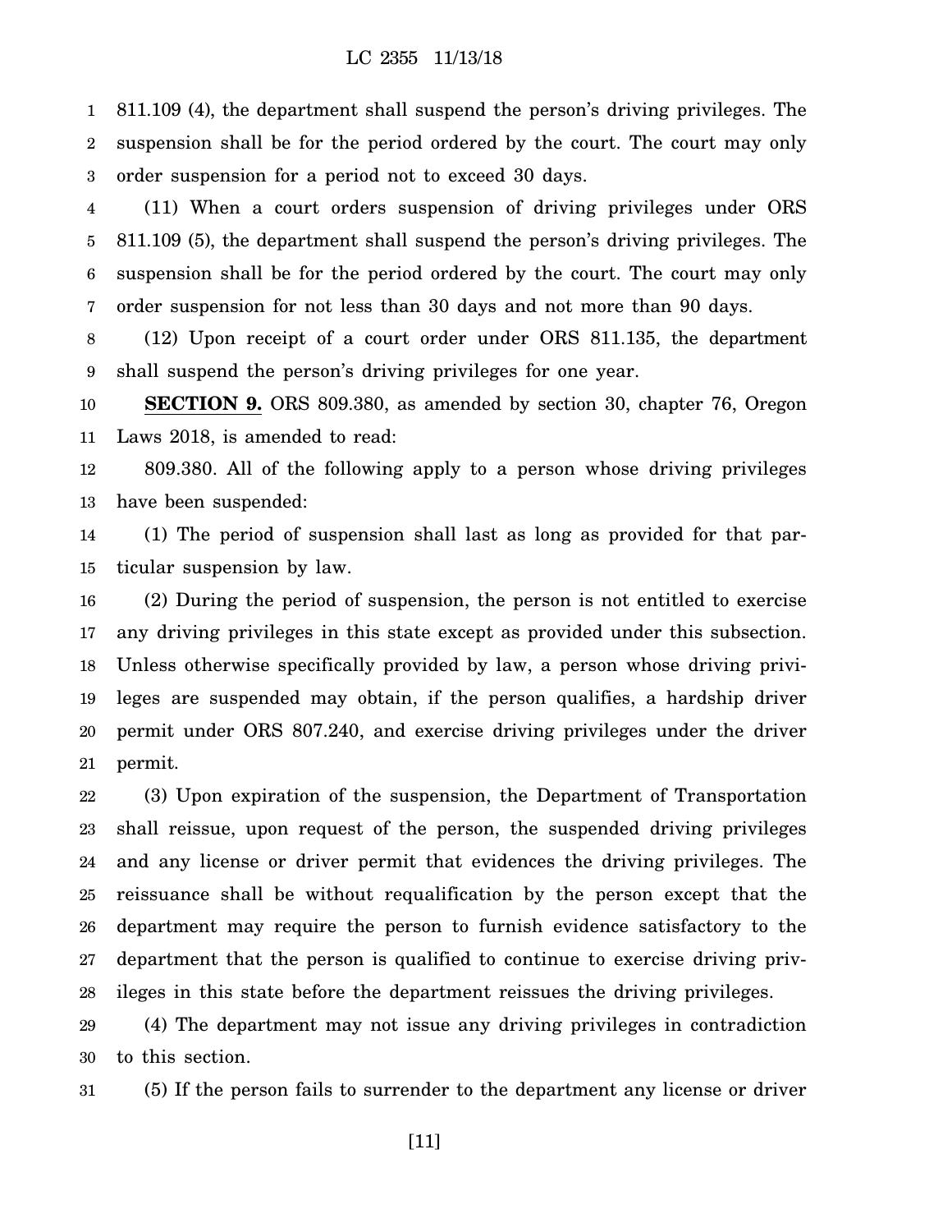811.109 (4), the department shall suspend the person's driving privileges. The suspension shall be for the period ordered by the court. The court may only order suspension for a period not to exceed 30 days.

(11) When a court orders suspension of driving privileges under ORS 811.109 (5), the department shall suspend the person's driving privileges. The suspension shall be for the period ordered by the court. The court may only order suspension for not less than 30 days and not more than 90 days.

(12) Upon receipt of a court order under ORS 811.135, the department shall suspend the person's driving privileges for one year.

**SECTION 9.** ORS 809.380, as amended by section 30, chapter 76, Oregon Laws 2018, is amended to read:

809.380. All of the following apply to a person whose driving privileges have been suspended:

(1) The period of suspension shall last as long as provided for that particular suspension by law.

(2) During the period of suspension, the person is not entitled to exercise any driving privileges in this state except as provided under this subsection. Unless otherwise specifically provided by law, a person whose driving privileges are suspended may obtain, if the person qualifies, a hardship driver permit under ORS 807.240, and exercise driving privileges under the driver permit.

(3) Upon expiration of the suspension, the Department of Transportation shall reissue, upon request of the person, the suspended driving privileges and any license or driver permit that evidences the driving privileges. The reissuance shall be without requalification by the person except that the department may require the person to furnish evidence satisfactory to the department that the person is qualified to continue to exercise driving privileges in this state before the department reissues the driving privileges.

(4) The department may not issue any driving privileges in contradiction to this section.

(5) If the person fails to surrender to the department any license or driver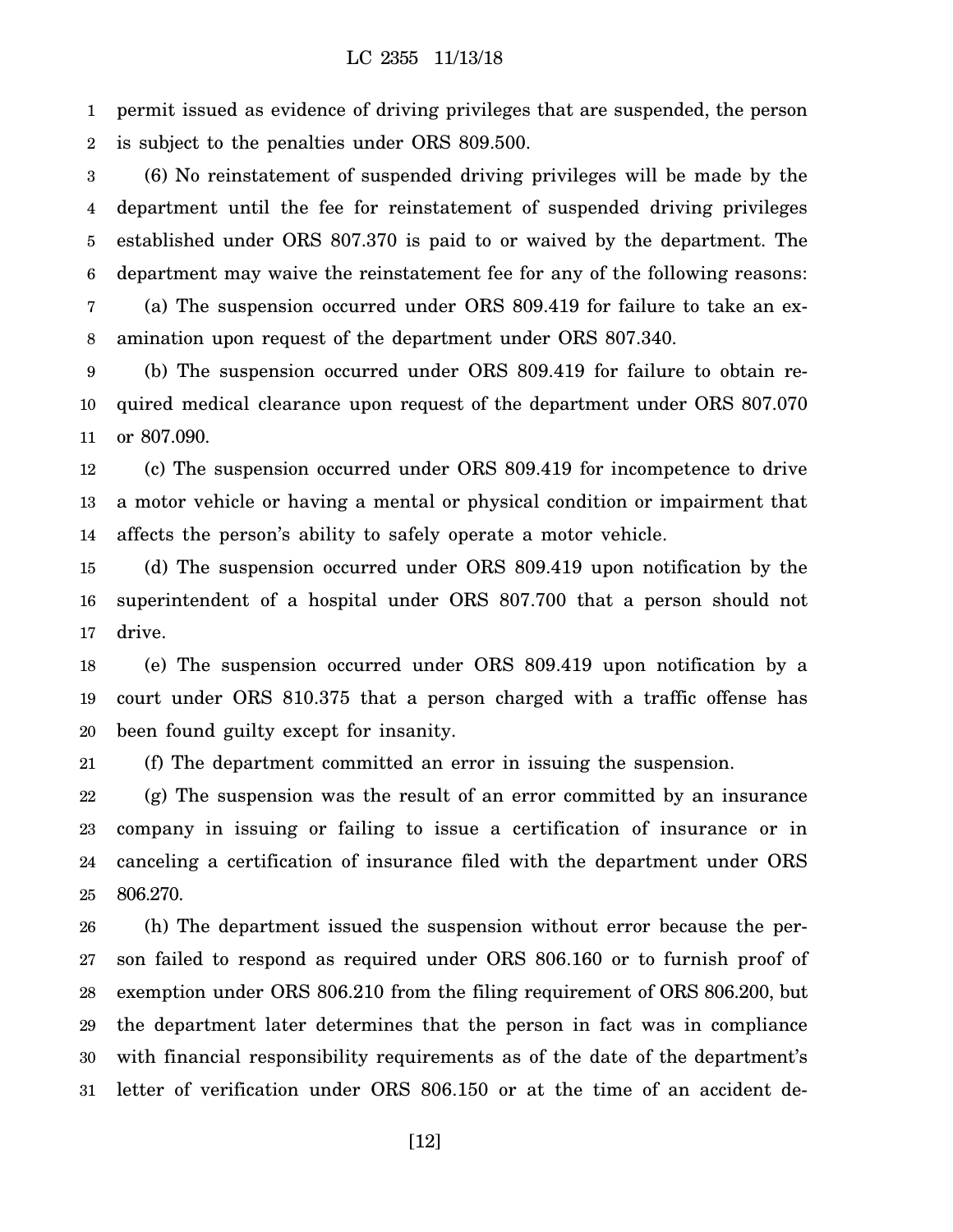permit issued as evidence of driving privileges that are suspended, the person is subject to the penalties under ORS 809.500.

(6) No reinstatement of suspended driving privileges will be made by the department until the fee for reinstatement of suspended driving privileges established under ORS 807.370 is paid to or waived by the department. The department may waive the reinstatement fee for any of the following reasons:

(a) The suspension occurred under ORS 809.419 for failure to take an examination upon request of the department under ORS 807.340.

(b) The suspension occurred under ORS 809.419 for failure to obtain required medical clearance upon request of the department under ORS 807.070 or 807.090.

(c) The suspension occurred under ORS 809.419 for incompetence to drive a motor vehicle or having a mental or physical condition or impairment that affects the person's ability to safely operate a motor vehicle.

(d) The suspension occurred under ORS 809.419 upon notification by the superintendent of a hospital under ORS 807.700 that a person should not drive.

(e) The suspension occurred under ORS 809.419 upon notification by a court under ORS 810.375 that a person charged with a traffic offense has been found guilty except for insanity.

(f) The department committed an error in issuing the suspension.

(g) The suspension was the result of an error committed by an insurance company in issuing or failing to issue a certification of insurance or in canceling a certification of insurance filed with the department under ORS 806.270.

(h) The department issued the suspension without error because the person failed to respond as required under ORS 806.160 or to furnish proof of exemption under ORS 806.210 from the filing requirement of ORS 806.200, but the department later determines that the person in fact was in compliance with financial responsibility requirements as of the date of the department's letter of verification under ORS 806.150 or at the time of an accident de-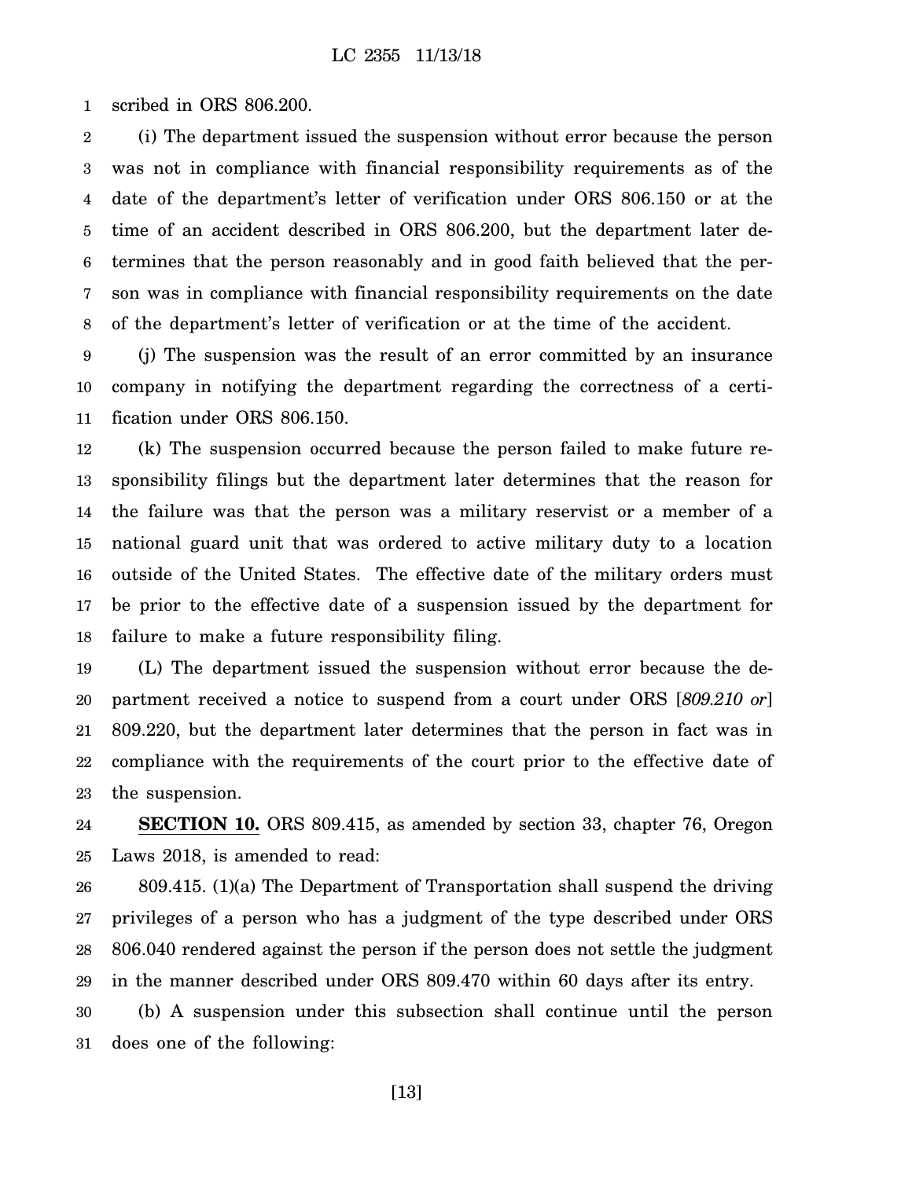scribed in ORS 806.200.

(i) The department issued the suspension without error because the person was not in compliance with financial responsibility requirements as of the date of the department's letter of verification under ORS 806.150 or at the time of an accident described in ORS 806.200, but the department later determines that the person reasonably and in good faith believed that the person was in compliance with financial responsibility requirements on the date of the department's letter of verification or at the time of the accident.

(j) The suspension was the result of an error committed by an insurance company in notifying the department regarding the correctness of a certification under ORS 806.150.

(k) The suspension occurred because the person failed to make future responsibility filings but the department later determines that the reason for the failure was that the person was a military reservist or a member of a national guard unit that was ordered to active military duty to a location outside of the United States. The effective date of the military orders must be prior to the effective date of a suspension issued by the department for failure to make a future responsibility filing.

(L) The department issued the suspension without error because the department received a notice to suspend from a court under ORS [*809.210 or*] 809.220, but the department later determines that the person in fact was in compliance with the requirements of the court prior to the effective date of the suspension.

**SECTION 10.** ORS 809.415, as amended by section 33, chapter 76, Oregon Laws 2018, is amended to read:

809.415. (1)(a) The Department of Transportation shall suspend the driving privileges of a person who has a judgment of the type described under ORS 806.040 rendered against the person if the person does not settle the judgment in the manner described under ORS 809.470 within 60 days after its entry.

(b) A suspension under this subsection shall continue until the person does one of the following: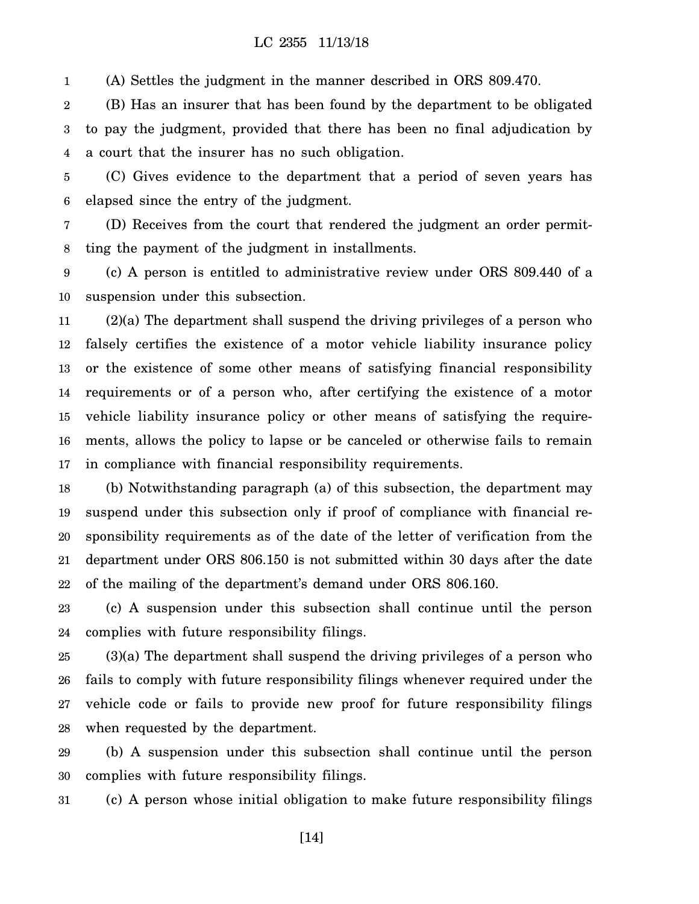(A) Settles the judgment in the manner described in ORS 809.470.

(B) Has an insurer that has been found by the department to be obligated to pay the judgment, provided that there has been no final adjudication by a court that the insurer has no such obligation.

(C) Gives evidence to the department that a period of seven years has elapsed since the entry of the judgment.

(D) Receives from the court that rendered the judgment an order permitting the payment of the judgment in installments.

(c) A person is entitled to administrative review under ORS 809.440 of a suspension under this subsection.

(2)(a) The department shall suspend the driving privileges of a person who falsely certifies the existence of a motor vehicle liability insurance policy or the existence of some other means of satisfying financial responsibility requirements or of a person who, after certifying the existence of a motor vehicle liability insurance policy or other means of satisfying the requirements, allows the policy to lapse or be canceled or otherwise fails to remain in compliance with financial responsibility requirements.

(b) Notwithstanding paragraph (a) of this subsection, the department may suspend under this subsection only if proof of compliance with financial responsibility requirements as of the date of the letter of verification from the department under ORS 806.150 is not submitted within 30 days after the date of the mailing of the department's demand under ORS 806.160.

(c) A suspension under this subsection shall continue until the person complies with future responsibility filings.

(3)(a) The department shall suspend the driving privileges of a person who fails to comply with future responsibility filings whenever required under the vehicle code or fails to provide new proof for future responsibility filings when requested by the department.

(b) A suspension under this subsection shall continue until the person complies with future responsibility filings.

(c) A person whose initial obligation to make future responsibility filings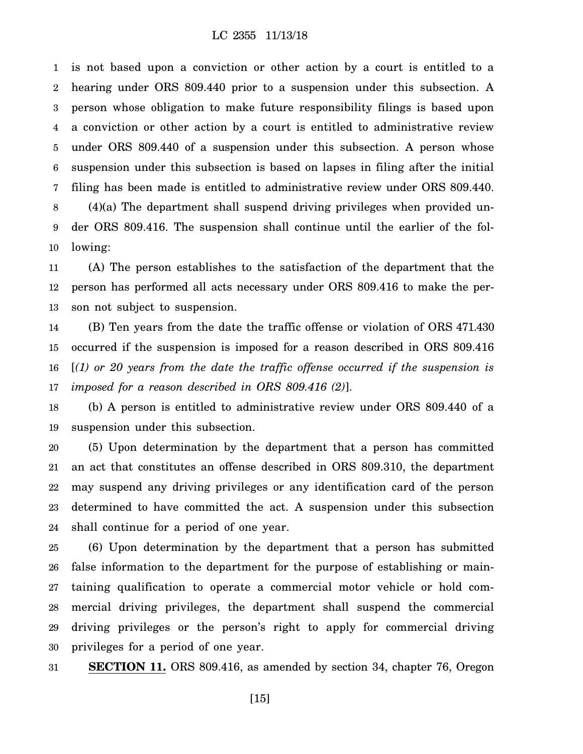is not based upon a conviction or other action by a court is entitled to a hearing under ORS 809.440 prior to a suspension under this subsection. A person whose obligation to make future responsibility filings is based upon a conviction or other action by a court is entitled to administrative review under ORS 809.440 of a suspension under this subsection. A person whose suspension under this subsection is based on lapses in filing after the initial filing has been made is entitled to administrative review under ORS 809.440.

(4)(a) The department shall suspend driving privileges when provided under ORS 809.416. The suspension shall continue until the earlier of the following:

(A) The person establishes to the satisfaction of the department that the person has performed all acts necessary under ORS 809.416 to make the person not subject to suspension.

(B) Ten years from the date the traffic offense or violation of ORS 471.430 occurred if the suspension is imposed for a reason described in ORS 809.416 [*(1) or 20 years from the date the traffic offense occurred if the suspension is imposed for a reason described in ORS 809.416 (2)*].

(b) A person is entitled to administrative review under ORS 809.440 of a suspension under this subsection.

(5) Upon determination by the department that a person has committed an act that constitutes an offense described in ORS 809.310, the department may suspend any driving privileges or any identification card of the person determined to have committed the act. A suspension under this subsection shall continue for a period of one year.

(6) Upon determination by the department that a person has submitted false information to the department for the purpose of establishing or maintaining qualification to operate a commercial motor vehicle or hold commercial driving privileges, the department shall suspend the commercial driving privileges or the person's right to apply for commercial driving privileges for a period of one year.

**SECTION 11.** ORS 809.416, as amended by section 34, chapter 76, Oregon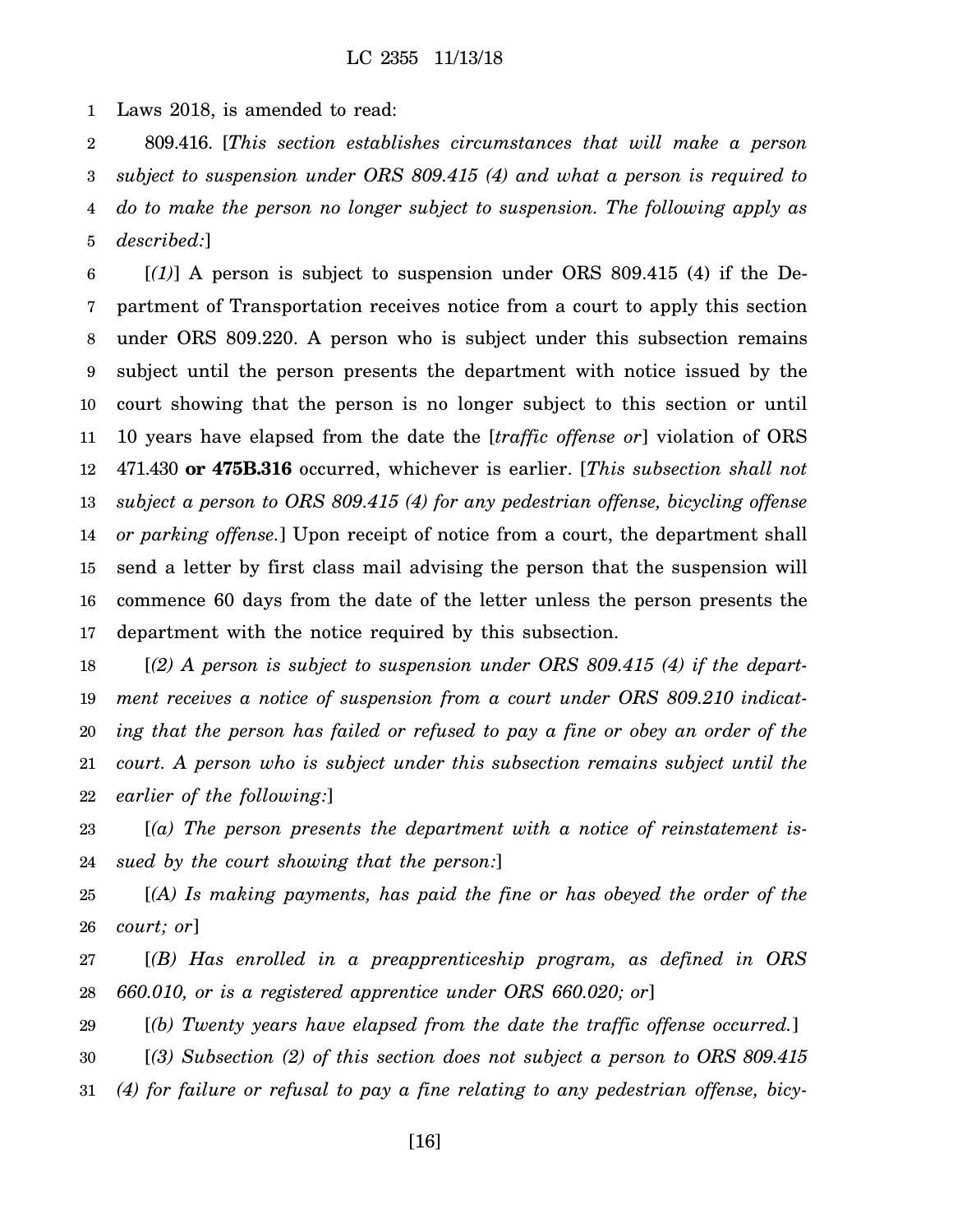Laws 2018, is amended to read:

809.416. [*This section establishes circumstances that will make a person subject to suspension under ORS 809.415 (4) and what a person is required to do to make the person no longer subject to suspension. The following apply as described:*]

[*(1)*] A person is subject to suspension under ORS 809.415 (4) if the Department of Transportation receives notice from a court to apply this section under ORS 809.220. A person who is subject under this subsection remains subject until the person presents the department with notice issued by the court showing that the person is no longer subject to this section or until 10 years have elapsed from the date the [*traffic offense or*] violation of ORS 471.430 **or 475B.316** occurred, whichever is earlier. [*This subsection shall not subject a person to ORS 809.415 (4) for any pedestrian offense, bicycling offense or parking offense.*] Upon receipt of notice from a court, the department shall send a letter by first class mail advising the person that the suspension will commence 60 days from the date of the letter unless the person presents the department with the notice required by this subsection.

[*(2) A person is subject to suspension under ORS 809.415 (4) if the department receives a notice of suspension from a court under ORS 809.210 indicating that the person has failed or refused to pay a fine or obey an order of the court. A person who is subject under this subsection remains subject until the earlier of the following:*]

[*(a) The person presents the department with a notice of reinstatement issued by the court showing that the person:*]

[*(A) Is making payments, has paid the fine or has obeyed the order of the court; or*]

[*(B) Has enrolled in a preapprenticeship program, as defined in ORS 660.010, or is a registered apprentice under ORS 660.020; or*]

[*(b) Twenty years have elapsed from the date the traffic offense occurred.*]

[*(3) Subsection (2) of this section does not subject a person to ORS 809.415 (4) for failure or refusal to pay a fine relating to any pedestrian offense, bicy-*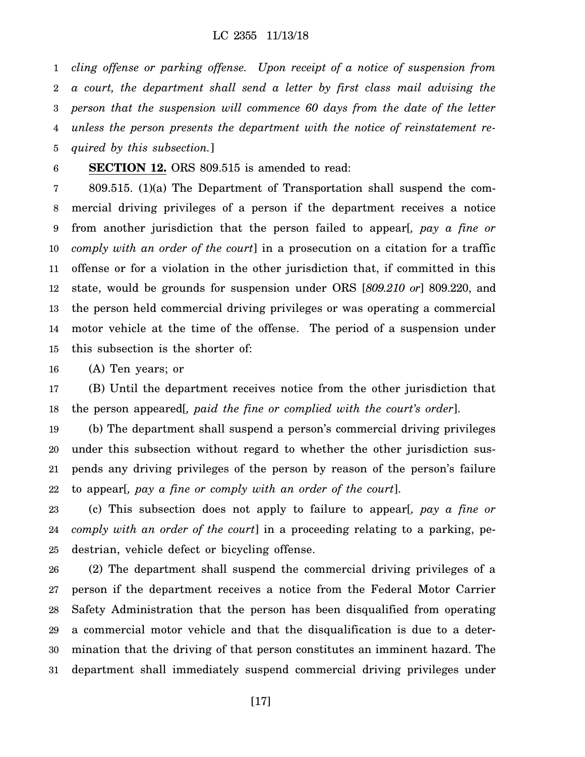*cling offense or parking offense. Upon receipt of a notice of suspension from a court, the department shall send a letter by first class mail advising the person that the suspension will commence 60 days from the date of the letter unless the person presents the department with the notice of reinstatement required by this subsection.*]

**SECTION 12.** ORS 809.515 is amended to read:

809.515. (1)(a) The Department of Transportation shall suspend the commercial driving privileges of a person if the department receives a notice from another jurisdiction that the person failed to appear[*, pay a fine or comply with an order of the court*] in a prosecution on a citation for a traffic offense or for a violation in the other jurisdiction that, if committed in this state, would be grounds for suspension under ORS [*809.210 or*] 809.220, and the person held commercial driving privileges or was operating a commercial motor vehicle at the time of the offense. The period of a suspension under this subsection is the shorter of:

(A) Ten years; or

(B) Until the department receives notice from the other jurisdiction that the person appeared[*, paid the fine or complied with the court's order*].

(b) The department shall suspend a person's commercial driving privileges under this subsection without regard to whether the other jurisdiction suspends any driving privileges of the person by reason of the person's failure to appear[*, pay a fine or comply with an order of the court*].

(c) This subsection does not apply to failure to appear[*, pay a fine or comply with an order of the court*] in a proceeding relating to a parking, pedestrian, vehicle defect or bicycling offense.

(2) The department shall suspend the commercial driving privileges of a person if the department receives a notice from the Federal Motor Carrier Safety Administration that the person has been disqualified from operating a commercial motor vehicle and that the disqualification is due to a determination that the driving of that person constitutes an imminent hazard. The department shall immediately suspend commercial driving privileges under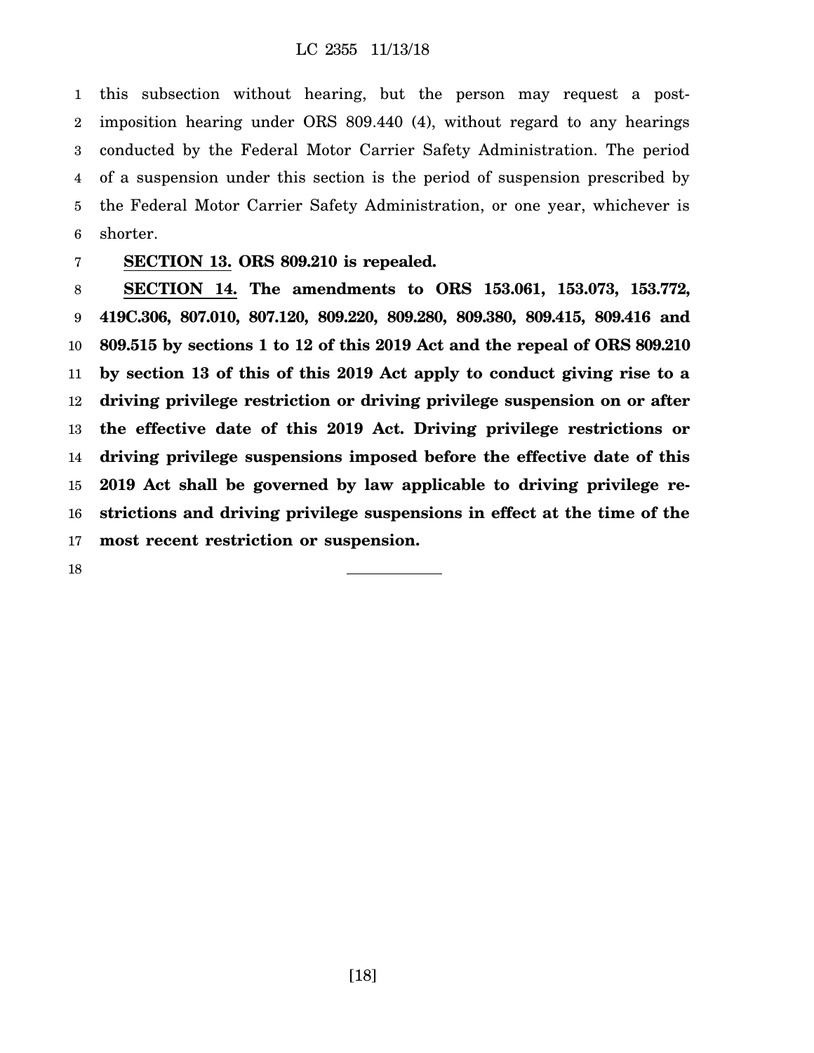this subsection without hearing, but the person may request a post-imposition hearing under ORS 809.440 (4), without regard to any hearings conducted by the Federal Motor Carrier Safety Administration. The period of a suspension under this section is the period of suspension prescribed by the Federal Motor Carrier Safety Administration, or one year, whichever is shorter.

**SECTION 13. ORS 809.210 is repealed.**

**SECTION 14. The amendments to ORS 153.061, 153.073, 153.772, 419C.306, 807.010, 807.120, 809.220, 809.280, 809.380, 809.415, 809.416 and 809.515 by sections 1 to 12 of this 2019 Act and the repeal of ORS 809.210 by section 13 of this of this 2019 Act apply to conduct giving rise to a driving privilege restriction or driving privilege suspension on or after the effective date of this 2019 Act. Driving privilege restrictions or driving privilege suspensions imposed before the effective date of this 2019 Act shall be governed by law applicable to driving privilege restrictions and driving privilege suspensions in effect at the time of the most recent restriction or suspension.**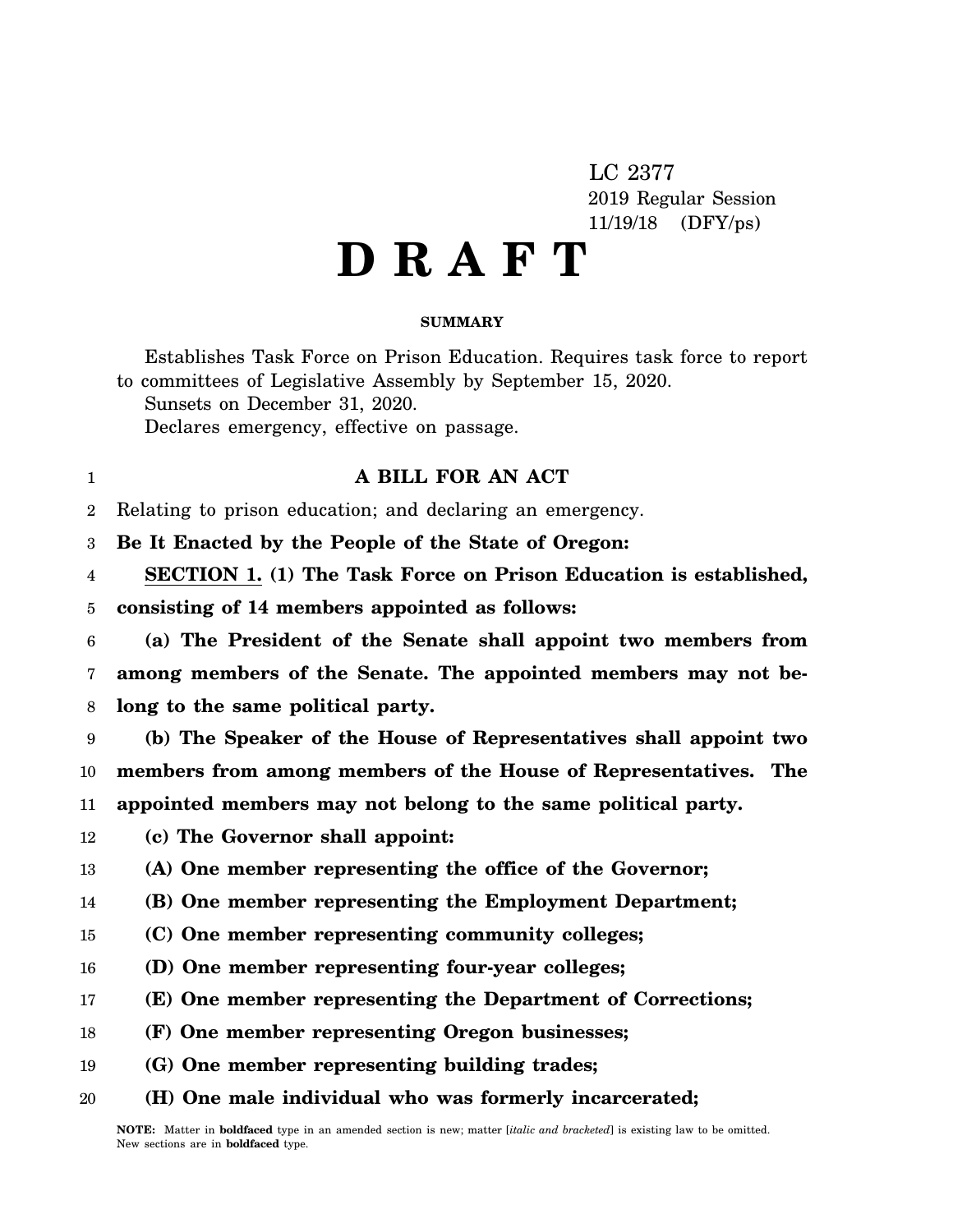LC 2377

2019 Regular Session

11/19/18 (DFY/ps)

# D R A F T

**SUMMARY**

Establishes Task Force on Prison Education. Requires task force to report to committees of Legislative Assembly by September 15, 2020.

Sunsets on December 31, 2020.

Declares emergency, effective on passage.

## A BILL FOR AN ACT

Relating to prison education; and declaring an emergency.

**Be It Enacted by the People of the State of Oregon:**

**SECTION 1. (1) The Task Force on Prison Education is established, consisting of 14 members appointed as follows:**

**(a) The President of the Senate shall appoint two members from among members of the Senate. The appointed members may not belong to the same political party.**

**(b) The Speaker of the House of Representatives shall appoint two members from among members of the House of Representatives. The appointed members may not belong to the same political party.**

**(c) The Governor shall appoint:**

**(A) One member representing the office of the Governor;**

**(B) One member representing the Employment Department;**

**(C) One member representing community colleges;**

**(D) One member representing four-year colleges;**

**(E) One member representing the Department of Corrections;**

**(F) One member representing Oregon businesses;**

**(G) One member representing building trades;**

**(H) One male individual who was formerly incarcerated;**

**NOTE:** Matter in **boldfaced** type in an amended section is new; matter [*italic and bracketed*] is existing law to be omitted. New sections are in **boldfaced** type.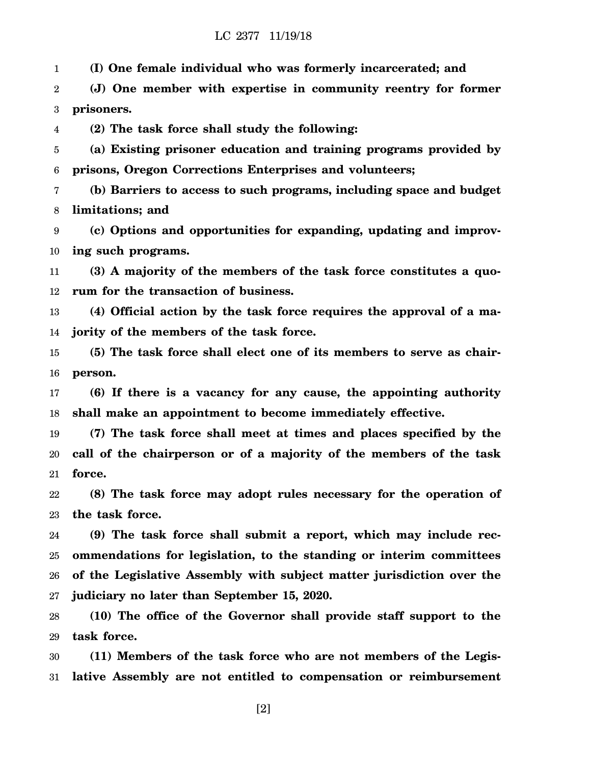**(I) One female individual who was formerly incarcerated; and**

**(J) One member with expertise in community reentry for former prisoners.**

**(2) The task force shall study the following:**

**(a) Existing prisoner education and training programs provided by prisons, Oregon Corrections Enterprises and volunteers;**

**(b) Barriers to access to such programs, including space and budget limitations; and**

**(c) Options and opportunities for expanding, updating and improving such programs.**

**(3) A majority of the members of the task force constitutes a quorum for the transaction of business.**

**(4) Official action by the task force requires the approval of a majority of the members of the task force.**

**(5) The task force shall elect one of its members to serve as chairperson.**

**(6) If there is a vacancy for any cause, the appointing authority shall make an appointment to become immediately effective.**

**(7) The task force shall meet at times and places specified by the call of the chairperson or of a majority of the members of the task force.**

**(8) The task force may adopt rules necessary for the operation of the task force.**

**(9) The task force shall submit a report, which may include recommendations for legislation, to the standing or interim committees of the Legislative Assembly with subject matter jurisdiction over the judiciary no later than September 15, 2020.**

**(10) The office of the Governor shall provide staff support to the task force.**

**(11) Members of the task force who are not members of the Legislative Assembly are not entitled to compensation or reimbursement**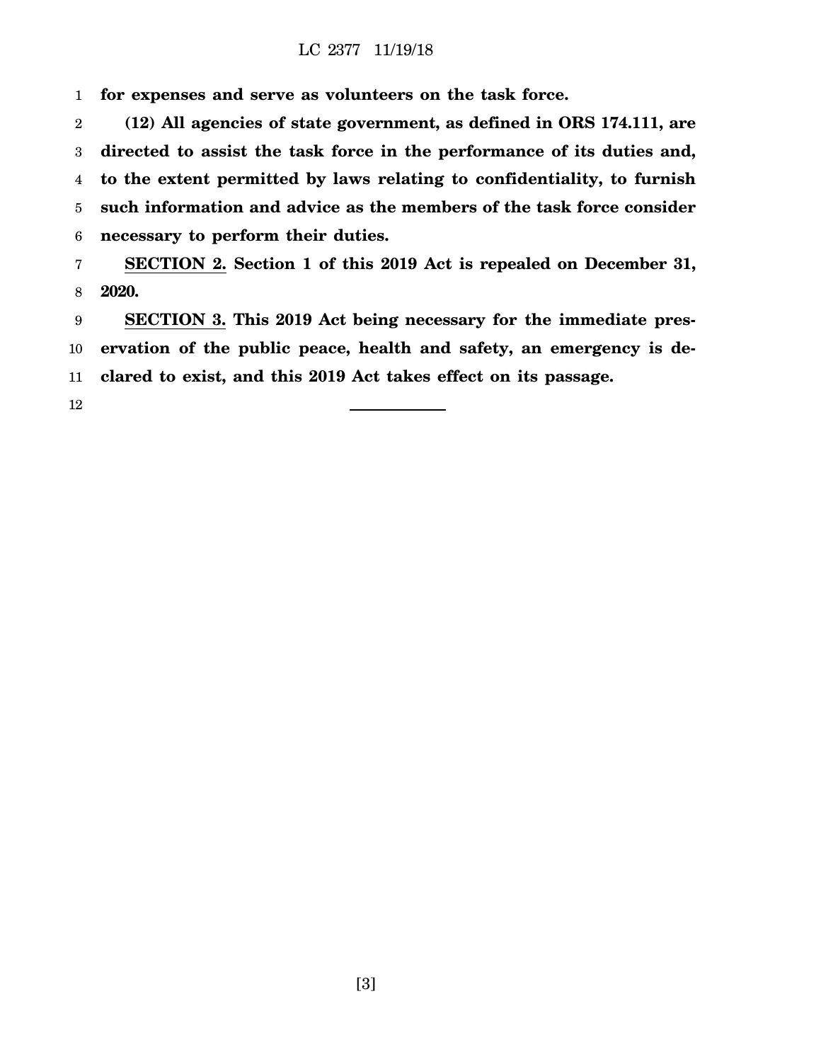**for expenses and serve as volunteers on the task force.**

**(12) All agencies of state government, as defined in ORS 174.111, are directed to assist the task force in the performance of its duties and, to the extent permitted by laws relating to confidentiality, to furnish such information and advice as the members of the task force consider necessary to perform their duties.**

**SECTION 2. Section 1 of this 2019 Act is repealed on December 31, 2020.**

**SECTION 3. This 2019 Act being necessary for the immediate preservation of the public peace, health and safety, an emergency is declared to exist, and this 2019 Act takes effect on its passage.**